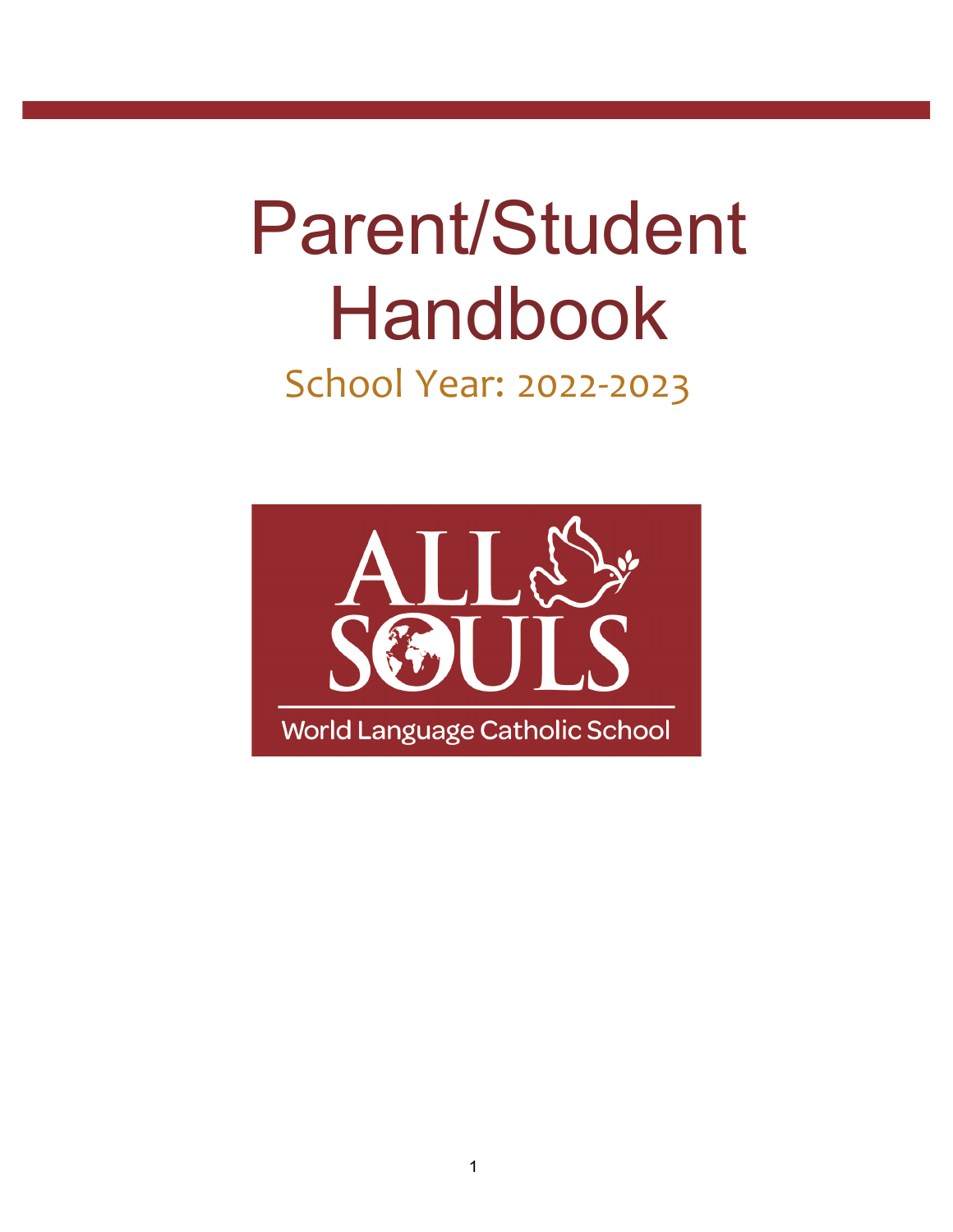# Parent/Student Handbook

School Year: 2022-2023

ALL SOULS

World Language Catholic School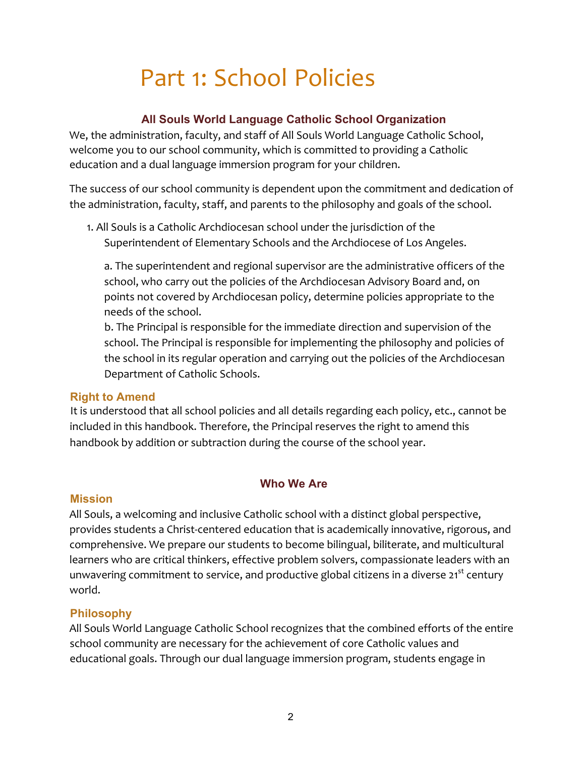# Part 1: School Policies

## All Souls World Language Catholic School Organization

We, the administration, faculty, and staff of All Souls World Language Catholic School, welcome you to our school community, which is committed to providing a Catholic education and a dual language immersion program for your children.

The success of our school community is dependent upon the commitment and dedication of the administration, faculty, staff, and parents to the philosophy and goals of the school.

1. All Souls is a Catholic Archdiocesan school under the jurisdiction of the Superintendent of Elementary Schools and the Archdiocese of Los Angeles.

   a. The superintendent and regional supervisor are the administrative officers of the school, who carry out the policies of the Archdiocesan Advisory Board and, on points not covered by Archdiocesan policy, determine policies appropriate to the needs of the school.

   b. The Principal is responsible for the immediate direction and supervision of the school. The Principal is responsible for implementing the philosophy and policies of the school in its regular operation and carrying out the policies of the Archdiocesan Department of Catholic Schools.

### Right to Amend

It is understood that all school policies and all details regarding each policy, etc., cannot be included in this handbook. Therefore, the Principal reserves the right to amend this handbook by addition or subtraction during the course of the school year.

## Who We Are

### Mission

All Souls, a welcoming and inclusive Catholic school with a distinct global perspective, provides students a Christ-centered education that is academically innovative, rigorous, and comprehensive. We prepare our students to become bilingual, biliterate, and multicultural learners who are critical thinkers, effective problem solvers, compassionate leaders with an unwavering commitment to service, and productive global citizens in a diverse 21st century world.

### Philosophy

All Souls World Language Catholic School recognizes that the combined efforts of the entire school community are necessary for the achievement of core Catholic values and educational goals. Through our dual language immersion program, students engage in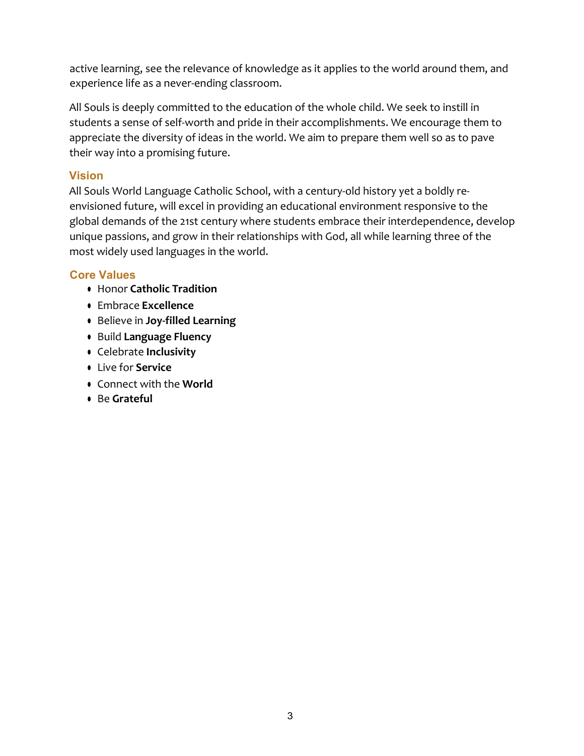active learning, see the relevance of knowledge as it applies to the world around them, and experience life as a never-ending classroom.

All Souls is deeply committed to the education of the whole child. We seek to instill in students a sense of self-worth and pride in their accomplishments. We encourage them to appreciate the diversity of ideas in the world. We aim to prepare them well so as to pave their way into a promising future.

## Vision

All Souls World Language Catholic School, with a century-old history yet a boldly re-envisioned future, will excel in providing an educational environment responsive to the global demands of the 21st century where students embrace their interdependence, develop unique passions, and grow in their relationships with God, all while learning three of the most widely used languages in the world.

## Core Values

- Honor **Catholic Tradition**
- Embrace **Excellence**
- Believe in **Joy-filled Learning**
- Build **Language Fluency**
- Celebrate **Inclusivity**
- Live for **Service**
- Connect with the **World**
- Be **Grateful**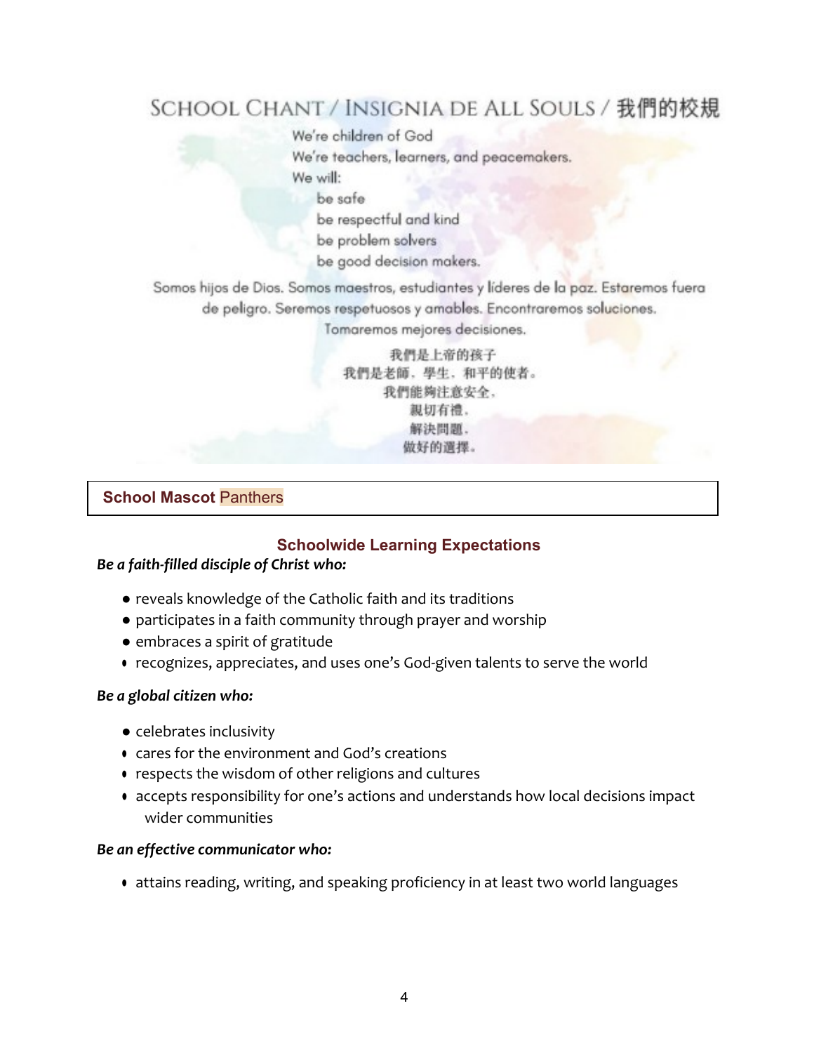## SCHOOL CHANT / INSIGNIA DE ALL SOULS / 我們的校規

We're children of God
We're teachers, learners, and peacemakers.
We will:
be safe
be respectful and kind
be problem solvers
be good decision makers.

Somos hijos de Dios. Somos maestros, estudiantes y líderes de la paz. Estaremos fuera de peligro. Seremos respetuosos y amables. Encontraremos soluciones. Tomaremos mejores decisiones.

我們是上帝的孩子
我們是老師，學生，和平的使者。
我們能夠注意安全，
親切有禮，
解決問題，
做好的選擇。

**School Mascot** Panthers

### Schoolwide Learning Expectations

***Be a faith-filled disciple of Christ who:***

- reveals knowledge of the Catholic faith and its traditions
- participates in a faith community through prayer and worship
- embraces a spirit of gratitude
- recognizes, appreciates, and uses one's God-given talents to serve the world

***Be a global citizen who:***

- celebrates inclusivity
- cares for the environment and God's creations
- respects the wisdom of other religions and cultures
- accepts responsibility for one's actions and understands how local decisions impact wider communities

***Be an effective communicator who:***

- attains reading, writing, and speaking proficiency in at least two world languages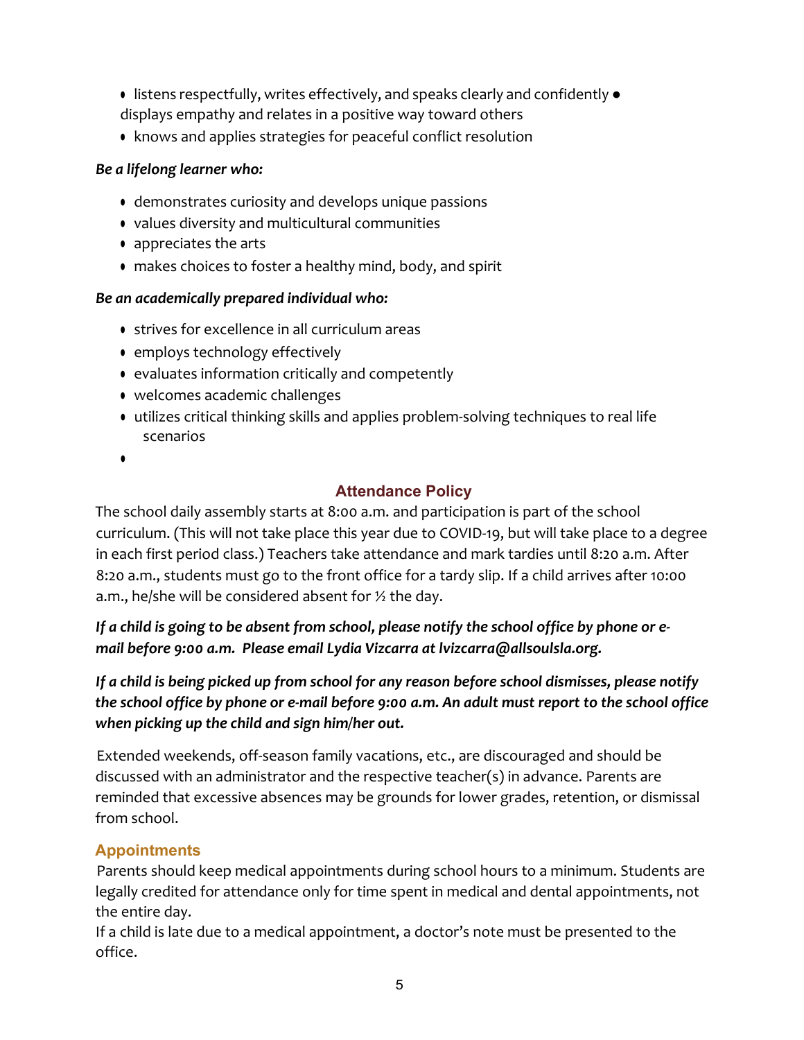- listens respectfully, writes effectively, and speaks clearly and confidently
- displays empathy and relates in a positive way toward others
- knows and applies strategies for peaceful conflict resolution

***Be a lifelong learner who:***

- demonstrates curiosity and develops unique passions
- values diversity and multicultural communities
- appreciates the arts
- makes choices to foster a healthy mind, body, and spirit

***Be an academically prepared individual who:***

- strives for excellence in all curriculum areas
- employs technology effectively
- evaluates information critically and competently
- welcomes academic challenges
- utilizes critical thinking skills and applies problem-solving techniques to real life scenarios

## Attendance Policy

The school daily assembly starts at 8:00 a.m. and participation is part of the school curriculum. (This will not take place this year due to COVID-19, but will take place to a degree in each first period class.) Teachers take attendance and mark tardies until 8:20 a.m. After 8:20 a.m., students must go to the front office for a tardy slip. If a child arrives after 10:00 a.m., he/she will be considered absent for ½ the day.

***If a child is going to be absent from school, please notify the school office by phone or e-mail before 9:00 a.m. Please email Lydia Vizcarra at lvizcarra@allsoulsla.org.***

***If a child is being picked up from school for any reason before school dismisses, please notify the school office by phone or e-mail before 9:00 a.m. An adult must report to the school office when picking up the child and sign him/her out.***

Extended weekends, off-season family vacations, etc., are discouraged and should be discussed with an administrator and the respective teacher(s) in advance. Parents are reminded that excessive absences may be grounds for lower grades, retention, or dismissal from school.

### Appointments

Parents should keep medical appointments during school hours to a minimum. Students are legally credited for attendance only for time spent in medical and dental appointments, not the entire day.

If a child is late due to a medical appointment, a doctor's note must be presented to the office.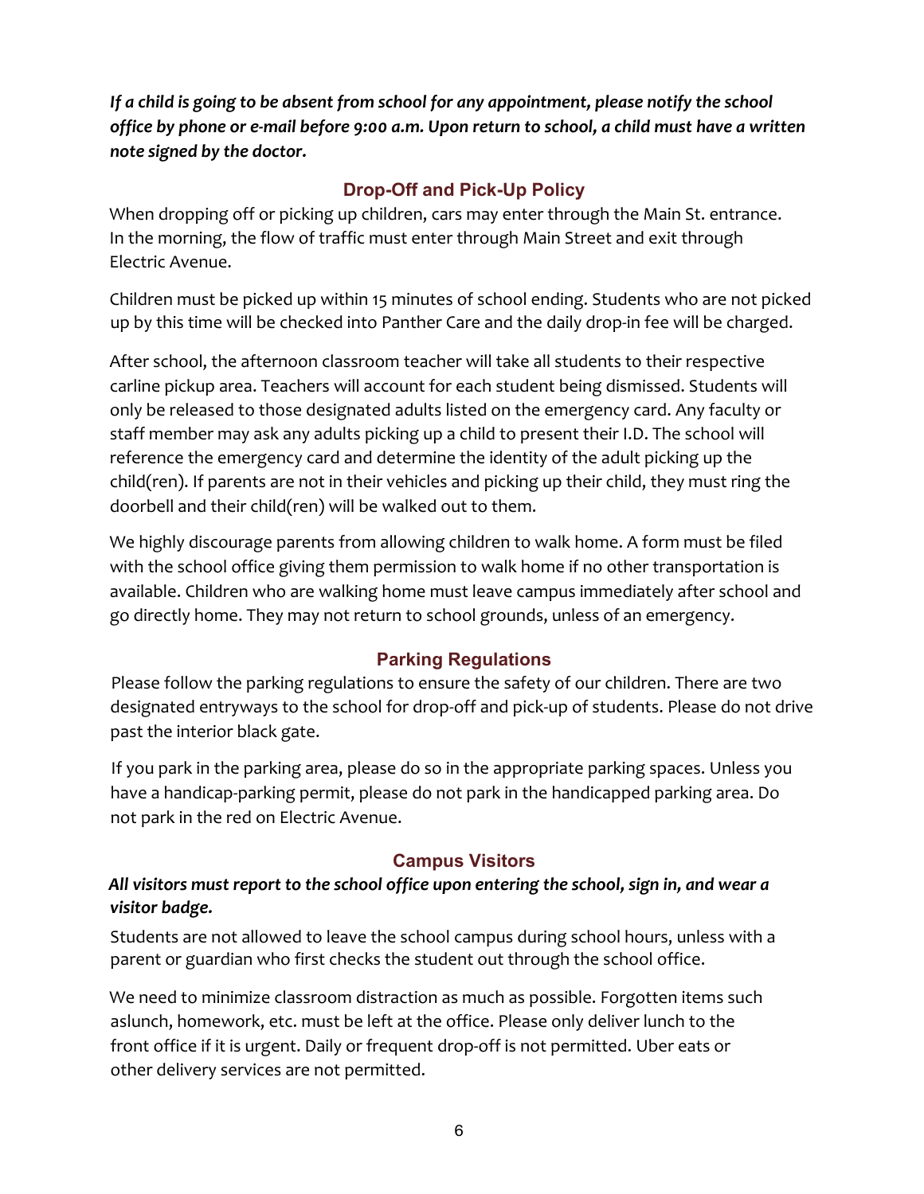***If a child is going to be absent from school for any appointment, please notify the school office by phone or e-mail before 9:00 a.m. Upon return to school, a child must have a written note signed by the doctor.***

## Drop-Off and Pick-Up Policy

When dropping off or picking up children, cars may enter through the Main St. entrance. In the morning, the flow of traffic must enter through Main Street and exit through Electric Avenue.

Children must be picked up within 15 minutes of school ending. Students who are not picked up by this time will be checked into Panther Care and the daily drop-in fee will be charged.

After school, the afternoon classroom teacher will take all students to their respective carline pickup area. Teachers will account for each student being dismissed. Students will only be released to those designated adults listed on the emergency card. Any faculty or staff member may ask any adults picking up a child to present their I.D. The school will reference the emergency card and determine the identity of the adult picking up the child(ren). If parents are not in their vehicles and picking up their child, they must ring the doorbell and their child(ren) will be walked out to them.

We highly discourage parents from allowing children to walk home. A form must be filed with the school office giving them permission to walk home if no other transportation is available. Children who are walking home must leave campus immediately after school and go directly home. They may not return to school grounds, unless of an emergency.

## Parking Regulations

Please follow the parking regulations to ensure the safety of our children. There are two designated entryways to the school for drop-off and pick-up of students. Please do not drive past the interior black gate.

If you park in the parking area, please do so in the appropriate parking spaces. Unless you have a handicap-parking permit, please do not park in the handicapped parking area. Do not park in the red on Electric Avenue.

## Campus Visitors

***All visitors must report to the school office upon entering the school, sign in, and wear a visitor badge.***

Students are not allowed to leave the school campus during school hours, unless with a parent or guardian who first checks the student out through the school office.

We need to minimize classroom distraction as much as possible. Forgotten items such aslunch, homework, etc. must be left at the office. Please only deliver lunch to the front office if it is urgent. Daily or frequent drop-off is not permitted. Uber eats or other delivery services are not permitted.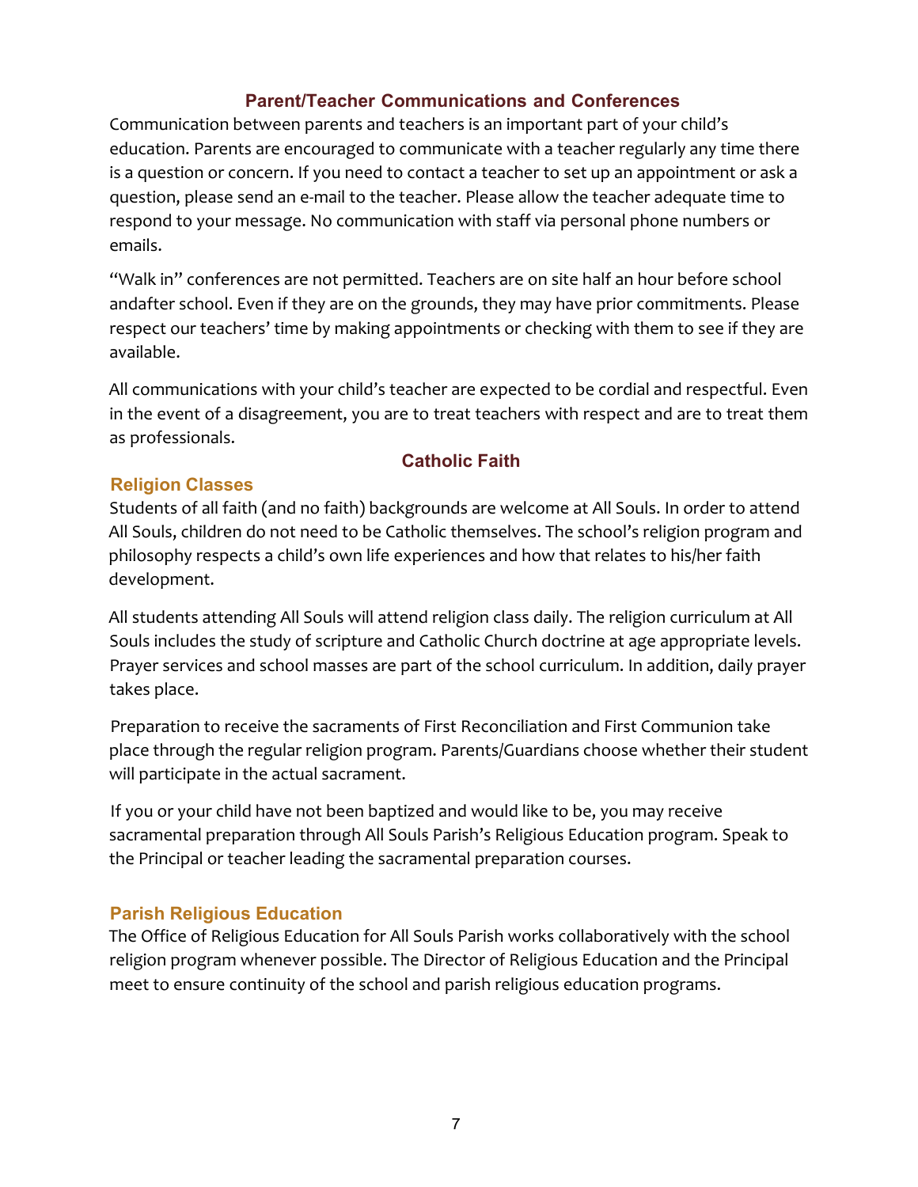## Parent/Teacher Communications and Conferences

Communication between parents and teachers is an important part of your child's education. Parents are encouraged to communicate with a teacher regularly any time there is a question or concern. If you need to contact a teacher to set up an appointment or ask a question, please send an e-mail to the teacher. Please allow the teacher adequate time to respond to your message. No communication with staff via personal phone numbers or emails.

"Walk in" conferences are not permitted. Teachers are on site half an hour before school andafter school. Even if they are on the grounds, they may have prior commitments. Please respect our teachers' time by making appointments or checking with them to see if they are available.

All communications with your child's teacher are expected to be cordial and respectful. Even in the event of a disagreement, you are to treat teachers with respect and are to treat them as professionals.

## Catholic Faith

### Religion Classes

Students of all faith (and no faith) backgrounds are welcome at All Souls. In order to attend All Souls, children do not need to be Catholic themselves. The school's religion program and philosophy respects a child's own life experiences and how that relates to his/her faith development.

All students attending All Souls will attend religion class daily. The religion curriculum at All Souls includes the study of scripture and Catholic Church doctrine at age appropriate levels. Prayer services and school masses are part of the school curriculum. In addition, daily prayer takes place.

Preparation to receive the sacraments of First Reconciliation and First Communion take place through the regular religion program. Parents/Guardians choose whether their student will participate in the actual sacrament.

If you or your child have not been baptized and would like to be, you may receive sacramental preparation through All Souls Parish's Religious Education program. Speak to the Principal or teacher leading the sacramental preparation courses.

### Parish Religious Education

The Office of Religious Education for All Souls Parish works collaboratively with the school religion program whenever possible. The Director of Religious Education and the Principal meet to ensure continuity of the school and parish religious education programs.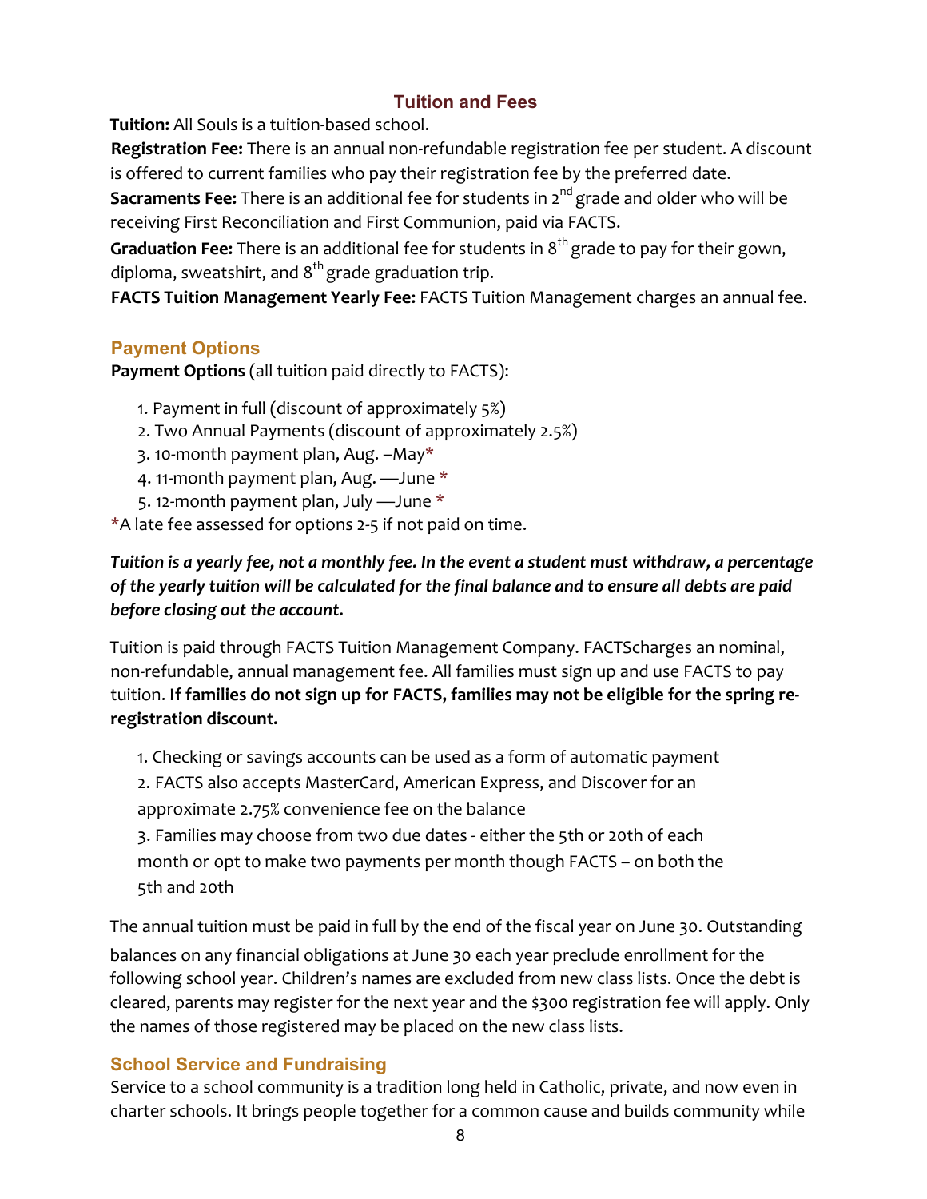## Tuition and Fees

**Tuition:** All Souls is a tuition-based school.

**Registration Fee:** There is an annual non-refundable registration fee per student. A discount is offered to current families who pay their registration fee by the preferred date.

**Sacraments Fee:** There is an additional fee for students in 2nd grade and older who will be receiving First Reconciliation and First Communion, paid via FACTS.

**Graduation Fee:** There is an additional fee for students in 8th grade to pay for their gown, diploma, sweatshirt, and 8th grade graduation trip.

**FACTS Tuition Management Yearly Fee:** FACTS Tuition Management charges an annual fee.

### Payment Options

**Payment Options** (all tuition paid directly to FACTS):

1. Payment in full (discount of approximately 5%)
2. Two Annual Payments (discount of approximately 2.5%)
3. 10-month payment plan, Aug. –May*
4. 11-month payment plan, Aug. —June *
5. 12-month payment plan, July —June *

*A late fee assessed for options 2-5 if not paid on time.

***Tuition is a yearly fee, not a monthly fee. In the event a student must withdraw, a percentage of the yearly tuition will be calculated for the final balance and to ensure all debts are paid before closing out the account.***

Tuition is paid through FACTS Tuition Management Company. FACTScharges an nominal, non-refundable, annual management fee. All families must sign up and use FACTS to pay tuition. **If families do not sign up for FACTS, families may not be eligible for the spring re-registration discount.**

1. Checking or savings accounts can be used as a form of automatic payment
2. FACTS also accepts MasterCard, American Express, and Discover for an approximate 2.75% convenience fee on the balance
3. Families may choose from two due dates - either the 5th or 20th of each month or opt to make two payments per month though FACTS – on both the 5th and 20th

The annual tuition must be paid in full by the end of the fiscal year on June 30. Outstanding balances on any financial obligations at June 30 each year preclude enrollment for the following school year. Children's names are excluded from new class lists. Once the debt is cleared, parents may register for the next year and the $300 registration fee will apply. Only the names of those registered may be placed on the new class lists.

### School Service and Fundraising

Service to a school community is a tradition long held in Catholic, private, and now even in charter schools. It brings people together for a common cause and builds community while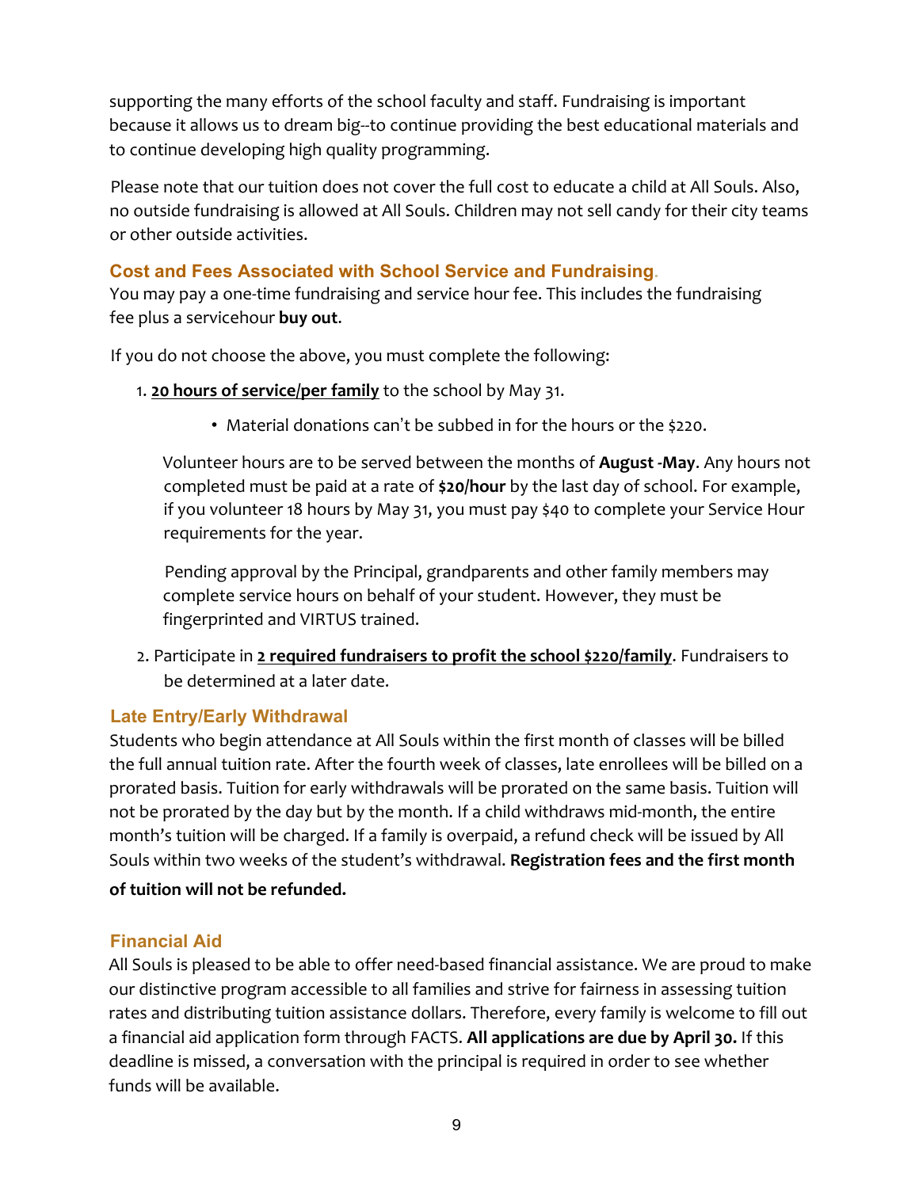supporting the many efforts of the school faculty and staff. Fundraising is important because it allows us to dream big--to continue providing the best educational materials and to continue developing high quality programming.

Please note that our tuition does not cover the full cost to educate a child at All Souls. Also, no outside fundraising is allowed at All Souls. Children may not sell candy for their city teams or other outside activities.

### Cost and Fees Associated with School Service and Fundraising.

You may pay a one-time fundraising and service hour fee. This includes the fundraising fee plus a servicehour **buy out**.

If you do not choose the above, you must complete the following:

1. **<u>20 hours of service/per family</u>** to the school by May 31.

    - Material donations can't be subbed in for the hours or the $220.

    Volunteer hours are to be served between the months of **August -May**. Any hours not completed must be paid at a rate of **$20/hour** by the last day of school. For example, if you volunteer 18 hours by May 31, you must pay $40 to complete your Service Hour requirements for the year.

    Pending approval by the Principal, grandparents and other family members may complete service hours on behalf of your student. However, they must be fingerprinted and VIRTUS trained.

2. Participate in **<u>2 required fundraisers to profit the school $220/family</u>**. Fundraisers to be determined at a later date.

### Late Entry/Early Withdrawal

Students who begin attendance at All Souls within the first month of classes will be billed the full annual tuition rate. After the fourth week of classes, late enrollees will be billed on a prorated basis. Tuition for early withdrawals will be prorated on the same basis. Tuition will not be prorated by the day but by the month. If a child withdraws mid-month, the entire month's tuition will be charged. If a family is overpaid, a refund check will be issued by All Souls within two weeks of the student's withdrawal. **Registration fees and the first month of tuition will not be refunded.**

### Financial Aid

All Souls is pleased to be able to offer need-based financial assistance. We are proud to make our distinctive program accessible to all families and strive for fairness in assessing tuition rates and distributing tuition assistance dollars. Therefore, every family is welcome to fill out a financial aid application form through FACTS. **All applications are due by April 30.** If this deadline is missed, a conversation with the principal is required in order to see whether funds will be available.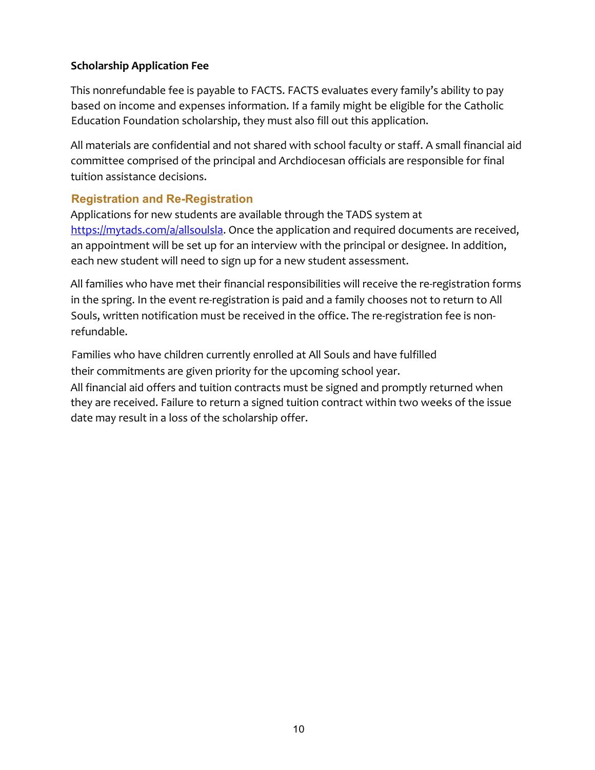**Scholarship Application Fee**

This nonrefundable fee is payable to FACTS. FACTS evaluates every family's ability to pay based on income and expenses information. If a family might be eligible for the Catholic Education Foundation scholarship, they must also fill out this application.

All materials are confidential and not shared with school faculty or staff. A small financial aid committee comprised of the principal and Archdiocesan officials are responsible for final tuition assistance decisions.

## Registration and Re-Registration

Applications for new students are available through the TADS system at [https://mytads.com/a/allsoulsla](https://mytads.com/a/allsoulsla). Once the application and required documents are received, an appointment will be set up for an interview with the principal or designee. In addition, each new student will need to sign up for a new student assessment.

All families who have met their financial responsibilities will receive the re-registration forms in the spring. In the event re-registration is paid and a family chooses not to return to All Souls, written notification must be received in the office. The re-registration fee is non-refundable.

Families who have children currently enrolled at All Souls and have fulfilled their commitments are given priority for the upcoming school year.
All financial aid offers and tuition contracts must be signed and promptly returned when they are received. Failure to return a signed tuition contract within two weeks of the issue date may result in a loss of the scholarship offer.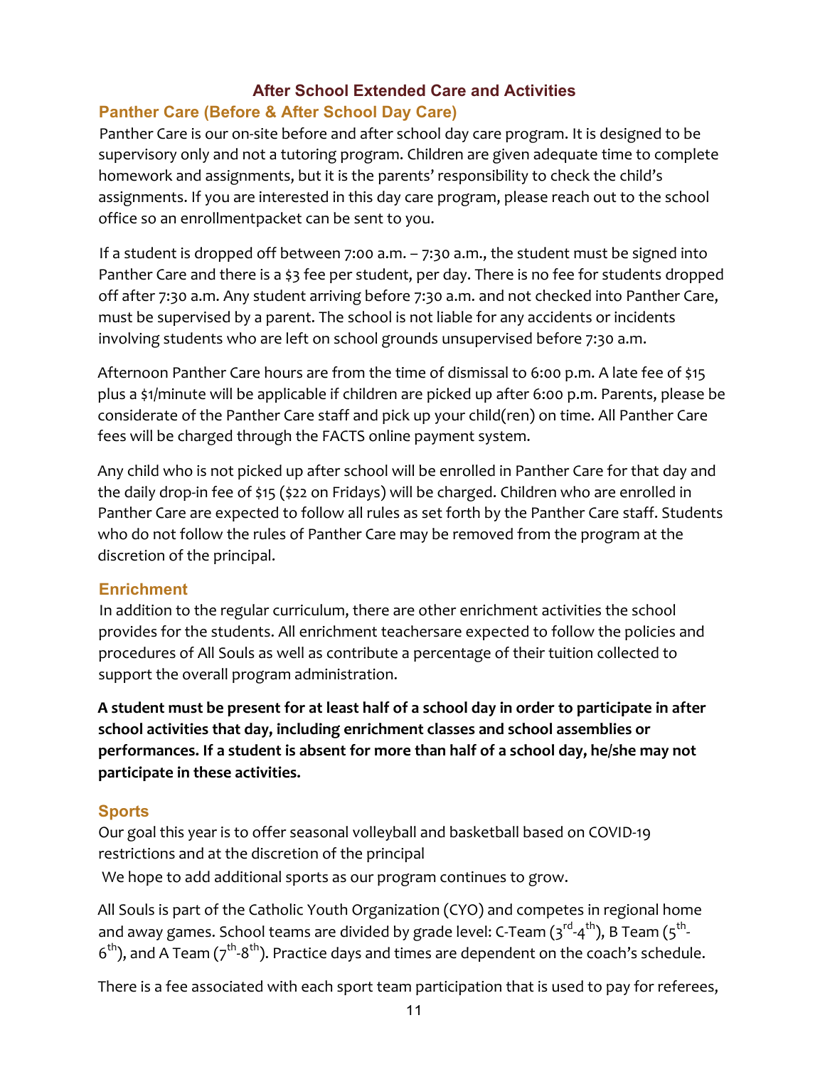## After School Extended Care and Activities

### Panther Care (Before & After School Day Care)

Panther Care is our on-site before and after school day care program. It is designed to be supervisory only and not a tutoring program. Children are given adequate time to complete homework and assignments, but it is the parents' responsibility to check the child's assignments. If you are interested in this day care program, please reach out to the school office so an enrollmentpacket can be sent to you.

If a student is dropped off between 7:00 a.m. – 7:30 a.m., the student must be signed into Panther Care and there is a $3 fee per student, per day. There is no fee for students dropped off after 7:30 a.m. Any student arriving before 7:30 a.m. and not checked into Panther Care, must be supervised by a parent. The school is not liable for any accidents or incidents involving students who are left on school grounds unsupervised before 7:30 a.m.

Afternoon Panther Care hours are from the time of dismissal to 6:00 p.m. A late fee of $15 plus a $1/minute will be applicable if children are picked up after 6:00 p.m. Parents, please be considerate of the Panther Care staff and pick up your child(ren) on time. All Panther Care fees will be charged through the FACTS online payment system.

Any child who is not picked up after school will be enrolled in Panther Care for that day and the daily drop-in fee of $15 ($22 on Fridays) will be charged. Children who are enrolled in Panther Care are expected to follow all rules as set forth by the Panther Care staff. Students who do not follow the rules of Panther Care may be removed from the program at the discretion of the principal.

### Enrichment

In addition to the regular curriculum, there are other enrichment activities the school provides for the students. All enrichment teachersare expected to follow the policies and procedures of All Souls as well as contribute a percentage of their tuition collected to support the overall program administration.

**A student must be present for at least half of a school day in order to participate in after school activities that day, including enrichment classes and school assemblies or performances. If a student is absent for more than half of a school day, he/she may not participate in these activities.**

### Sports

Our goal this year is to offer seasonal volleyball and basketball based on COVID-19 restrictions and at the discretion of the principal

We hope to add additional sports as our program continues to grow.

All Souls is part of the Catholic Youth Organization (CYO) and competes in regional home and away games. School teams are divided by grade level: C-Team (3rd-4th), B Team (5th-6th), and A Team (7th-8th). Practice days and times are dependent on the coach's schedule.

There is a fee associated with each sport team participation that is used to pay for referees,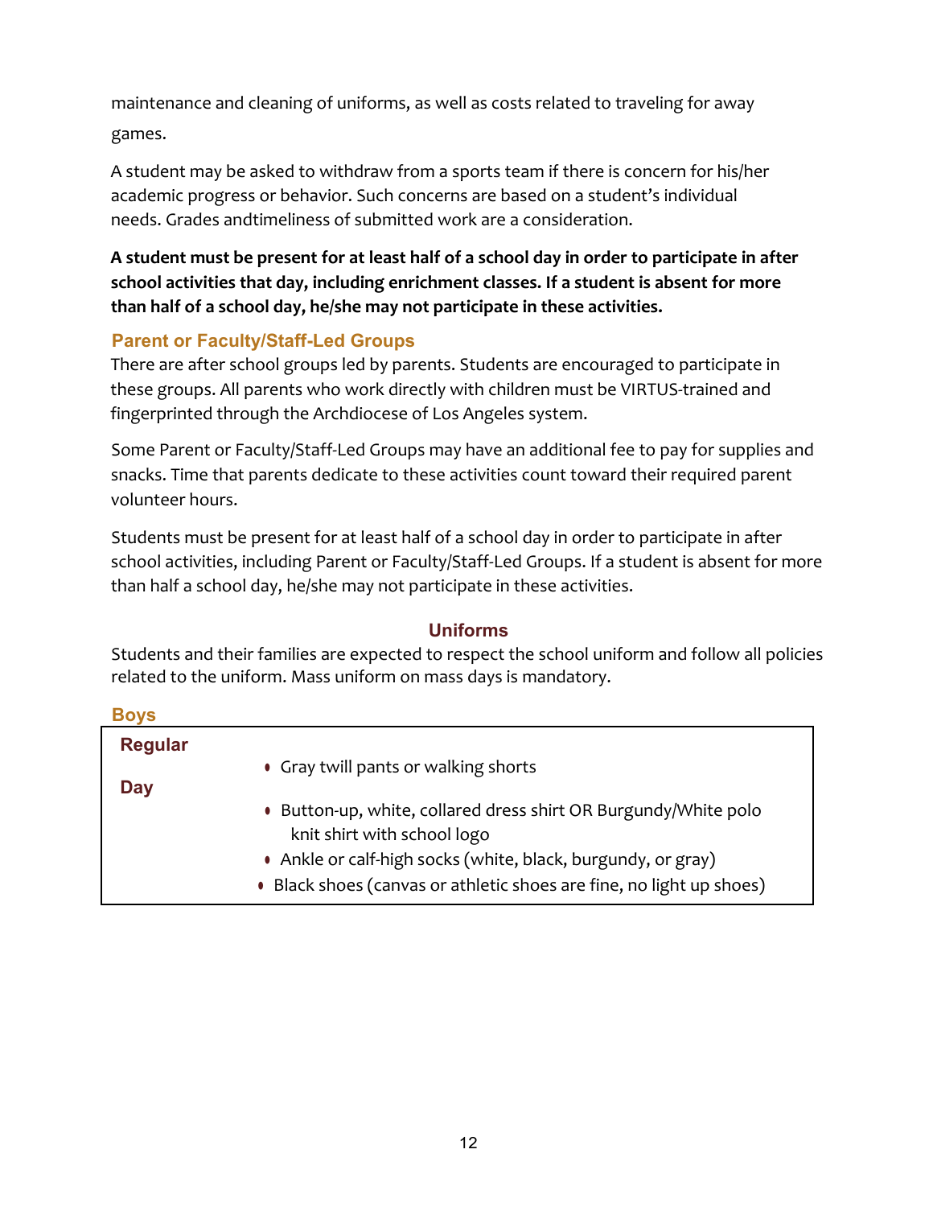maintenance and cleaning of uniforms, as well as costs related to traveling for away games.

A student may be asked to withdraw from a sports team if there is concern for his/her academic progress or behavior. Such concerns are based on a student's individual needs. Grades andtimeliness of submitted work are a consideration.

**A student must be present for at least half of a school day in order to participate in after school activities that day, including enrichment classes. If a student is absent for more than half of a school day, he/she may not participate in these activities.**

### Parent or Faculty/Staff-Led Groups

There are after school groups led by parents. Students are encouraged to participate in these groups. All parents who work directly with children must be VIRTUS-trained and fingerprinted through the Archdiocese of Los Angeles system.

Some Parent or Faculty/Staff-Led Groups may have an additional fee to pay for supplies and snacks. Time that parents dedicate to these activities count toward their required parent volunteer hours.

Students must be present for at least half of a school day in order to participate in after school activities, including Parent or Faculty/Staff-Led Groups. If a student is absent for more than half a school day, he/she may not participate in these activities.

## Uniforms

Students and their families are expected to respect the school uniform and follow all policies related to the uniform. Mass uniform on mass days is mandatory.

### Boys

| | |
|---|---|
| **Regular Day** | • Gray twill pants or walking shorts<br>• Button-up, white, collared dress shirt OR Burgundy/White polo knit shirt with school logo<br>• Ankle or calf-high socks (white, black, burgundy, or gray)<br>• Black shoes (canvas or athletic shoes are fine, no light up shoes) |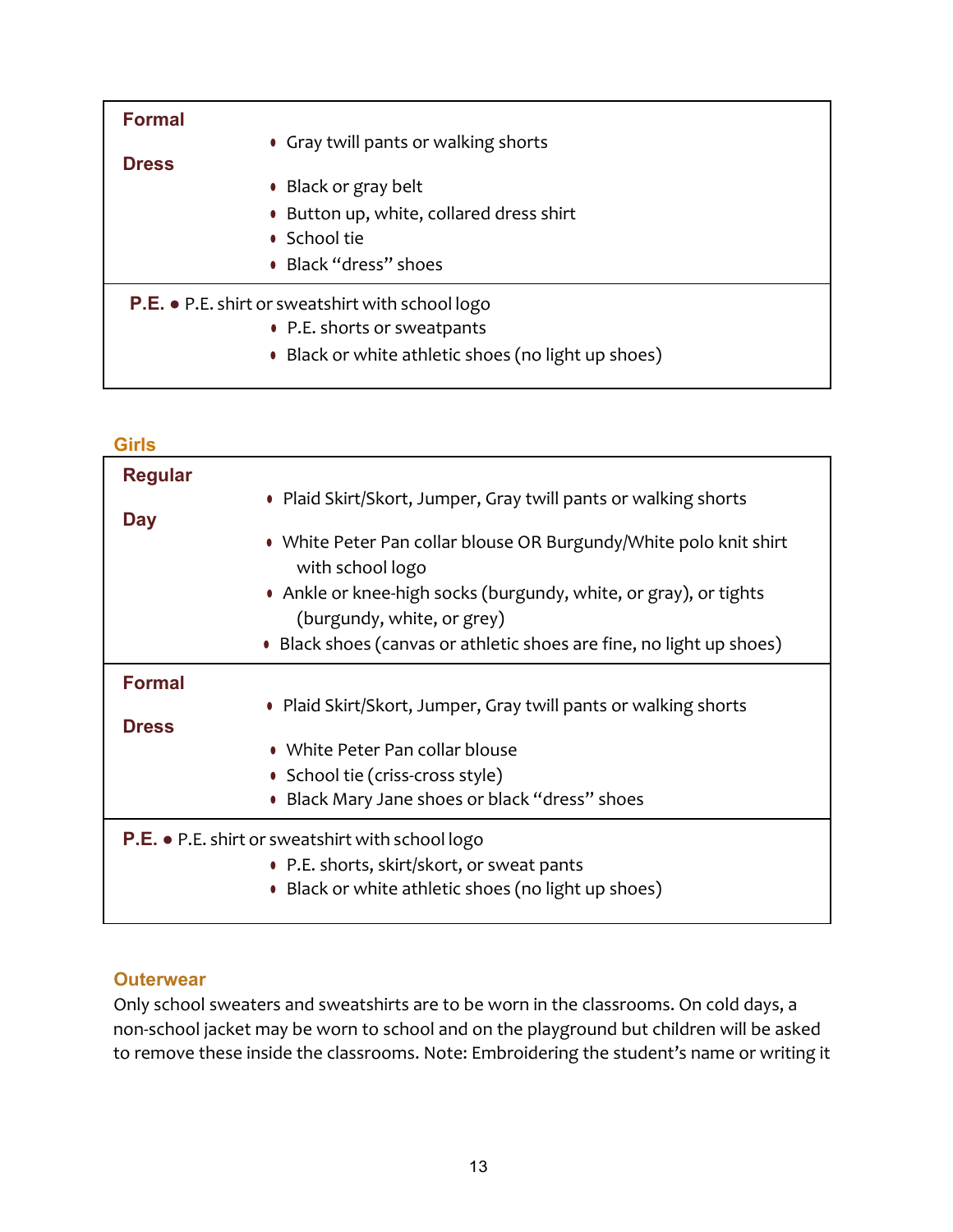| | |
|---|---|
| **Formal Dress** | • Gray twill pants or walking shorts<br>• Black or gray belt<br>• Button up, white, collared dress shirt<br>• School tie<br>• Black "dress" shoes |
| **P.E.** | • P.E. shirt or sweatshirt with school logo<br>• P.E. shorts or sweatpants<br>• Black or white athletic shoes (no light up shoes) |

### Girls

| | |
|---|---|
| **Regular Day** | • Plaid Skirt/Skort, Jumper, Gray twill pants or walking shorts<br>• White Peter Pan collar blouse OR Burgundy/White polo knit shirt with school logo<br>• Ankle or knee-high socks (burgundy, white, or gray), or tights (burgundy, white, or grey)<br>• Black shoes (canvas or athletic shoes are fine, no light up shoes) |
| **Formal Dress** | • Plaid Skirt/Skort, Jumper, Gray twill pants or walking shorts<br>• White Peter Pan collar blouse<br>• School tie (criss-cross style)<br>• Black Mary Jane shoes or black "dress" shoes |
| **P.E.** | • P.E. shirt or sweatshirt with school logo<br>• P.E. shorts, skirt/skort, or sweat pants<br>• Black or white athletic shoes (no light up shoes) |

### Outerwear

Only school sweaters and sweatshirts are to be worn in the classrooms. On cold days, a non-school jacket may be worn to school and on the playground but children will be asked to remove these inside the classrooms. Note: Embroidering the student's name or writing it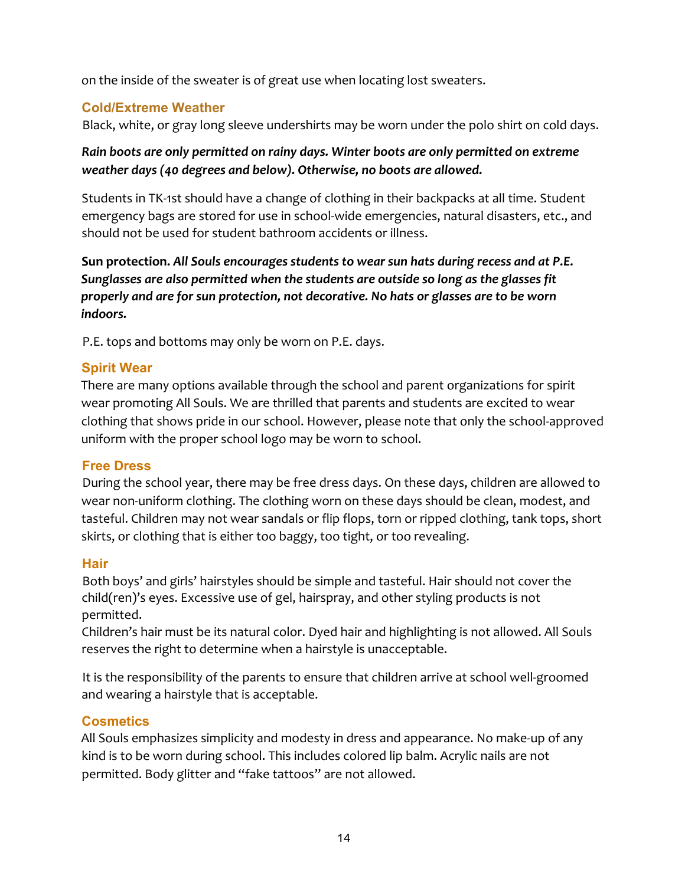on the inside of the sweater is of great use when locating lost sweaters.

### Cold/Extreme Weather

Black, white, or gray long sleeve undershirts may be worn under the polo shirt on cold days.

***Rain boots are only permitted on rainy days. Winter boots are only permitted on extreme weather days (40 degrees and below). Otherwise, no boots are allowed.***

Students in TK-1st should have a change of clothing in their backpacks at all time. Student emergency bags are stored for use in school-wide emergencies, natural disasters, etc., and should not be used for student bathroom accidents or illness.

**Sun protection.** ***All Souls encourages students to wear sun hats during recess and at P.E. Sunglasses are also permitted when the students are outside so long as the glasses fit properly and are for sun protection, not decorative. No hats or glasses are to be worn indoors.***

P.E. tops and bottoms may only be worn on P.E. days.

### Spirit Wear

There are many options available through the school and parent organizations for spirit wear promoting All Souls. We are thrilled that parents and students are excited to wear clothing that shows pride in our school. However, please note that only the school-approved uniform with the proper school logo may be worn to school.

### Free Dress

During the school year, there may be free dress days. On these days, children are allowed to wear non-uniform clothing. The clothing worn on these days should be clean, modest, and tasteful. Children may not wear sandals or flip flops, torn or ripped clothing, tank tops, short skirts, or clothing that is either too baggy, too tight, or too revealing.

### Hair

Both boys' and girls' hairstyles should be simple and tasteful. Hair should not cover the child(ren)'s eyes. Excessive use of gel, hairspray, and other styling products is not permitted.
Children's hair must be its natural color. Dyed hair and highlighting is not allowed. All Souls reserves the right to determine when a hairstyle is unacceptable.

It is the responsibility of the parents to ensure that children arrive at school well-groomed and wearing a hairstyle that is acceptable.

### Cosmetics

All Souls emphasizes simplicity and modesty in dress and appearance. No make-up of any kind is to be worn during school. This includes colored lip balm. Acrylic nails are not permitted. Body glitter and "fake tattoos" are not allowed.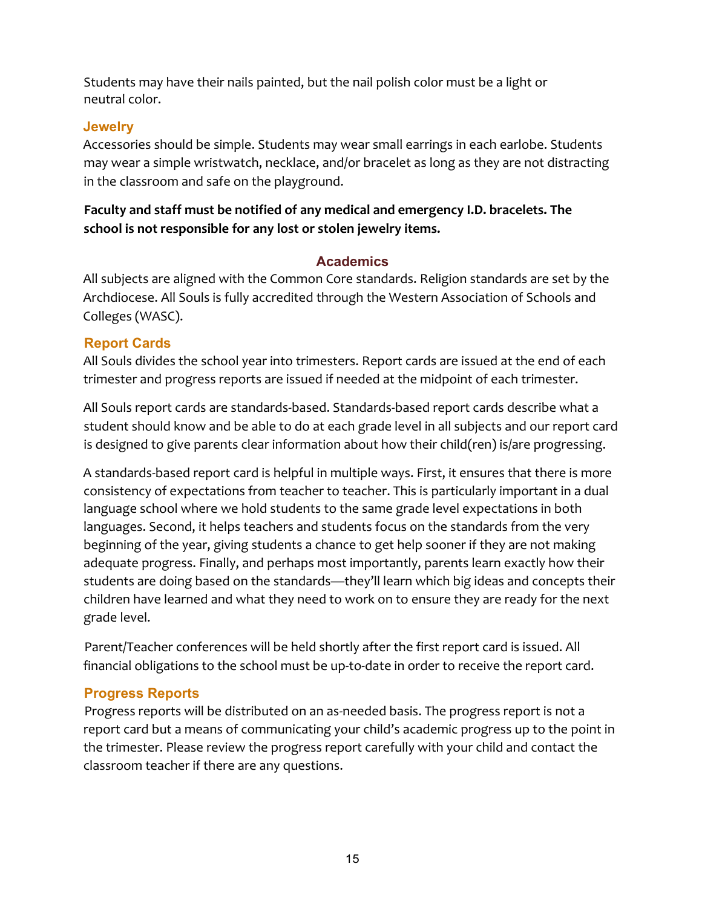Students may have their nails painted, but the nail polish color must be a light or neutral color.

### Jewelry

Accessories should be simple. Students may wear small earrings in each earlobe. Students may wear a simple wristwatch, necklace, and/or bracelet as long as they are not distracting in the classroom and safe on the playground.

**Faculty and staff must be notified of any medical and emergency I.D. bracelets. The school is not responsible for any lost or stolen jewelry items.**

## Academics

All subjects are aligned with the Common Core standards. Religion standards are set by the Archdiocese. All Souls is fully accredited through the Western Association of Schools and Colleges (WASC).

### Report Cards

All Souls divides the school year into trimesters. Report cards are issued at the end of each trimester and progress reports are issued if needed at the midpoint of each trimester.

All Souls report cards are standards-based. Standards-based report cards describe what a student should know and be able to do at each grade level in all subjects and our report card is designed to give parents clear information about how their child(ren) is/are progressing.

A standards-based report card is helpful in multiple ways. First, it ensures that there is more consistency of expectations from teacher to teacher. This is particularly important in a dual language school where we hold students to the same grade level expectations in both languages. Second, it helps teachers and students focus on the standards from the very beginning of the year, giving students a chance to get help sooner if they are not making adequate progress. Finally, and perhaps most importantly, parents learn exactly how their students are doing based on the standards—they'll learn which big ideas and concepts their children have learned and what they need to work on to ensure they are ready for the next grade level.

Parent/Teacher conferences will be held shortly after the first report card is issued. All financial obligations to the school must be up-to-date in order to receive the report card.

### Progress Reports

Progress reports will be distributed on an as-needed basis. The progress report is not a report card but a means of communicating your child's academic progress up to the point in the trimester. Please review the progress report carefully with your child and contact the classroom teacher if there are any questions.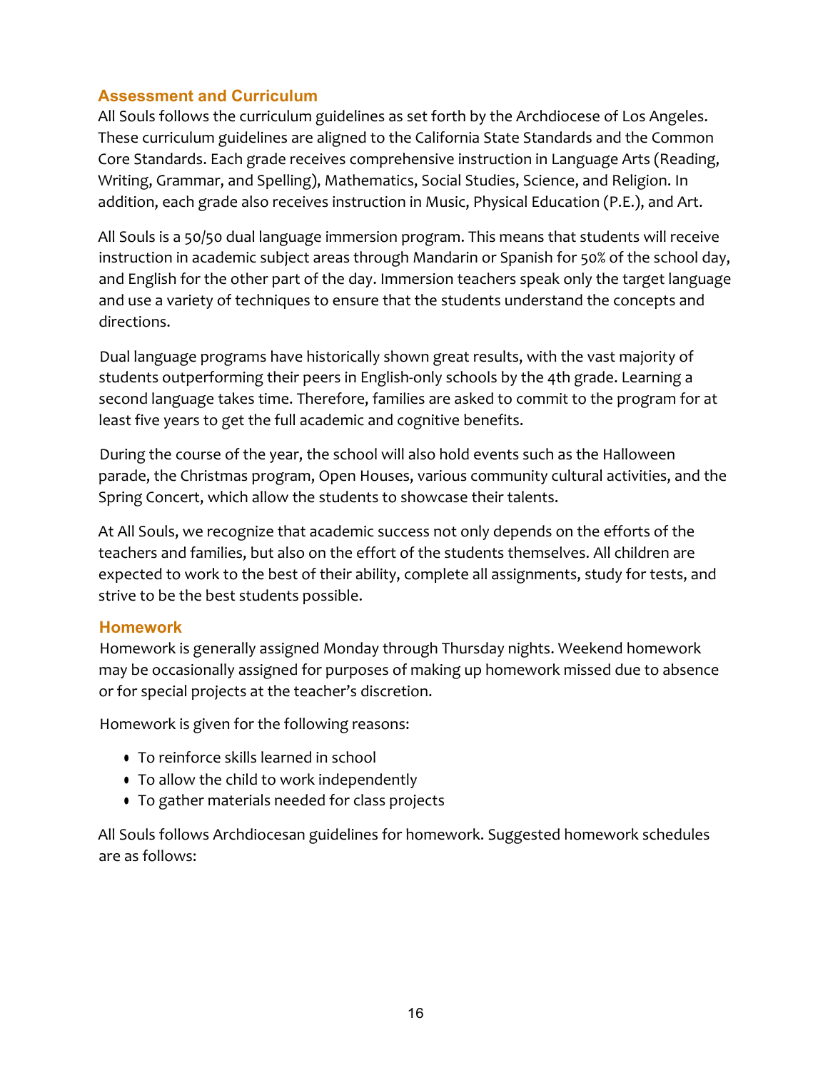## Assessment and Curriculum

All Souls follows the curriculum guidelines as set forth by the Archdiocese of Los Angeles. These curriculum guidelines are aligned to the California State Standards and the Common Core Standards. Each grade receives comprehensive instruction in Language Arts (Reading, Writing, Grammar, and Spelling), Mathematics, Social Studies, Science, and Religion. In addition, each grade also receives instruction in Music, Physical Education (P.E.), and Art.

All Souls is a 50/50 dual language immersion program. This means that students will receive instruction in academic subject areas through Mandarin or Spanish for 50% of the school day, and English for the other part of the day. Immersion teachers speak only the target language and use a variety of techniques to ensure that the students understand the concepts and directions.

Dual language programs have historically shown great results, with the vast majority of students outperforming their peers in English-only schools by the 4th grade. Learning a second language takes time. Therefore, families are asked to commit to the program for at least five years to get the full academic and cognitive benefits.

During the course of the year, the school will also hold events such as the Halloween parade, the Christmas program, Open Houses, various community cultural activities, and the Spring Concert, which allow the students to showcase their talents.

At All Souls, we recognize that academic success not only depends on the efforts of the teachers and families, but also on the effort of the students themselves. All children are expected to work to the best of their ability, complete all assignments, study for tests, and strive to be the best students possible.

## Homework

Homework is generally assigned Monday through Thursday nights. Weekend homework may be occasionally assigned for purposes of making up homework missed due to absence or for special projects at the teacher's discretion.

Homework is given for the following reasons:

- To reinforce skills learned in school
- To allow the child to work independently
- To gather materials needed for class projects

All Souls follows Archdiocesan guidelines for homework. Suggested homework schedules are as follows: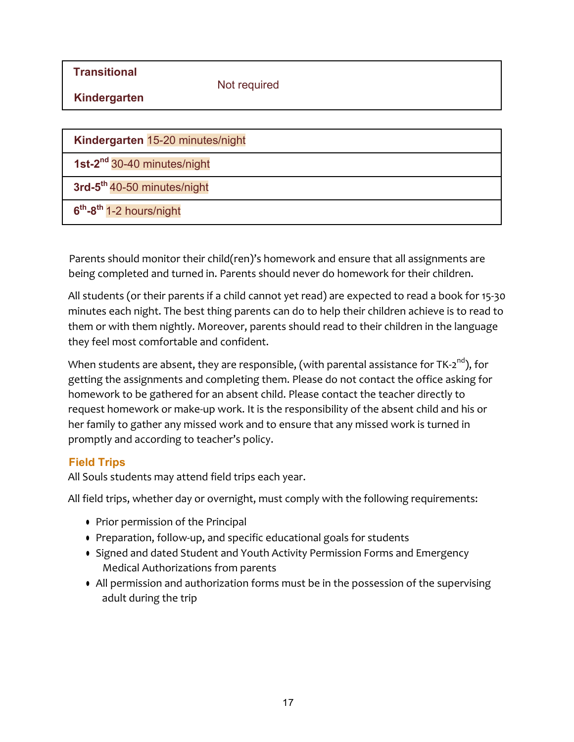| Transitional Kindergarten | Not required |
|---|---|

| Kindergarten | 15-20 minutes/night |
|---|---|
| 1st-2nd | 30-40 minutes/night |
| 3rd-5th | 40-50 minutes/night |
| 6th-8th | 1-2 hours/night |

Parents should monitor their child(ren)'s homework and ensure that all assignments are being completed and turned in. Parents should never do homework for their children.

All students (or their parents if a child cannot yet read) are expected to read a book for 15-30 minutes each night. The best thing parents can do to help their children achieve is to read to them or with them nightly. Moreover, parents should read to their children in the language they feel most comfortable and confident.

When students are absent, they are responsible, (with parental assistance for TK-2nd), for getting the assignments and completing them. Please do not contact the office asking for homework to be gathered for an absent child. Please contact the teacher directly to request homework or make-up work. It is the responsibility of the absent child and his or her family to gather any missed work and to ensure that any missed work is turned in promptly and according to teacher's policy.

### Field Trips

All Souls students may attend field trips each year.

All field trips, whether day or overnight, must comply with the following requirements:

- Prior permission of the Principal
- Preparation, follow-up, and specific educational goals for students
- Signed and dated Student and Youth Activity Permission Forms and Emergency Medical Authorizations from parents
- All permission and authorization forms must be in the possession of the supervising adult during the trip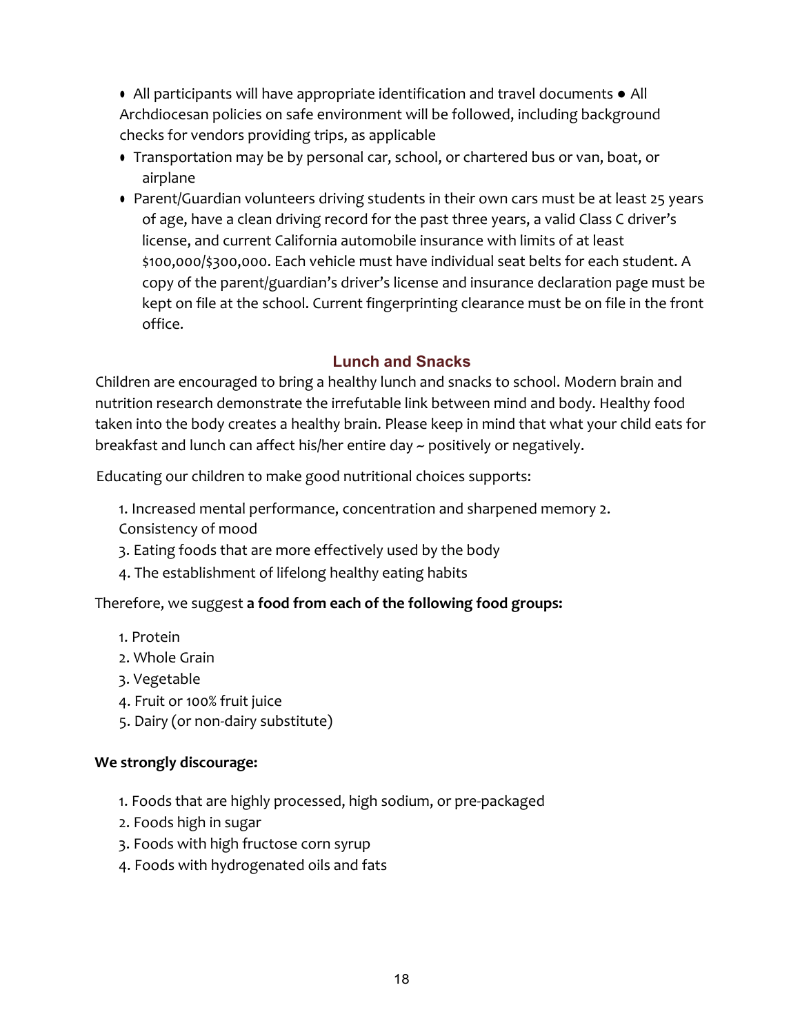- All participants will have appropriate identification and travel documents ● All Archdiocesan policies on safe environment will be followed, including background checks for vendors providing trips, as applicable
- Transportation may be by personal car, school, or chartered bus or van, boat, or airplane
- Parent/Guardian volunteers driving students in their own cars must be at least 25 years of age, have a clean driving record for the past three years, a valid Class C driver's license, and current California automobile insurance with limits of at least $100,000/$300,000. Each vehicle must have individual seat belts for each student. A copy of the parent/guardian's driver's license and insurance declaration page must be kept on file at the school. Current fingerprinting clearance must be on file in the front office.

## Lunch and Snacks

Children are encouraged to bring a healthy lunch and snacks to school. Modern brain and nutrition research demonstrate the irrefutable link between mind and body. Healthy food taken into the body creates a healthy brain. Please keep in mind that what your child eats for breakfast and lunch can affect his/her entire day ~ positively or negatively.

Educating our children to make good nutritional choices supports:

1. Increased mental performance, concentration and sharpened memory
2. Consistency of mood
3. Eating foods that are more effectively used by the body
4. The establishment of lifelong healthy eating habits

Therefore, we suggest **a food from each of the following food groups:**

1. Protein
2. Whole Grain
3. Vegetable
4. Fruit or 100% fruit juice
5. Dairy (or non-dairy substitute)

**We strongly discourage:**

1. Foods that are highly processed, high sodium, or pre-packaged
2. Foods high in sugar
3. Foods with high fructose corn syrup
4. Foods with hydrogenated oils and fats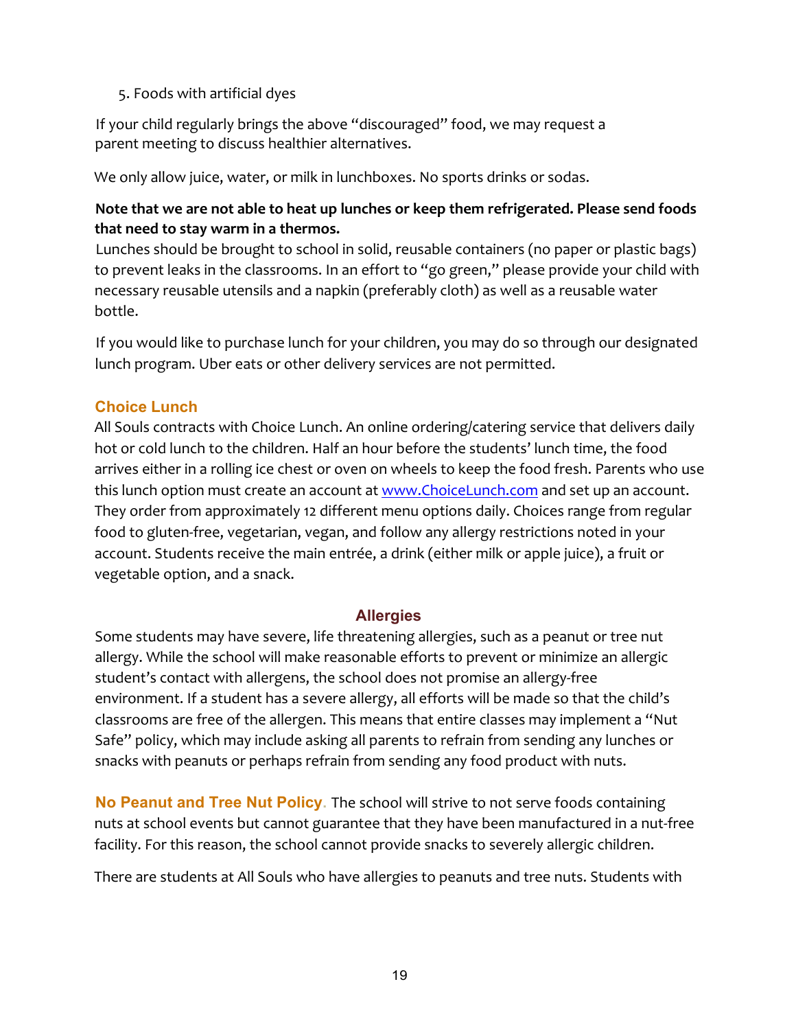5. Foods with artificial dyes

If your child regularly brings the above "discouraged" food, we may request a parent meeting to discuss healthier alternatives.

We only allow juice, water, or milk in lunchboxes. No sports drinks or sodas.

**Note that we are not able to heat up lunches or keep them refrigerated. Please send foods that need to stay warm in a thermos.**

Lunches should be brought to school in solid, reusable containers (no paper or plastic bags) to prevent leaks in the classrooms. In an effort to "go green," please provide your child with necessary reusable utensils and a napkin (preferably cloth) as well as a reusable water bottle.

If you would like to purchase lunch for your children, you may do so through our designated lunch program. Uber eats or other delivery services are not permitted.

### Choice Lunch

All Souls contracts with Choice Lunch. An online ordering/catering service that delivers daily hot or cold lunch to the children. Half an hour before the students' lunch time, the food arrives either in a rolling ice chest or oven on wheels to keep the food fresh. Parents who use this lunch option must create an account at [www.ChoiceLunch.com](http://www.ChoiceLunch.com) and set up an account. They order from approximately 12 different menu options daily. Choices range from regular food to gluten-free, vegetarian, vegan, and follow any allergy restrictions noted in your account. Students receive the main entrée, a drink (either milk or apple juice), a fruit or vegetable option, and a snack.

## Allergies

Some students may have severe, life threatening allergies, such as a peanut or tree nut allergy. While the school will make reasonable efforts to prevent or minimize an allergic student's contact with allergens, the school does not promise an allergy-free environment. If a student has a severe allergy, all efforts will be made so that the child's classrooms are free of the allergen. This means that entire classes may implement a "Nut Safe" policy, which may include asking all parents to refrain from sending any lunches or snacks with peanuts or perhaps refrain from sending any food product with nuts.

**No Peanut and Tree Nut Policy.** The school will strive to not serve foods containing nuts at school events but cannot guarantee that they have been manufactured in a nut-free facility. For this reason, the school cannot provide snacks to severely allergic children.

There are students at All Souls who have allergies to peanuts and tree nuts. Students with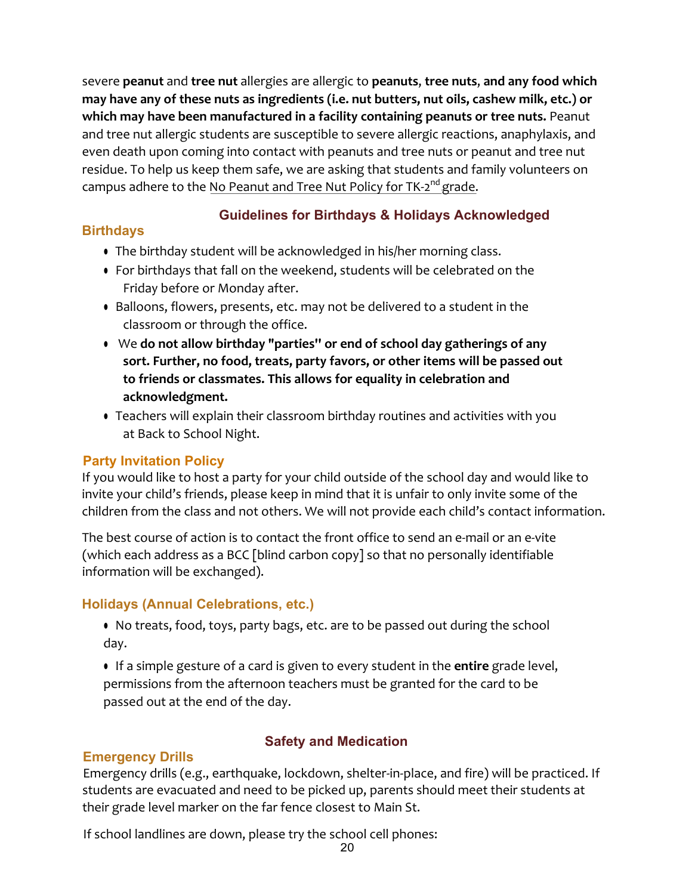severe **peanut** and **tree nut** allergies are allergic to **peanuts**, **tree nuts**, **and any food which may have any of these nuts as ingredients (i.e. nut butters, nut oils, cashew milk, etc.) or which may have been manufactured in a facility containing peanuts or tree nuts.** Peanut and tree nut allergic students are susceptible to severe allergic reactions, anaphylaxis, and even death upon coming into contact with peanuts and tree nuts or peanut and tree nut residue. To help us keep them safe, we are asking that students and family volunteers on campus adhere to the No Peanut and Tree Nut Policy for TK-2nd grade.

## Guidelines for Birthdays & Holidays Acknowledged

### Birthdays

- The birthday student will be acknowledged in his/her morning class.
- For birthdays that fall on the weekend, students will be celebrated on the Friday before or Monday after.
- Balloons, flowers, presents, etc. may not be delivered to a student in the classroom or through the office.
- We **do not allow birthday "parties" or end of school day gatherings of any sort. Further, no food, treats, party favors, or other items will be passed out to friends or classmates. This allows for equality in celebration and acknowledgment.**
- Teachers will explain their classroom birthday routines and activities with you at Back to School Night.

### Party Invitation Policy

If you would like to host a party for your child outside of the school day and would like to invite your child's friends, please keep in mind that it is unfair to only invite some of the children from the class and not others. We will not provide each child's contact information.

The best course of action is to contact the front office to send an e-mail or an e-vite (which each address as a BCC [blind carbon copy] so that no personally identifiable information will be exchanged).

### Holidays (Annual Celebrations, etc.)

- No treats, food, toys, party bags, etc. are to be passed out during the school day.
- If a simple gesture of a card is given to every student in the **entire** grade level, permissions from the afternoon teachers must be granted for the card to be passed out at the end of the day.

## Safety and Medication

### Emergency Drills

Emergency drills (e.g., earthquake, lockdown, shelter-in-place, and fire) will be practiced. If students are evacuated and need to be picked up, parents should meet their students at their grade level marker on the far fence closest to Main St.

If school landlines are down, please try the school cell phones: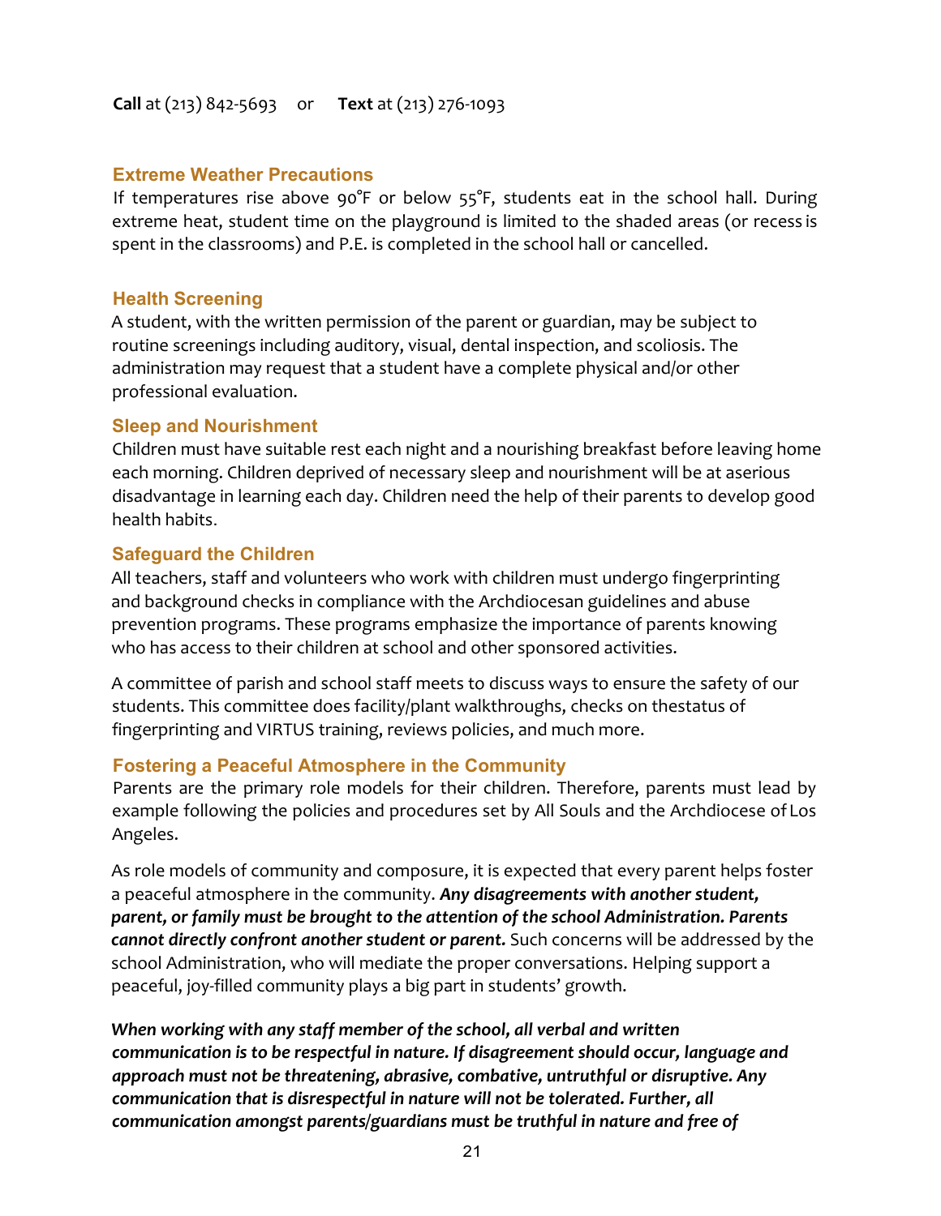**Call** at (213) 842-5693 or **Text** at (213) 276-1093

### Extreme Weather Precautions

If temperatures rise above 90°F or below 55°F, students eat in the school hall. During extreme heat, student time on the playground is limited to the shaded areas (or recess is spent in the classrooms) and P.E. is completed in the school hall or cancelled.

### Health Screening

A student, with the written permission of the parent or guardian, may be subject to routine screenings including auditory, visual, dental inspection, and scoliosis. The administration may request that a student have a complete physical and/or other professional evaluation.

### Sleep and Nourishment

Children must have suitable rest each night and a nourishing breakfast before leaving home each morning. Children deprived of necessary sleep and nourishment will be at aserious disadvantage in learning each day. Children need the help of their parents to develop good health habits.

### Safeguard the Children

All teachers, staff and volunteers who work with children must undergo fingerprinting and background checks in compliance with the Archdiocesan guidelines and abuse prevention programs. These programs emphasize the importance of parents knowing who has access to their children at school and other sponsored activities.

A committee of parish and school staff meets to discuss ways to ensure the safety of our students. This committee does facility/plant walkthroughs, checks on thestatus of fingerprinting and VIRTUS training, reviews policies, and much more.

### Fostering a Peaceful Atmosphere in the Community

Parents are the primary role models for their children. Therefore, parents must lead by example following the policies and procedures set by All Souls and the Archdiocese of Los Angeles.

As role models of community and composure, it is expected that every parent helps foster a peaceful atmosphere in the community. ***Any disagreements with another student, parent, or family must be brought to the attention of the school Administration. Parents cannot directly confront another student or parent.*** Such concerns will be addressed by the school Administration, who will mediate the proper conversations. Helping support a peaceful, joy-filled community plays a big part in students' growth.

***When working with any staff member of the school, all verbal and written communication is to be respectful in nature. If disagreement should occur, language and approach must not be threatening, abrasive, combative, untruthful or disruptive. Any communication that is disrespectful in nature will not be tolerated. Further, all communication amongst parents/guardians must be truthful in nature and free of***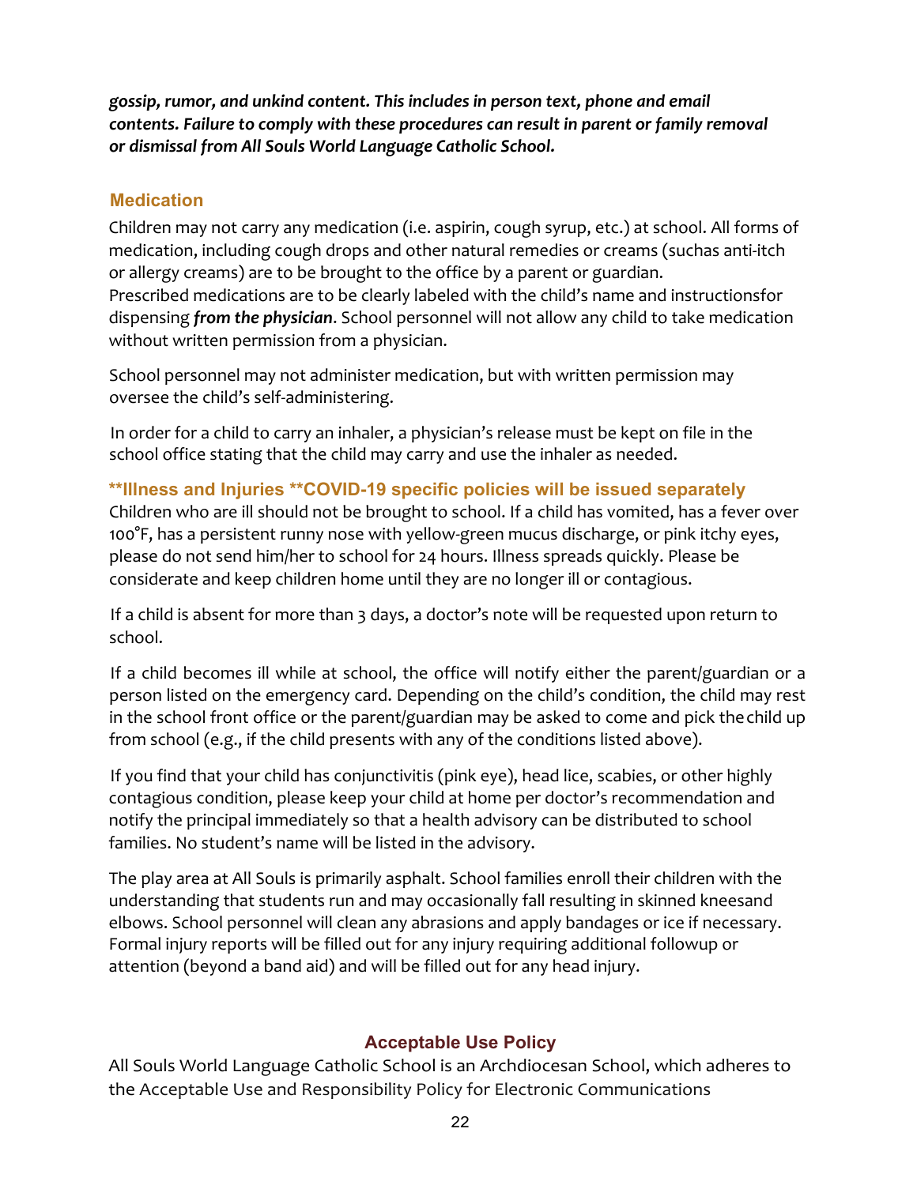***gossip, rumor, and unkind content. This includes in person text, phone and email contents. Failure to comply with these procedures can result in parent or family removal or dismissal from All Souls World Language Catholic School.***

## Medication

Children may not carry any medication (i.e. aspirin, cough syrup, etc.) at school. All forms of medication, including cough drops and other natural remedies or creams (suchas anti-itch or allergy creams) are to be brought to the office by a parent or guardian. Prescribed medications are to be clearly labeled with the child's name and instructionsfor dispensing ***from the physician***. School personnel will not allow any child to take medication without written permission from a physician.

School personnel may not administer medication, but with written permission may oversee the child's self-administering.

In order for a child to carry an inhaler, a physician's release must be kept on file in the school office stating that the child may carry and use the inhaler as needed.

## **Illness and Injuries **COVID-19 specific policies will be issued separately

Children who are ill should not be brought to school. If a child has vomited, has a fever over 100°F, has a persistent runny nose with yellow-green mucus discharge, or pink itchy eyes, please do not send him/her to school for 24 hours. Illness spreads quickly. Please be considerate and keep children home until they are no longer ill or contagious.

If a child is absent for more than 3 days, a doctor's note will be requested upon return to school.

If a child becomes ill while at school, the office will notify either the parent/guardian or a person listed on the emergency card. Depending on the child's condition, the child may rest in the school front office or the parent/guardian may be asked to come and pick thechild up from school (e.g., if the child presents with any of the conditions listed above).

If you find that your child has conjunctivitis (pink eye), head lice, scabies, or other highly contagious condition, please keep your child at home per doctor's recommendation and notify the principal immediately so that a health advisory can be distributed to school families. No student's name will be listed in the advisory.

The play area at All Souls is primarily asphalt. School families enroll their children with the understanding that students run and may occasionally fall resulting in skinned kneesand elbows. School personnel will clean any abrasions and apply bandages or ice if necessary. Formal injury reports will be filled out for any injury requiring additional followup or attention (beyond a band aid) and will be filled out for any head injury.

## Acceptable Use Policy

All Souls World Language Catholic School is an Archdiocesan School, which adheres to the Acceptable Use and Responsibility Policy for Electronic Communications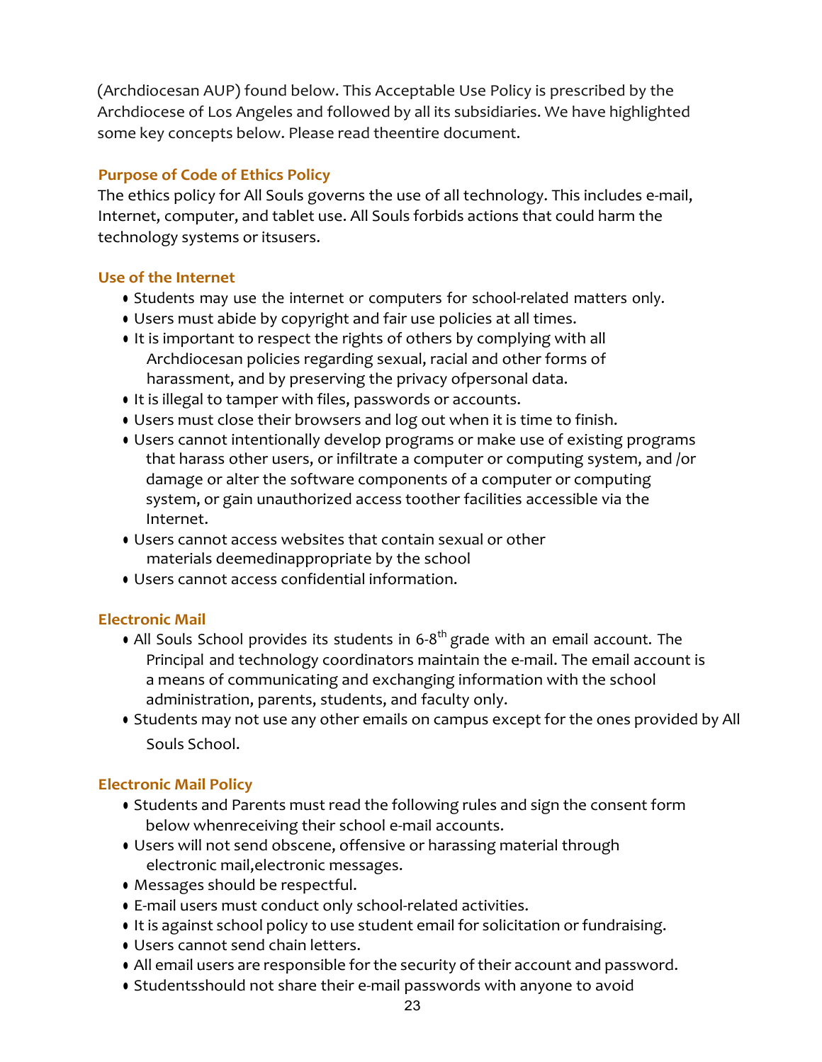(Archdiocesan AUP) found below. This Acceptable Use Policy is prescribed by the Archdiocese of Los Angeles and followed by all its subsidiaries. We have highlighted some key concepts below. Please read theentire document.

### Purpose of Code of Ethics Policy

The ethics policy for All Souls governs the use of all technology. This includes e-mail, Internet, computer, and tablet use. All Souls forbids actions that could harm the technology systems or itsusers.

### Use of the Internet

- Students may use the internet or computers for school-related matters only.
- Users must abide by copyright and fair use policies at all times.
- It is important to respect the rights of others by complying with all Archdiocesan policies regarding sexual, racial and other forms of harassment, and by preserving the privacy ofpersonal data.
- It is illegal to tamper with files, passwords or accounts.
- Users must close their browsers and log out when it is time to finish.
- Users cannot intentionally develop programs or make use of existing programs that harass other users, or infiltrate a computer or computing system, and /or damage or alter the software components of a computer or computing system, or gain unauthorized access toother facilities accessible via the Internet.
- Users cannot access websites that contain sexual or other materials deemedinappropriate by the school
- Users cannot access confidential information.

### Electronic Mail

- All Souls School provides its students in 6-8th grade with an email account. The Principal and technology coordinators maintain the e-mail. The email account is a means of communicating and exchanging information with the school administration, parents, students, and faculty only.
- Students may not use any other emails on campus except for the ones provided by All Souls School.

### Electronic Mail Policy

- Students and Parents must read the following rules and sign the consent form below whenreceiving their school e-mail accounts.
- Users will not send obscene, offensive or harassing material through electronic mail,electronic messages.
- Messages should be respectful.
- E-mail users must conduct only school-related activities.
- It is against school policy to use student email for solicitation or fundraising.
- Users cannot send chain letters.
- All email users are responsible for the security of their account and password.
- Studentsshould not share their e-mail passwords with anyone to avoid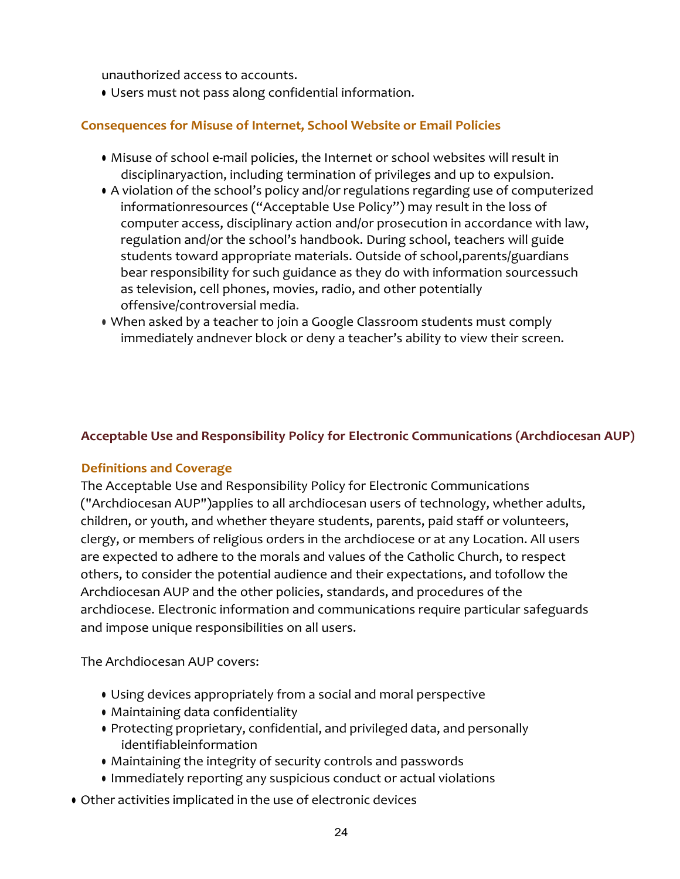unauthorized access to accounts.

- Users must not pass along confidential information.

### Consequences for Misuse of Internet, School Website or Email Policies

- Misuse of school e-mail policies, the Internet or school websites will result in disciplinaryaction, including termination of privileges and up to expulsion.
- A violation of the school's policy and/or regulations regarding use of computerized informationresources ("Acceptable Use Policy") may result in the loss of computer access, disciplinary action and/or prosecution in accordance with law, regulation and/or the school's handbook. During school, teachers will guide students toward appropriate materials. Outside of school,parents/guardians bear responsibility for such guidance as they do with information sourcessuch as television, cell phones, movies, radio, and other potentially offensive/controversial media.
- When asked by a teacher to join a Google Classroom students must comply immediately andnever block or deny a teacher's ability to view their screen.

## Acceptable Use and Responsibility Policy for Electronic Communications (Archdiocesan AUP)

### Definitions and Coverage

The Acceptable Use and Responsibility Policy for Electronic Communications ("Archdiocesan AUP")applies to all archdiocesan users of technology, whether adults, children, or youth, and whether theyare students, parents, paid staff or volunteers, clergy, or members of religious orders in the archdiocese or at any Location. All users are expected to adhere to the morals and values of the Catholic Church, to respect others, to consider the potential audience and their expectations, and tofollow the Archdiocesan AUP and the other policies, standards, and procedures of the archdiocese. Electronic information and communications require particular safeguards and impose unique responsibilities on all users.

The Archdiocesan AUP covers:

- Using devices appropriately from a social and moral perspective
- Maintaining data confidentiality
- Protecting proprietary, confidential, and privileged data, and personally identifiableinformation
- Maintaining the integrity of security controls and passwords
- Immediately reporting any suspicious conduct or actual violations
- Other activities implicated in the use of electronic devices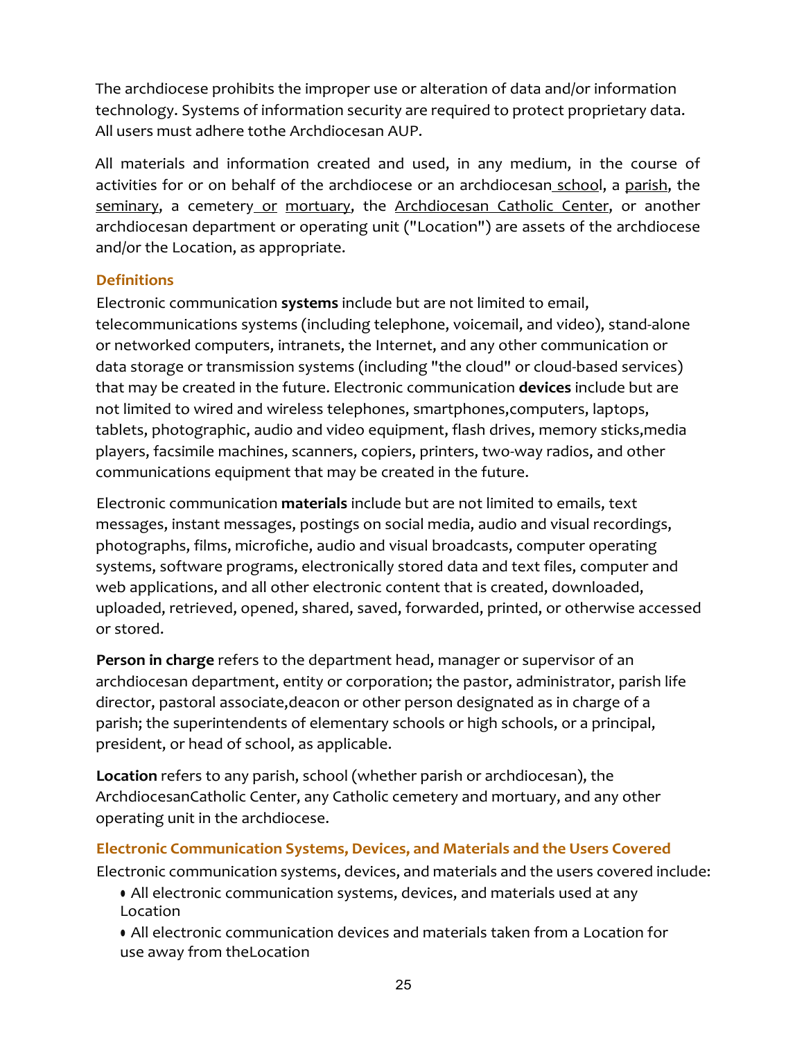The archdiocese prohibits the improper use or alteration of data and/or information technology. Systems of information security are required to protect proprietary data. All users must adhere tothe Archdiocesan AUP.

All materials and information created and used, in any medium, in the course of activities for or on behalf of the archdiocese or an archdiocesan school, a parish, the seminary, a cemetery or mortuary, the Archdiocesan Catholic Center, or another archdiocesan department or operating unit ("Location") are assets of the archdiocese and/or the Location, as appropriate.

### Definitions

Electronic communication **systems** include but are not limited to email, telecommunications systems (including telephone, voicemail, and video), stand-alone or networked computers, intranets, the Internet, and any other communication or data storage or transmission systems (including "the cloud" or cloud-based services) that may be created in the future. Electronic communication **devices** include but are not limited to wired and wireless telephones, smartphones,computers, laptops, tablets, photographic, audio and video equipment, flash drives, memory sticks,media players, facsimile machines, scanners, copiers, printers, two-way radios, and other communications equipment that may be created in the future.

Electronic communication **materials** include but are not limited to emails, text messages, instant messages, postings on social media, audio and visual recordings, photographs, films, microfiche, audio and visual broadcasts, computer operating systems, software programs, electronically stored data and text files, computer and web applications, and all other electronic content that is created, downloaded, uploaded, retrieved, opened, shared, saved, forwarded, printed, or otherwise accessed or stored.

**Person in charge** refers to the department head, manager or supervisor of an archdiocesan department, entity or corporation; the pastor, administrator, parish life director, pastoral associate,deacon or other person designated as in charge of a parish; the superintendents of elementary schools or high schools, or a principal, president, or head of school, as applicable.

**Location** refers to any parish, school (whether parish or archdiocesan), the ArchdiocesanCatholic Center, any Catholic cemetery and mortuary, and any other operating unit in the archdiocese.

### Electronic Communication Systems, Devices, and Materials and the Users Covered

Electronic communication systems, devices, and materials and the users covered include:

- All electronic communication systems, devices, and materials used at any Location
- All electronic communication devices and materials taken from a Location for use away from theLocation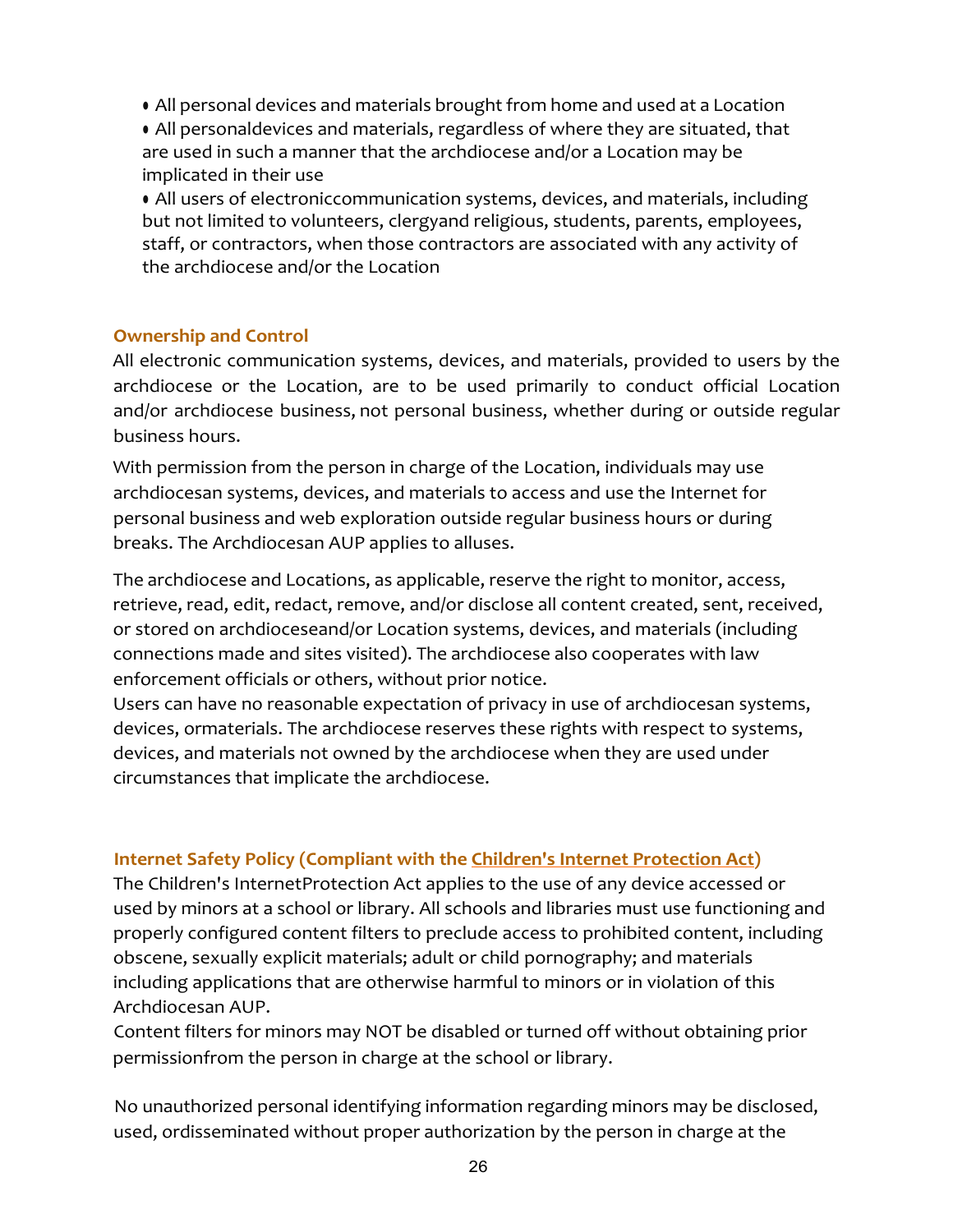- All personal devices and materials brought from home and used at a Location
- All personaldevices and materials, regardless of where they are situated, that are used in such a manner that the archdiocese and/or a Location may be implicated in their use
- All users of electroniccommunication systems, devices, and materials, including but not limited to volunteers, clergyand religious, students, parents, employees, staff, or contractors, when those contractors are associated with any activity of the archdiocese and/or the Location

### Ownership and Control

All electronic communication systems, devices, and materials, provided to users by the archdiocese or the Location, are to be used primarily to conduct official Location and/or archdiocese business, not personal business, whether during or outside regular business hours.

With permission from the person in charge of the Location, individuals may use archdiocesan systems, devices, and materials to access and use the Internet for personal business and web exploration outside regular business hours or during breaks. The Archdiocesan AUP applies to alluses.

The archdiocese and Locations, as applicable, reserve the right to monitor, access, retrieve, read, edit, redact, remove, and/or disclose all content created, sent, received, or stored on archdioceseand/or Location systems, devices, and materials (including connections made and sites visited). The archdiocese also cooperates with law enforcement officials or others, without prior notice.
Users can have no reasonable expectation of privacy in use of archdiocesan systems, devices, ormaterials. The archdiocese reserves these rights with respect to systems, devices, and materials not owned by the archdiocese when they are used under circumstances that implicate the archdiocese.

### Internet Safety Policy (Compliant with the Children's Internet Protection Act)

The Children's InternetProtection Act applies to the use of any device accessed or used by minors at a school or library. All schools and libraries must use functioning and properly configured content filters to preclude access to prohibited content, including obscene, sexually explicit materials; adult or child pornography; and materials including applications that are otherwise harmful to minors or in violation of this Archdiocesan AUP.
Content filters for minors may NOT be disabled or turned off without obtaining prior permissionfrom the person in charge at the school or library.

No unauthorized personal identifying information regarding minors may be disclosed, used, ordisseminated without proper authorization by the person in charge at the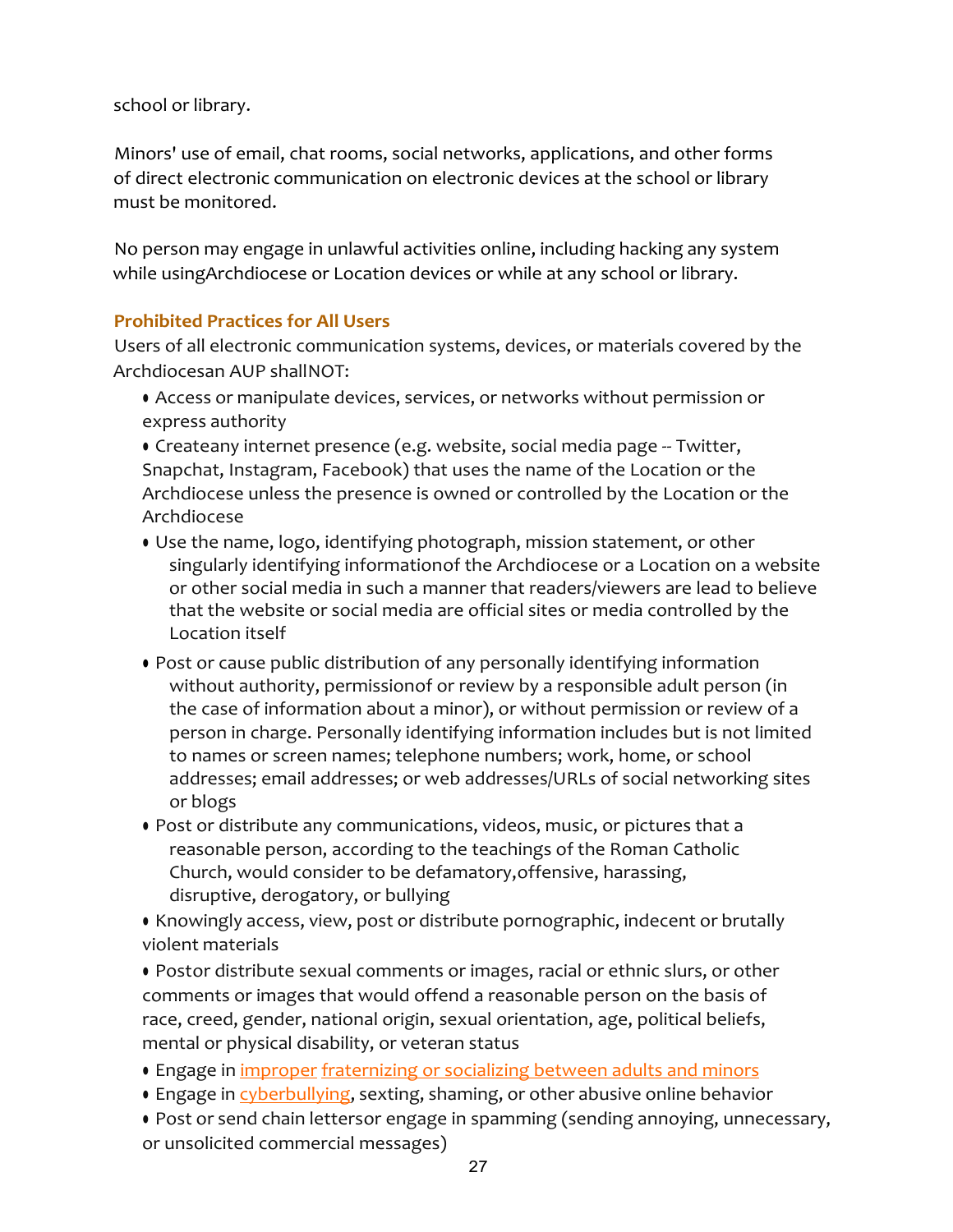school or library.

Minors' use of email, chat rooms, social networks, applications, and other forms of direct electronic communication on electronic devices at the school or library must be monitored.

No person may engage in unlawful activities online, including hacking any system while usingArchdiocese or Location devices or while at any school or library.

### Prohibited Practices for All Users

Users of all electronic communication systems, devices, or materials covered by the Archdiocesan AUP shallNOT:

- Access or manipulate devices, services, or networks without permission or express authority
- Createany internet presence (e.g. website, social media page -- Twitter, Snapchat, Instagram, Facebook) that uses the name of the Location or the Archdiocese unless the presence is owned or controlled by the Location or the Archdiocese
- Use the name, logo, identifying photograph, mission statement, or other singularly identifying informationof the Archdiocese or a Location on a website or other social media in such a manner that readers/viewers are lead to believe that the website or social media are official sites or media controlled by the Location itself
- Post or cause public distribution of any personally identifying information without authority, permissionof or review by a responsible adult person (in the case of information about a minor), or without permission or review of a person in charge. Personally identifying information includes but is not limited to names or screen names; telephone numbers; work, home, or school addresses; email addresses; or web addresses/URLs of social networking sites or blogs
- Post or distribute any communications, videos, music, or pictures that a reasonable person, according to the teachings of the Roman Catholic Church, would consider to be defamatory,offensive, harassing, disruptive, derogatory, or bullying
- Knowingly access, view, post or distribute pornographic, indecent or brutally violent materials
- Postor distribute sexual comments or images, racial or ethnic slurs, or other comments or images that would offend a reasonable person on the basis of race, creed, gender, national origin, sexual orientation, age, political beliefs, mental or physical disability, or veteran status
- Engage in improper fraternizing or socializing between adults and minors
- Engage in cyberbullying, sexting, shaming, or other abusive online behavior
- Post or send chain lettersor engage in spamming (sending annoying, unnecessary, or unsolicited commercial messages)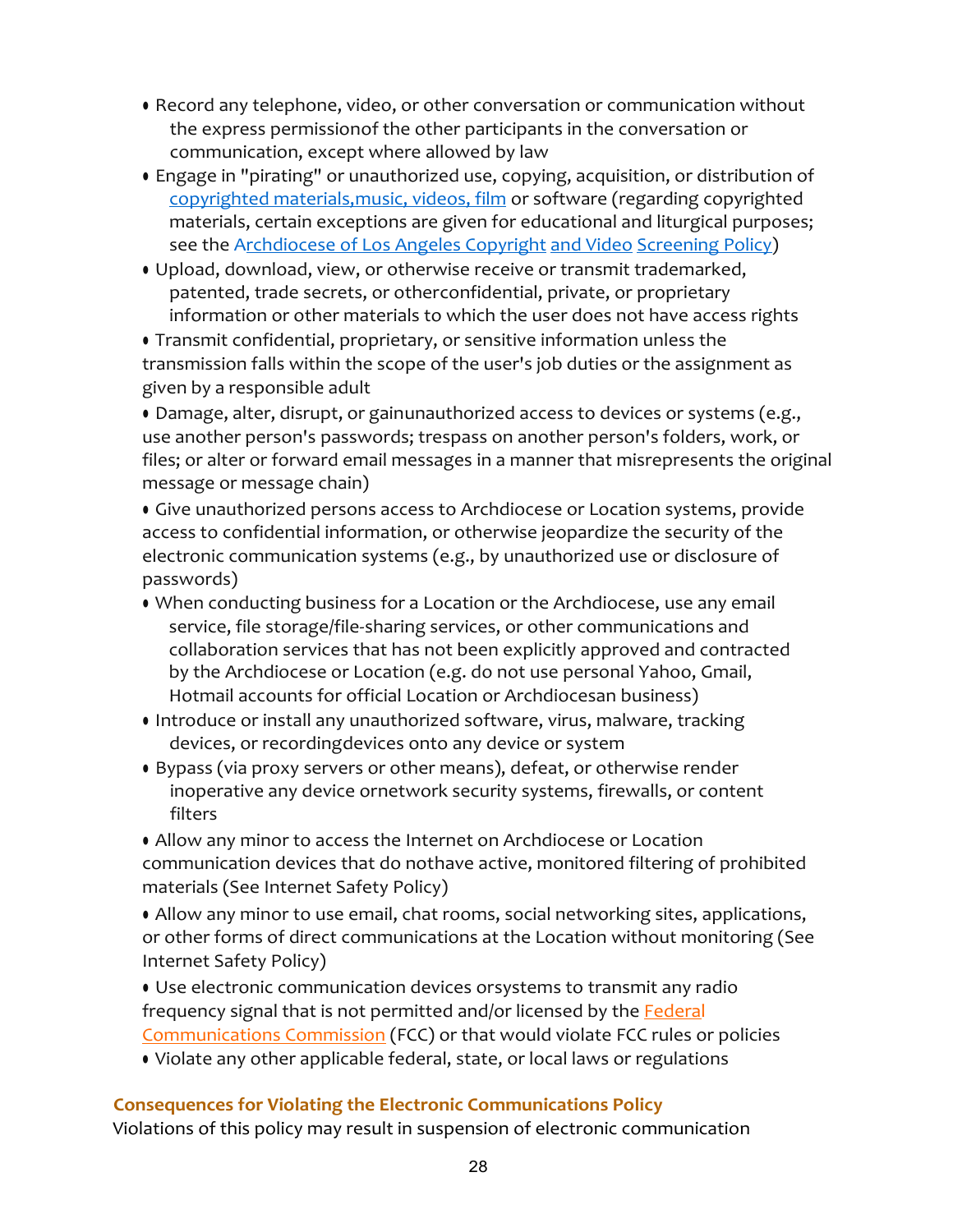- Record any telephone, video, or other conversation or communication without the express permissionof the other participants in the conversation or communication, except where allowed by law
- Engage in "pirating" or unauthorized use, copying, acquisition, or distribution of copyrighted materials,music, videos, film or software (regarding copyrighted materials, certain exceptions are given for educational and liturgical purposes; see the Archdiocese of Los Angeles Copyright and Video Screening Policy)
- Upload, download, view, or otherwise receive or transmit trademarked, patented, trade secrets, or otherconfidential, private, or proprietary information or other materials to which the user does not have access rights
- Transmit confidential, proprietary, or sensitive information unless the transmission falls within the scope of the user's job duties or the assignment as given by a responsible adult
- Damage, alter, disrupt, or gainunauthorized access to devices or systems (e.g., use another person's passwords; trespass on another person's folders, work, or files; or alter or forward email messages in a manner that misrepresents the original message or message chain)
- Give unauthorized persons access to Archdiocese or Location systems, provide access to confidential information, or otherwise jeopardize the security of the electronic communication systems (e.g., by unauthorized use or disclosure of passwords)
- When conducting business for a Location or the Archdiocese, use any email service, file storage/file-sharing services, or other communications and collaboration services that has not been explicitly approved and contracted by the Archdiocese or Location (e.g. do not use personal Yahoo, Gmail, Hotmail accounts for official Location or Archdiocesan business)
- Introduce or install any unauthorized software, virus, malware, tracking devices, or recordingdevices onto any device or system
- Bypass (via proxy servers or other means), defeat, or otherwise render inoperative any device ornetwork security systems, firewalls, or content filters
- Allow any minor to access the Internet on Archdiocese or Location communication devices that do nothave active, monitored filtering of prohibited materials (See Internet Safety Policy)
- Allow any minor to use email, chat rooms, social networking sites, applications, or other forms of direct communications at the Location without monitoring (See Internet Safety Policy)
- Use electronic communication devices orsystems to transmit any radio frequency signal that is not permitted and/or licensed by the Federal Communications Commission (FCC) or that would violate FCC rules or policies
- Violate any other applicable federal, state, or local laws or regulations

### Consequences for Violating the Electronic Communications Policy

Violations of this policy may result in suspension of electronic communication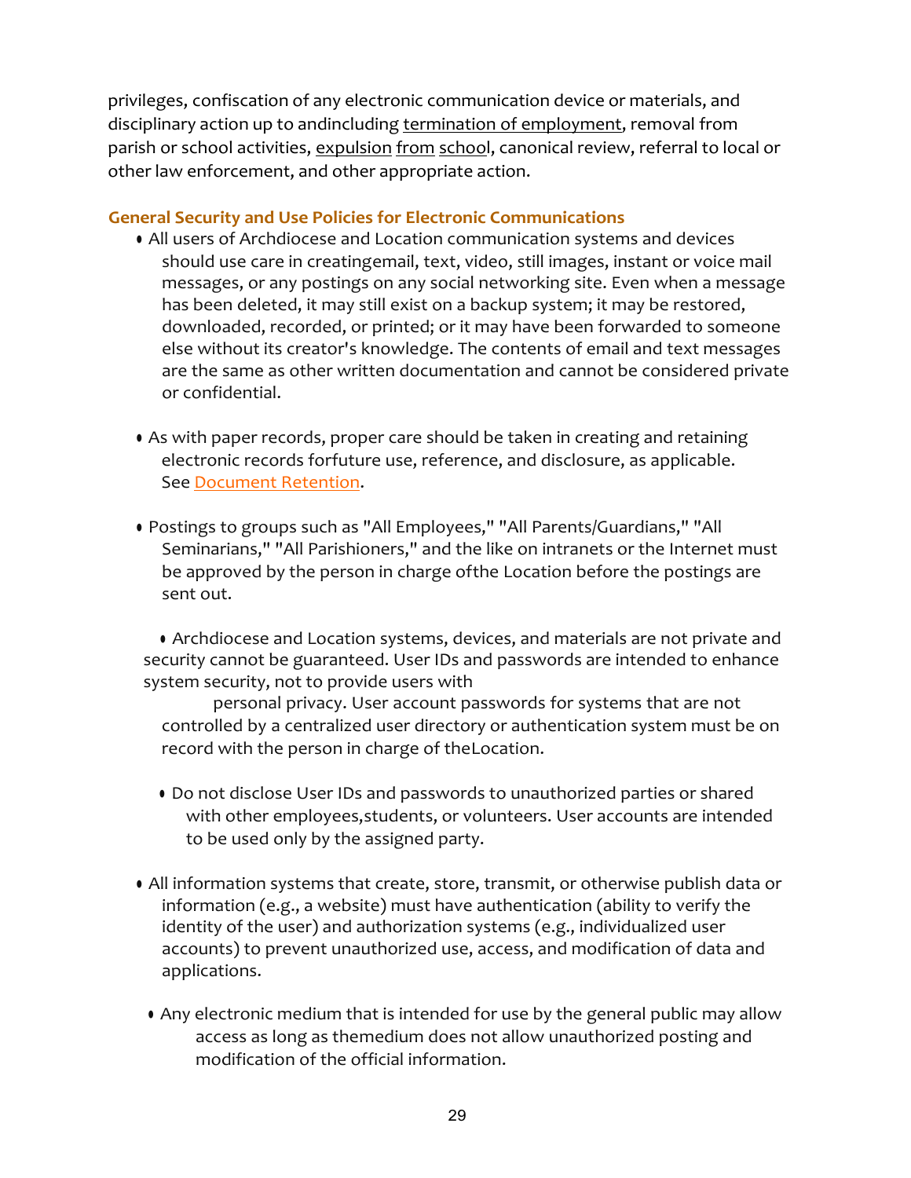privileges, confiscation of any electronic communication device or materials, and disciplinary action up to andincluding termination of employment, removal from parish or school activities, expulsion from school, canonical review, referral to local or other law enforcement, and other appropriate action.

## General Security and Use Policies for Electronic Communications

- All users of Archdiocese and Location communication systems and devices should use care in creatingemail, text, video, still images, instant or voice mail messages, or any postings on any social networking site. Even when a message has been deleted, it may still exist on a backup system; it may be restored, downloaded, recorded, or printed; or it may have been forwarded to someone else without its creator's knowledge. The contents of email and text messages are the same as other written documentation and cannot be considered private or confidential.

- As with paper records, proper care should be taken in creating and retaining electronic records forfuture use, reference, and disclosure, as applicable. See Document Retention.

- Postings to groups such as "All Employees," "All Parents/Guardians," "All Seminarians," "All Parishioners," and the like on intranets or the Internet must be approved by the person in charge ofthe Location before the postings are sent out.

- Archdiocese and Location systems, devices, and materials are not private and security cannot be guaranteed. User IDs and passwords are intended to enhance system security, not to provide users with personal privacy. User account passwords for systems that are not controlled by a centralized user directory or authentication system must be on record with the person in charge of theLocation.

- Do not disclose User IDs and passwords to unauthorized parties or shared with other employees,students, or volunteers. User accounts are intended to be used only by the assigned party.

- All information systems that create, store, transmit, or otherwise publish data or information (e.g., a website) must have authentication (ability to verify the identity of the user) and authorization systems (e.g., individualized user accounts) to prevent unauthorized use, access, and modification of data and applications.

- Any electronic medium that is intended for use by the general public may allow access as long as themedium does not allow unauthorized posting and modification of the official information.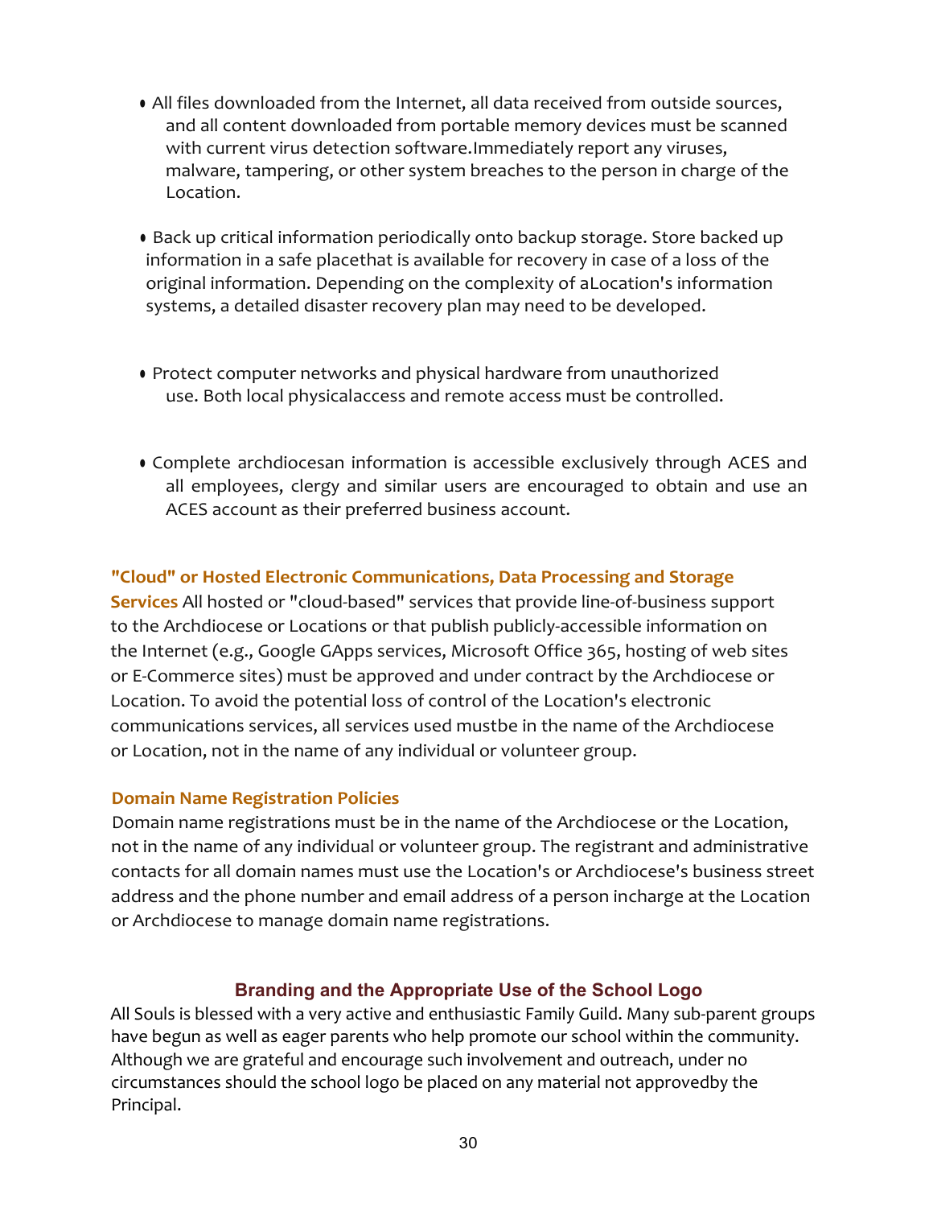- All files downloaded from the Internet, all data received from outside sources, and all content downloaded from portable memory devices must be scanned with current virus detection software.Immediately report any viruses, malware, tampering, or other system breaches to the person in charge of the Location.

- Back up critical information periodically onto backup storage. Store backed up information in a safe placethat is available for recovery in case of a loss of the original information. Depending on the complexity of aLocation's information systems, a detailed disaster recovery plan may need to be developed.

- Protect computer networks and physical hardware from unauthorized use. Both local physicalaccess and remote access must be controlled.

- Complete archdiocesan information is accessible exclusively through ACES and all employees, clergy and similar users are encouraged to obtain and use an ACES account as their preferred business account.

**"Cloud" or Hosted Electronic Communications, Data Processing and Storage Services** All hosted or "cloud-based" services that provide line-of-business support to the Archdiocese or Locations or that publish publicly-accessible information on the Internet (e.g., Google GApps services, Microsoft Office 365, hosting of web sites or E-Commerce sites) must be approved and under contract by the Archdiocese or Location. To avoid the potential loss of control of the Location's electronic communications services, all services used mustbe in the name of the Archdiocese or Location, not in the name of any individual or volunteer group.

**Domain Name Registration Policies**

Domain name registrations must be in the name of the Archdiocese or the Location, not in the name of any individual or volunteer group. The registrant and administrative contacts for all domain names must use the Location's or Archdiocese's business street address and the phone number and email address of a person incharge at the Location or Archdiocese to manage domain name registrations.

## Branding and the Appropriate Use of the School Logo

All Souls is blessed with a very active and enthusiastic Family Guild. Many sub-parent groups have begun as well as eager parents who help promote our school within the community. Although we are grateful and encourage such involvement and outreach, under no circumstances should the school logo be placed on any material not approvedby the Principal.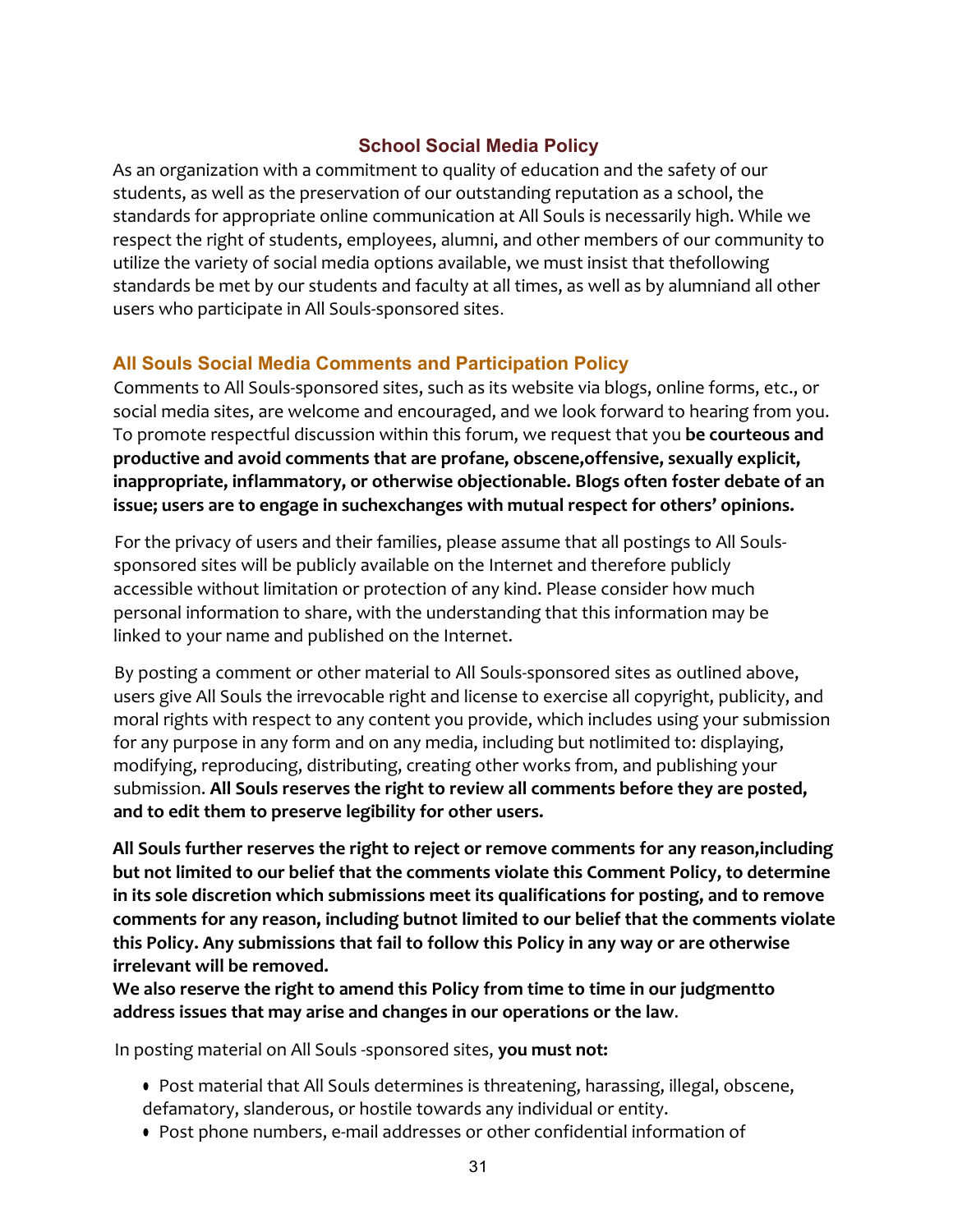## School Social Media Policy

As an organization with a commitment to quality of education and the safety of our students, as well as the preservation of our outstanding reputation as a school, the standards for appropriate online communication at All Souls is necessarily high. While we respect the right of students, employees, alumni, and other members of our community to utilize the variety of social media options available, we must insist that thefollowing standards be met by our students and faculty at all times, as well as by alumniand all other users who participate in All Souls-sponsored sites.

### All Souls Social Media Comments and Participation Policy

Comments to All Souls-sponsored sites, such as its website via blogs, online forms, etc., or social media sites, are welcome and encouraged, and we look forward to hearing from you. To promote respectful discussion within this forum, we request that you **be courteous and productive and avoid comments that are profane, obscene,offensive, sexually explicit, inappropriate, inflammatory, or otherwise objectionable. Blogs often foster debate of an issue; users are to engage in suchexchanges with mutual respect for others' opinions.**

For the privacy of users and their families, please assume that all postings to All Souls-sponsored sites will be publicly available on the Internet and therefore publicly accessible without limitation or protection of any kind. Please consider how much personal information to share, with the understanding that this information may be linked to your name and published on the Internet.

By posting a comment or other material to All Souls-sponsored sites as outlined above, users give All Souls the irrevocable right and license to exercise all copyright, publicity, and moral rights with respect to any content you provide, which includes using your submission for any purpose in any form and on any media, including but notlimited to: displaying, modifying, reproducing, distributing, creating other works from, and publishing your submission. **All Souls reserves the right to review all comments before they are posted, and to edit them to preserve legibility for other users.**

**All Souls further reserves the right to reject or remove comments for any reason,including but not limited to our belief that the comments violate this Comment Policy, to determine in its sole discretion which submissions meet its qualifications for posting, and to remove comments for any reason, including butnot limited to our belief that the comments violate this Policy. Any submissions that fail to follow this Policy in any way or are otherwise irrelevant will be removed.**
**We also reserve the right to amend this Policy from time to time in our judgmentto address issues that may arise and changes in our operations or the law**.

In posting material on All Souls -sponsored sites, **you must not:**

- Post material that All Souls determines is threatening, harassing, illegal, obscene, defamatory, slanderous, or hostile towards any individual or entity.
- Post phone numbers, e-mail addresses or other confidential information of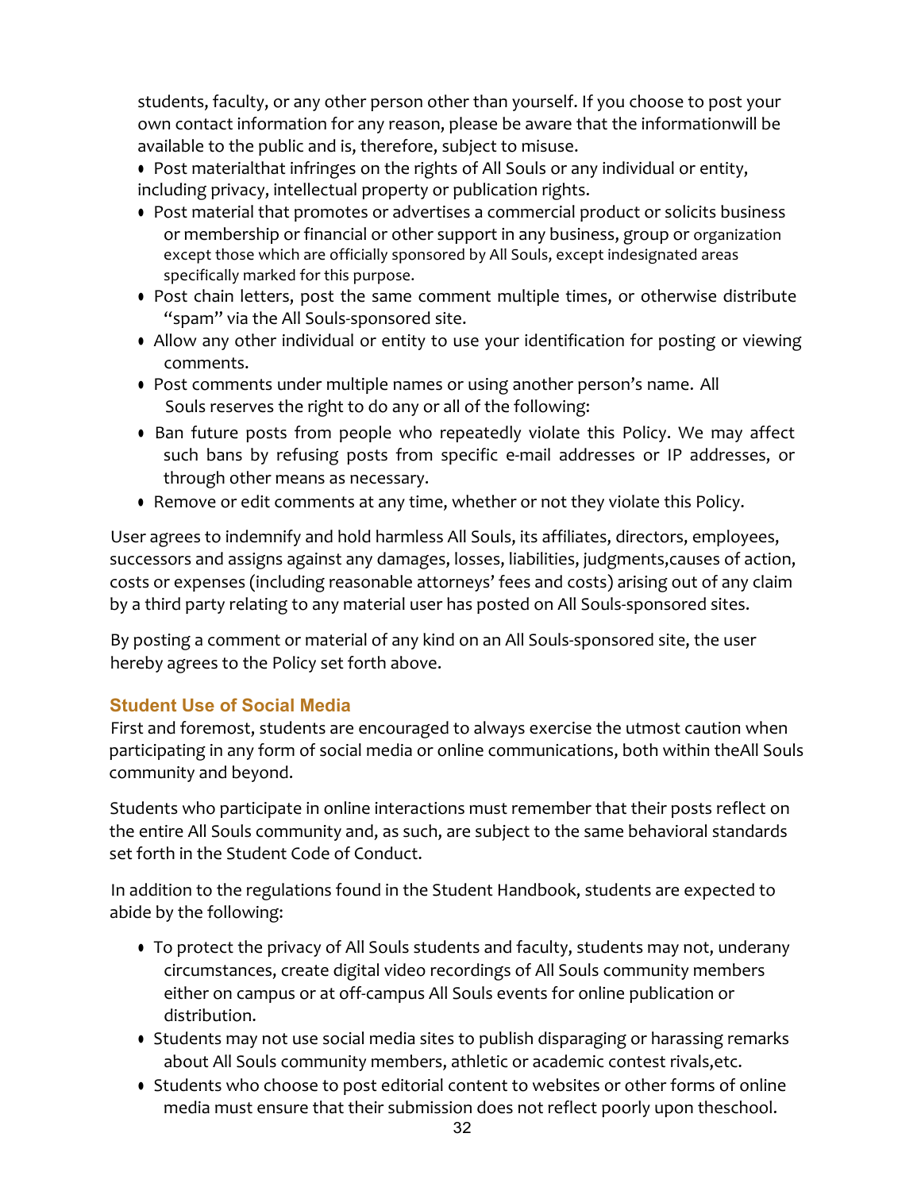students, faculty, or any other person other than yourself. If you choose to post your own contact information for any reason, please be aware that the informationwill be available to the public and is, therefore, subject to misuse.

- Post materialthat infringes on the rights of All Souls or any individual or entity, including privacy, intellectual property or publication rights.
- Post material that promotes or advertises a commercial product or solicits business or membership or financial or other support in any business, group or organization except those which are officially sponsored by All Souls, except indesignated areas specifically marked for this purpose.
- Post chain letters, post the same comment multiple times, or otherwise distribute "spam" via the All Souls-sponsored site.
- Allow any other individual or entity to use your identification for posting or viewing comments.
- Post comments under multiple names or using another person's name. All Souls reserves the right to do any or all of the following:
- Ban future posts from people who repeatedly violate this Policy. We may affect such bans by refusing posts from specific e-mail addresses or IP addresses, or through other means as necessary.
- Remove or edit comments at any time, whether or not they violate this Policy.

User agrees to indemnify and hold harmless All Souls, its affiliates, directors, employees, successors and assigns against any damages, losses, liabilities, judgments,causes of action, costs or expenses (including reasonable attorneys' fees and costs) arising out of any claim by a third party relating to any material user has posted on All Souls-sponsored sites.

By posting a comment or material of any kind on an All Souls-sponsored site, the user hereby agrees to the Policy set forth above.

### Student Use of Social Media

First and foremost, students are encouraged to always exercise the utmost caution when participating in any form of social media or online communications, both within theAll Souls community and beyond.

Students who participate in online interactions must remember that their posts reflect on the entire All Souls community and, as such, are subject to the same behavioral standards set forth in the Student Code of Conduct.

In addition to the regulations found in the Student Handbook, students are expected to abide by the following:

- To protect the privacy of All Souls students and faculty, students may not, underany circumstances, create digital video recordings of All Souls community members either on campus or at off-campus All Souls events for online publication or distribution.
- Students may not use social media sites to publish disparaging or harassing remarks about All Souls community members, athletic or academic contest rivals,etc.
- Students who choose to post editorial content to websites or other forms of online media must ensure that their submission does not reflect poorly upon theschool.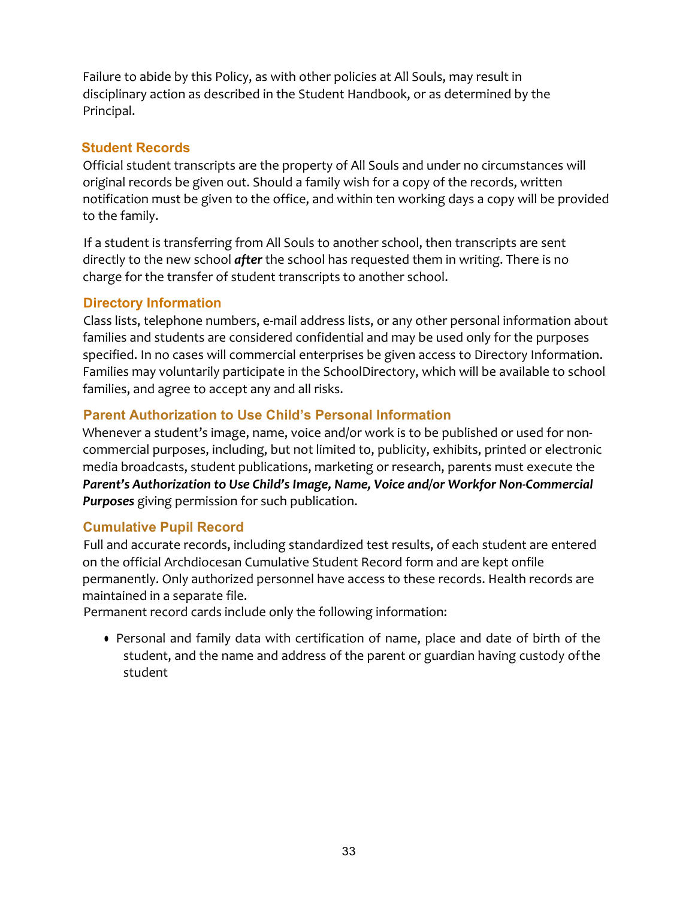Failure to abide by this Policy, as with other policies at All Souls, may result in disciplinary action as described in the Student Handbook, or as determined by the Principal.

## Student Records

Official student transcripts are the property of All Souls and under no circumstances will original records be given out. Should a family wish for a copy of the records, written notification must be given to the office, and within ten working days a copy will be provided to the family.

If a student is transferring from All Souls to another school, then transcripts are sent directly to the new school ***after*** the school has requested them in writing. There is no charge for the transfer of student transcripts to another school.

## Directory Information

Class lists, telephone numbers, e-mail address lists, or any other personal information about families and students are considered confidential and may be used only for the purposes specified. In no cases will commercial enterprises be given access to Directory Information. Families may voluntarily participate in the SchoolDirectory, which will be available to school families, and agree to accept any and all risks.

## Parent Authorization to Use Child's Personal Information

Whenever a student's image, name, voice and/or work is to be published or used for non-commercial purposes, including, but not limited to, publicity, exhibits, printed or electronic media broadcasts, student publications, marketing or research, parents must execute the ***Parent's Authorization to Use Child's Image, Name, Voice and/or Workfor Non-Commercial Purposes*** giving permission for such publication.

## Cumulative Pupil Record

Full and accurate records, including standardized test results, of each student are entered on the official Archdiocesan Cumulative Student Record form and are kept onfile permanently. Only authorized personnel have access to these records. Health records are maintained in a separate file.

Permanent record cards include only the following information:

- Personal and family data with certification of name, place and date of birth of the student, and the name and address of the parent or guardian having custody ofthe student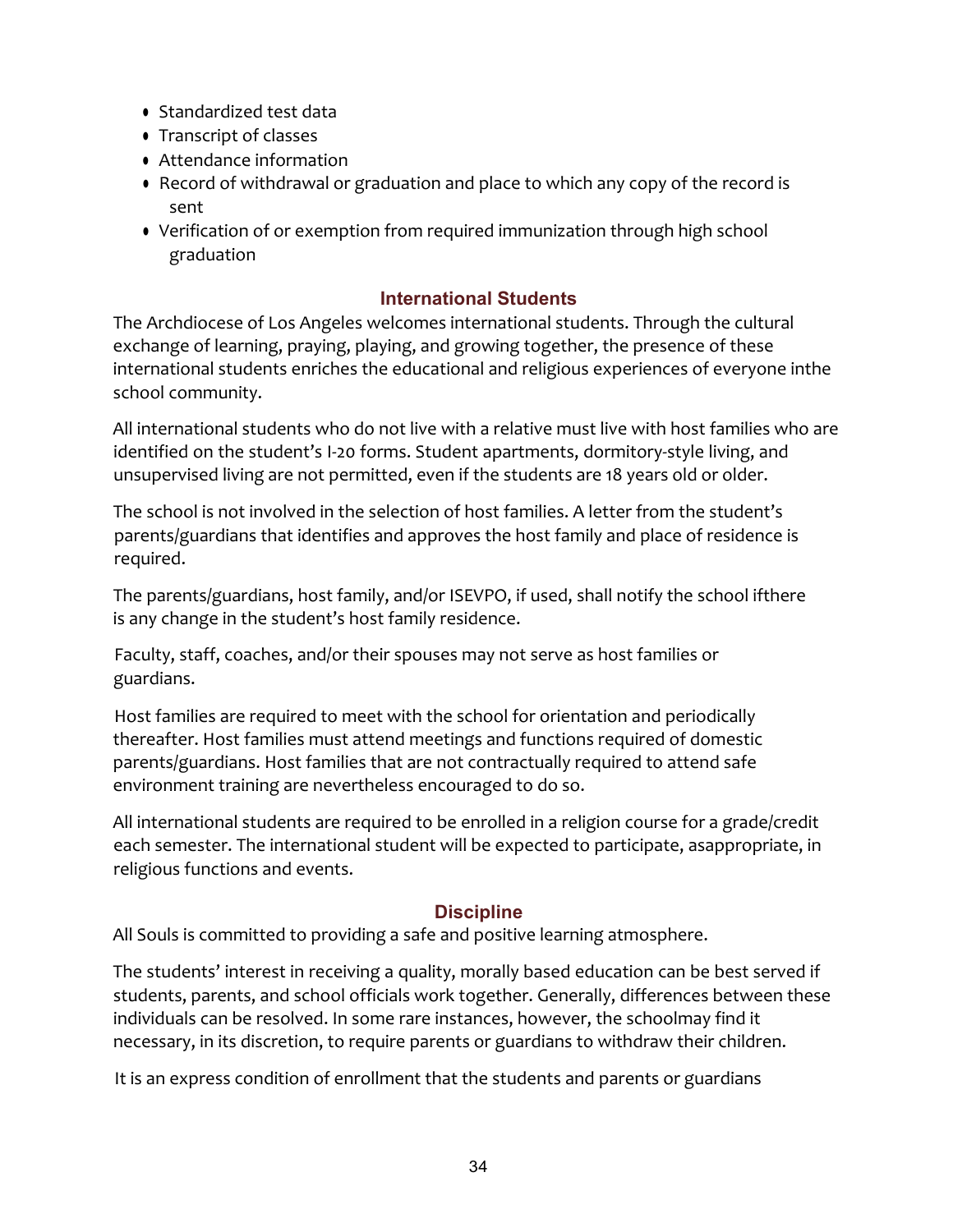- Standardized test data
- Transcript of classes
- Attendance information
- Record of withdrawal or graduation and place to which any copy of the record is sent
- Verification of or exemption from required immunization through high school graduation

## International Students

The Archdiocese of Los Angeles welcomes international students. Through the cultural exchange of learning, praying, playing, and growing together, the presence of these international students enriches the educational and religious experiences of everyone inthe school community.

All international students who do not live with a relative must live with host families who are identified on the student's I-20 forms. Student apartments, dormitory-style living, and unsupervised living are not permitted, even if the students are 18 years old or older.

The school is not involved in the selection of host families. A letter from the student's parents/guardians that identifies and approves the host family and place of residence is required.

The parents/guardians, host family, and/or ISEVPO, if used, shall notify the school ifthere is any change in the student's host family residence.

Faculty, staff, coaches, and/or their spouses may not serve as host families or guardians.

Host families are required to meet with the school for orientation and periodically thereafter. Host families must attend meetings and functions required of domestic parents/guardians. Host families that are not contractually required to attend safe environment training are nevertheless encouraged to do so.

All international students are required to be enrolled in a religion course for a grade/credit each semester. The international student will be expected to participate, asappropriate, in religious functions and events.

## Discipline

All Souls is committed to providing a safe and positive learning atmosphere.

The students' interest in receiving a quality, morally based education can be best served if students, parents, and school officials work together. Generally, differences between these individuals can be resolved. In some rare instances, however, the schoolmay find it necessary, in its discretion, to require parents or guardians to withdraw their children.

It is an express condition of enrollment that the students and parents or guardians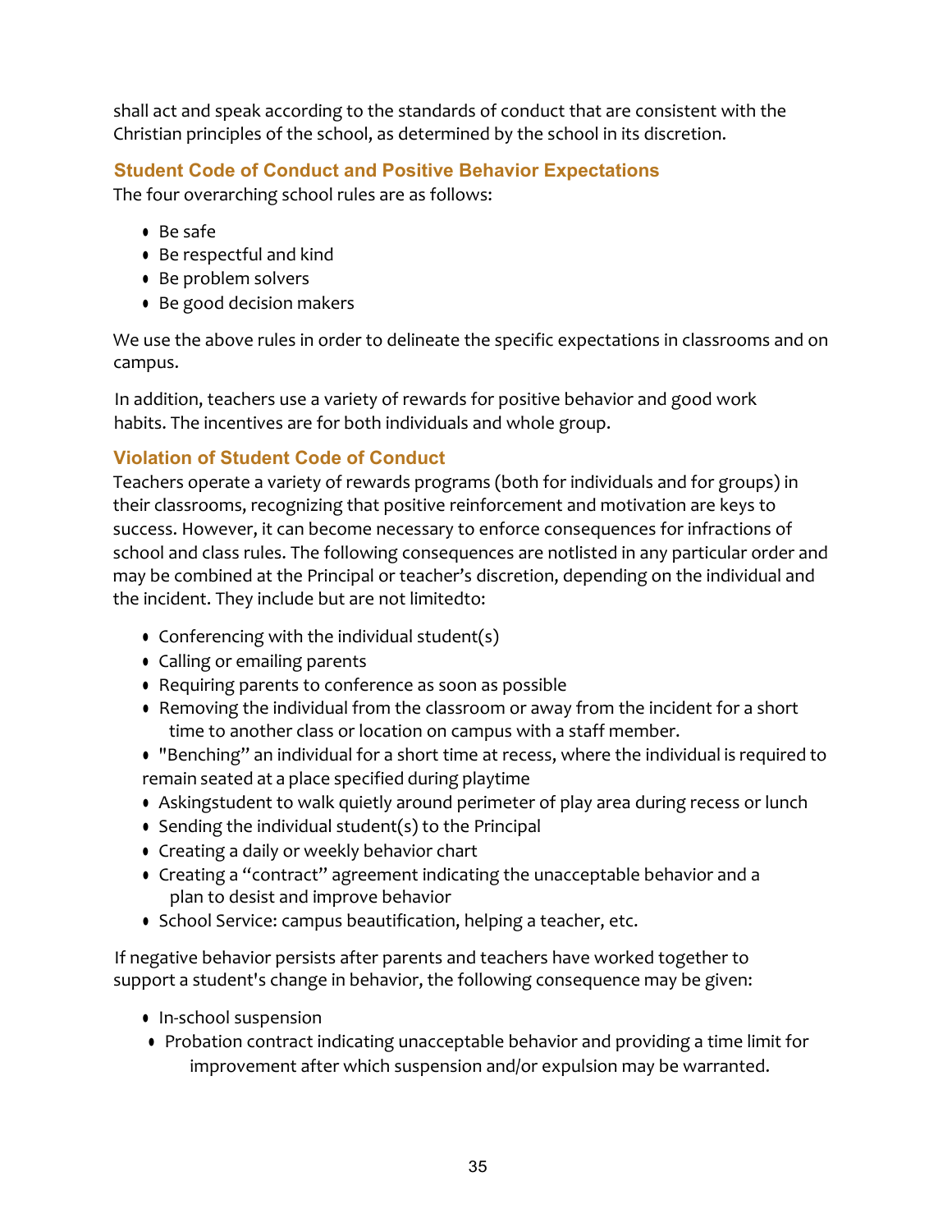shall act and speak according to the standards of conduct that are consistent with the Christian principles of the school, as determined by the school in its discretion.

### Student Code of Conduct and Positive Behavior Expectations

The four overarching school rules are as follows:

- Be safe
- Be respectful and kind
- Be problem solvers
- Be good decision makers

We use the above rules in order to delineate the specific expectations in classrooms and on campus.

In addition, teachers use a variety of rewards for positive behavior and good work habits. The incentives are for both individuals and whole group.

### Violation of Student Code of Conduct

Teachers operate a variety of rewards programs (both for individuals and for groups) in their classrooms, recognizing that positive reinforcement and motivation are keys to success. However, it can become necessary to enforce consequences for infractions of school and class rules. The following consequences are notlisted in any particular order and may be combined at the Principal or teacher's discretion, depending on the individual and the incident. They include but are not limitedto:

- Conferencing with the individual student(s)
- Calling or emailing parents
- Requiring parents to conference as soon as possible
- Removing the individual from the classroom or away from the incident for a short time to another class or location on campus with a staff member.
- "Benching" an individual for a short time at recess, where the individual is required to remain seated at a place specified during playtime
- Askingstudent to walk quietly around perimeter of play area during recess or lunch
- Sending the individual student(s) to the Principal
- Creating a daily or weekly behavior chart
- Creating a "contract" agreement indicating the unacceptable behavior and a plan to desist and improve behavior
- School Service: campus beautification, helping a teacher, etc.

If negative behavior persists after parents and teachers have worked together to support a student's change in behavior, the following consequence may be given:

- In-school suspension
- Probation contract indicating unacceptable behavior and providing a time limit for improvement after which suspension and/or expulsion may be warranted.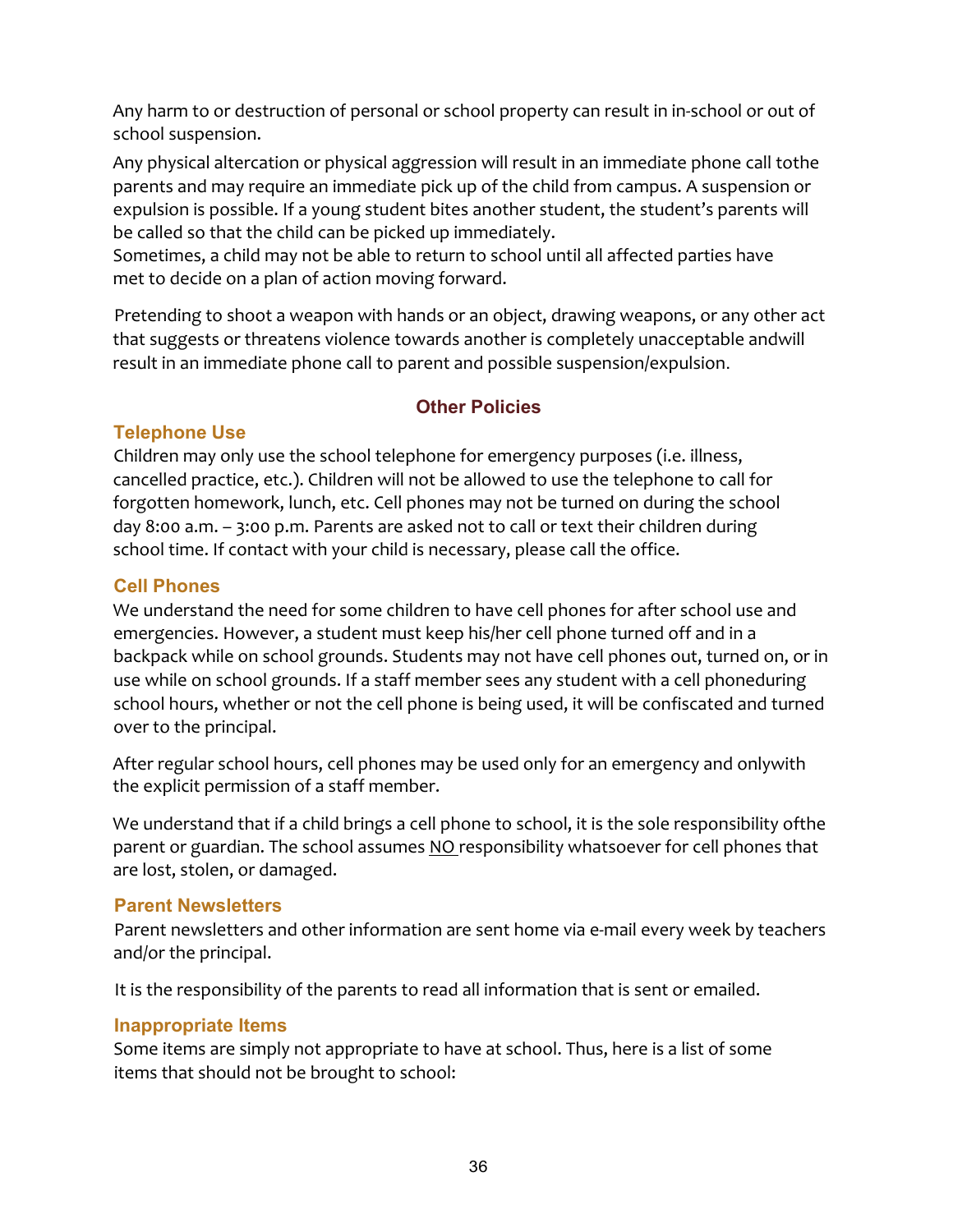Any harm to or destruction of personal or school property can result in in-school or out of school suspension.

Any physical altercation or physical aggression will result in an immediate phone call tothe parents and may require an immediate pick up of the child from campus. A suspension or expulsion is possible. If a young student bites another student, the student's parents will be called so that the child can be picked up immediately.
Sometimes, a child may not be able to return to school until all affected parties have met to decide on a plan of action moving forward.

Pretending to shoot a weapon with hands or an object, drawing weapons, or any other act that suggests or threatens violence towards another is completely unacceptable andwill result in an immediate phone call to parent and possible suspension/expulsion.

## Other Policies

### Telephone Use

Children may only use the school telephone for emergency purposes (i.e. illness, cancelled practice, etc.). Children will not be allowed to use the telephone to call for forgotten homework, lunch, etc. Cell phones may not be turned on during the school day 8:00 a.m. – 3:00 p.m. Parents are asked not to call or text their children during school time. If contact with your child is necessary, please call the office.

### Cell Phones

We understand the need for some children to have cell phones for after school use and emergencies. However, a student must keep his/her cell phone turned off and in a backpack while on school grounds. Students may not have cell phones out, turned on, or in use while on school grounds. If a staff member sees any student with a cell phoneduring school hours, whether or not the cell phone is being used, it will be confiscated and turned over to the principal.

After regular school hours, cell phones may be used only for an emergency and onlywith the explicit permission of a staff member.

We understand that if a child brings a cell phone to school, it is the sole responsibility ofthe parent or guardian. The school assumes <u>NO</u> responsibility whatsoever for cell phones that are lost, stolen, or damaged.

### Parent Newsletters

Parent newsletters and other information are sent home via e-mail every week by teachers and/or the principal.

It is the responsibility of the parents to read all information that is sent or emailed.

### Inappropriate Items

Some items are simply not appropriate to have at school. Thus, here is a list of some items that should not be brought to school: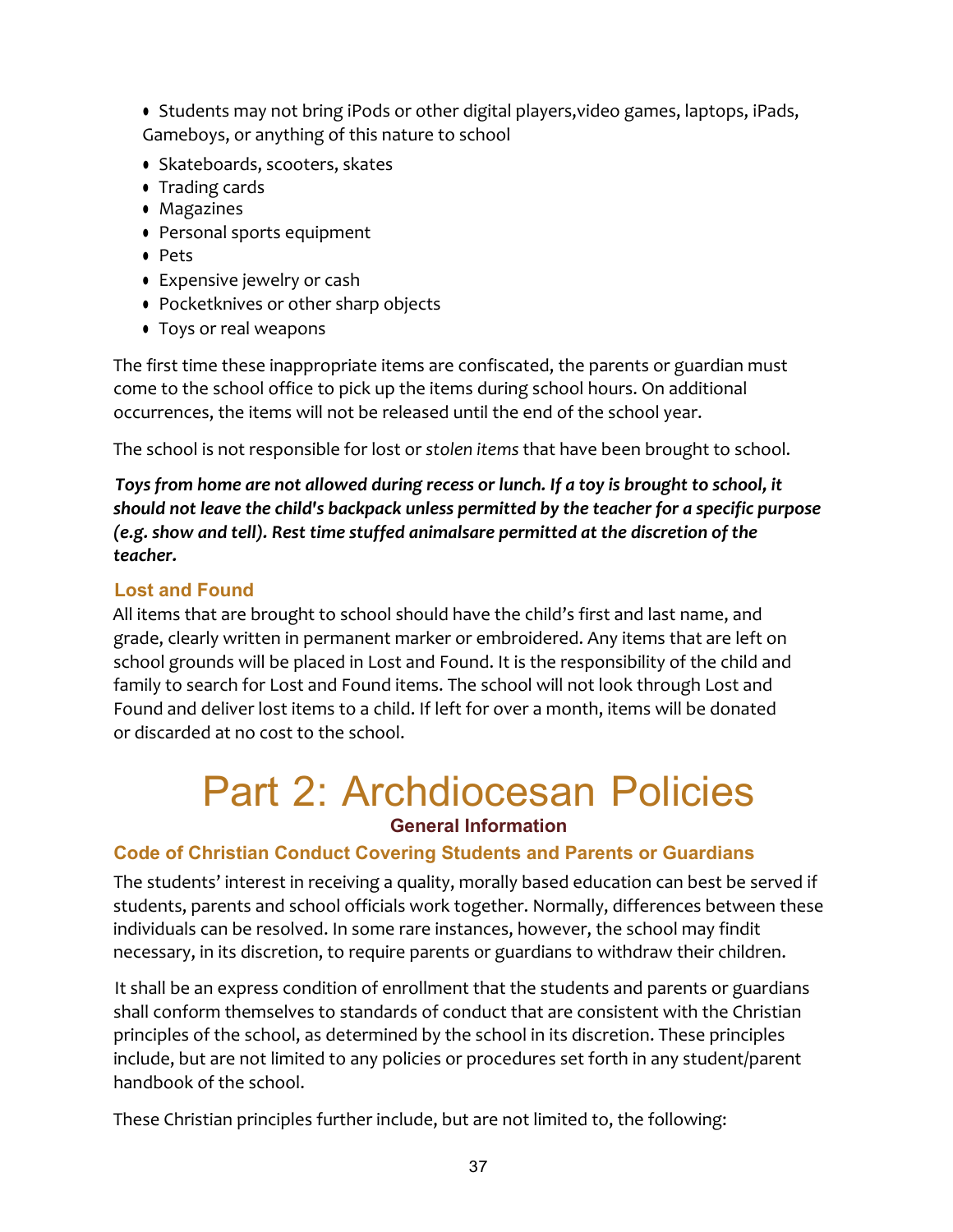- Students may not bring iPods or other digital players,video games, laptops, iPads, Gameboys, or anything of this nature to school
- Skateboards, scooters, skates
- Trading cards
- Magazines
- Personal sports equipment
- Pets
- Expensive jewelry or cash
- Pocketknives or other sharp objects
- Toys or real weapons

The first time these inappropriate items are confiscated, the parents or guardian must come to the school office to pick up the items during school hours. On additional occurrences, the items will not be released until the end of the school year.

The school is not responsible for lost or *stolen items* that have been brought to school.

***Toys from home are not allowed during recess or lunch. If a toy is brought to school, it should not leave the child's backpack unless permitted by the teacher for a specific purpose (e.g. show and tell). Rest time stuffed animalsare permitted at the discretion of the teacher.***

### Lost and Found

All items that are brought to school should have the child's first and last name, and grade, clearly written in permanent marker or embroidered. Any items that are left on school grounds will be placed in Lost and Found. It is the responsibility of the child and family to search for Lost and Found items. The school will not look through Lost and Found and deliver lost items to a child. If left for over a month, items will be donated or discarded at no cost to the school.

# Part 2: Archdiocesan Policies

## General Information

### Code of Christian Conduct Covering Students and Parents or Guardians

The students' interest in receiving a quality, morally based education can best be served if students, parents and school officials work together. Normally, differences between these individuals can be resolved. In some rare instances, however, the school may findit necessary, in its discretion, to require parents or guardians to withdraw their children.

It shall be an express condition of enrollment that the students and parents or guardians shall conform themselves to standards of conduct that are consistent with the Christian principles of the school, as determined by the school in its discretion. These principles include, but are not limited to any policies or procedures set forth in any student/parent handbook of the school.

These Christian principles further include, but are not limited to, the following: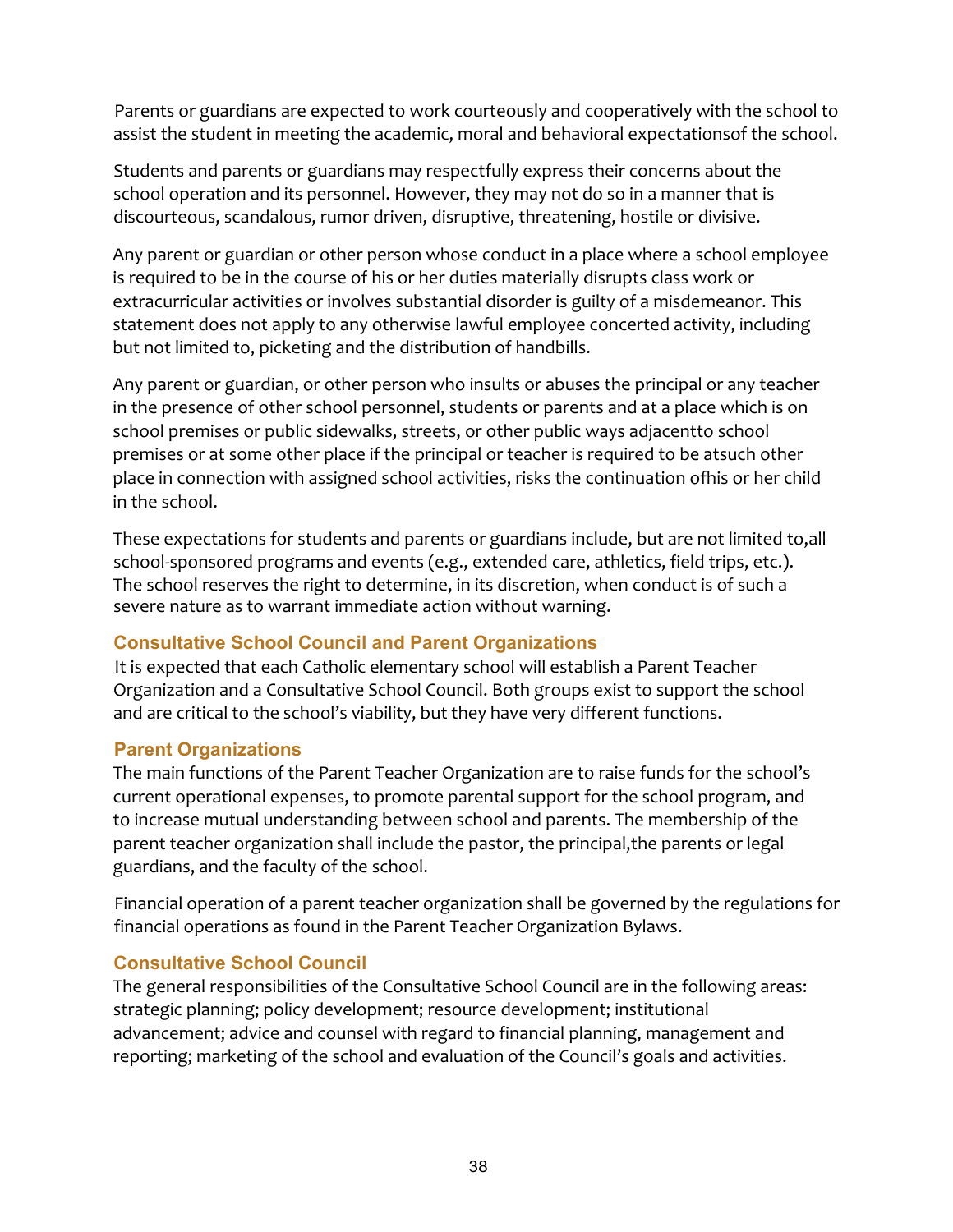Parents or guardians are expected to work courteously and cooperatively with the school to assist the student in meeting the academic, moral and behavioral expectationsof the school.

Students and parents or guardians may respectfully express their concerns about the school operation and its personnel. However, they may not do so in a manner that is discourteous, scandalous, rumor driven, disruptive, threatening, hostile or divisive.

Any parent or guardian or other person whose conduct in a place where a school employee is required to be in the course of his or her duties materially disrupts class work or extracurricular activities or involves substantial disorder is guilty of a misdemeanor. This statement does not apply to any otherwise lawful employee concerted activity, including but not limited to, picketing and the distribution of handbills.

Any parent or guardian, or other person who insults or abuses the principal or any teacher in the presence of other school personnel, students or parents and at a place which is on school premises or public sidewalks, streets, or other public ways adjacentto school premises or at some other place if the principal or teacher is required to be atsuch other place in connection with assigned school activities, risks the continuation ofhis or her child in the school.

These expectations for students and parents or guardians include, but are not limited to,all school-sponsored programs and events (e.g., extended care, athletics, field trips, etc.). The school reserves the right to determine, in its discretion, when conduct is of such a severe nature as to warrant immediate action without warning.

## Consultative School Council and Parent Organizations

It is expected that each Catholic elementary school will establish a Parent Teacher Organization and a Consultative School Council. Both groups exist to support the school and are critical to the school's viability, but they have very different functions.

## Parent Organizations

The main functions of the Parent Teacher Organization are to raise funds for the school's current operational expenses, to promote parental support for the school program, and to increase mutual understanding between school and parents. The membership of the parent teacher organization shall include the pastor, the principal,the parents or legal guardians, and the faculty of the school.

Financial operation of a parent teacher organization shall be governed by the regulations for financial operations as found in the Parent Teacher Organization Bylaws.

## Consultative School Council

The general responsibilities of the Consultative School Council are in the following areas: strategic planning; policy development; resource development; institutional advancement; advice and counsel with regard to financial planning, management and reporting; marketing of the school and evaluation of the Council's goals and activities.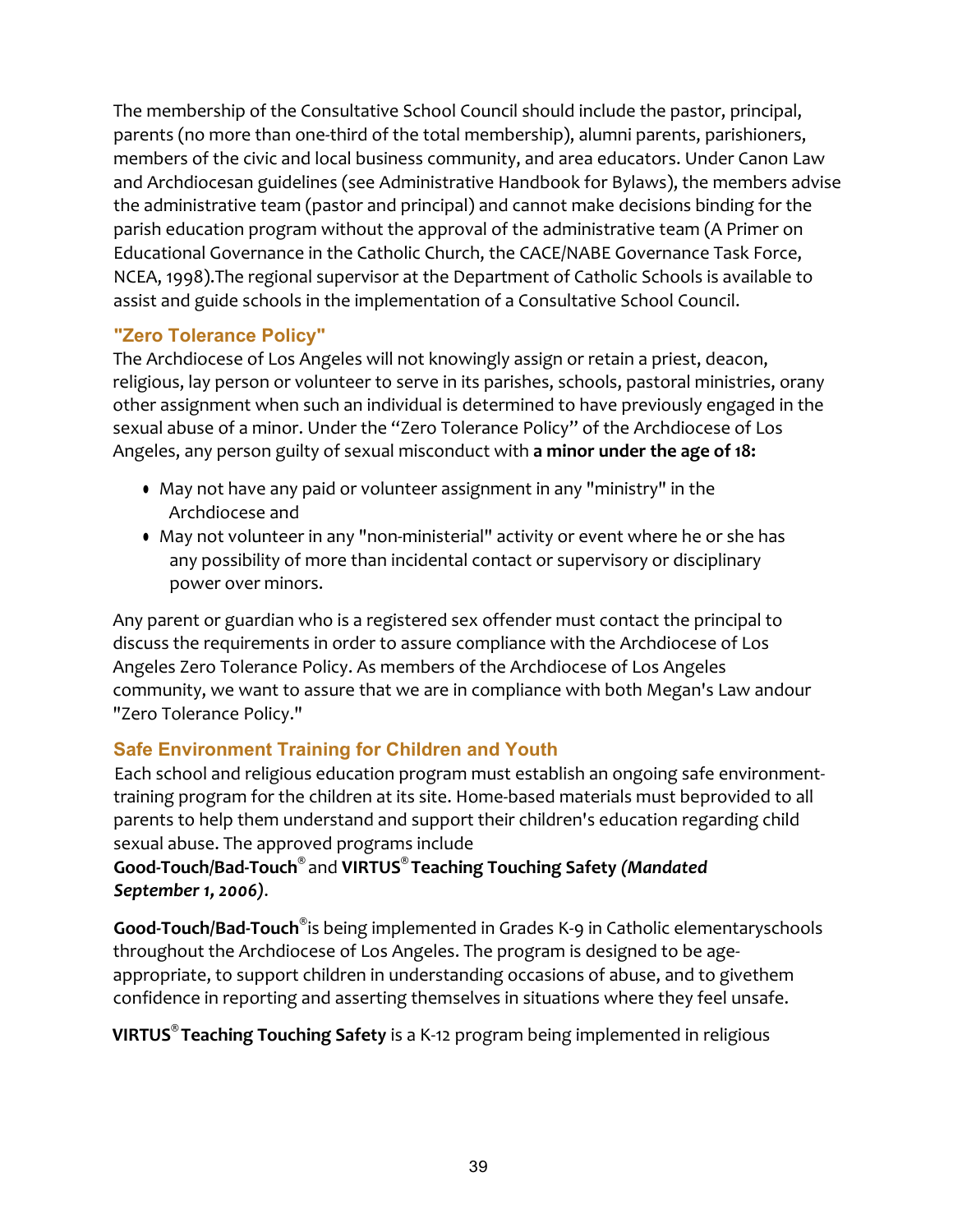The membership of the Consultative School Council should include the pastor, principal, parents (no more than one-third of the total membership), alumni parents, parishioners, members of the civic and local business community, and area educators. Under Canon Law and Archdiocesan guidelines (see Administrative Handbook for Bylaws), the members advise the administrative team (pastor and principal) and cannot make decisions binding for the parish education program without the approval of the administrative team (A Primer on Educational Governance in the Catholic Church, the CACE/NABE Governance Task Force, NCEA, 1998).The regional supervisor at the Department of Catholic Schools is available to assist and guide schools in the implementation of a Consultative School Council.

## "Zero Tolerance Policy"

The Archdiocese of Los Angeles will not knowingly assign or retain a priest, deacon, religious, lay person or volunteer to serve in its parishes, schools, pastoral ministries, orany other assignment when such an individual is determined to have previously engaged in the sexual abuse of a minor. Under the "Zero Tolerance Policy" of the Archdiocese of Los Angeles, any person guilty of sexual misconduct with **a minor under the age of 18:**

- May not have any paid or volunteer assignment in any "ministry" in the Archdiocese and
- May not volunteer in any "non-ministerial" activity or event where he or she has any possibility of more than incidental contact or supervisory or disciplinary power over minors.

Any parent or guardian who is a registered sex offender must contact the principal to discuss the requirements in order to assure compliance with the Archdiocese of Los Angeles Zero Tolerance Policy. As members of the Archdiocese of Los Angeles community, we want to assure that we are in compliance with both Megan's Law andour "Zero Tolerance Policy."

## Safe Environment Training for Children and Youth

Each school and religious education program must establish an ongoing safe environment-training program for the children at its site. Home-based materials must beprovided to all parents to help them understand and support their children's education regarding child sexual abuse. The approved programs include
**Good-Touch/Bad-Touch®** and **VIRTUS® Teaching Touching Safety** ***(Mandated September 1, 2006)***.

**Good-Touch/Bad-Touch®** is being implemented in Grades K-9 in Catholic elementaryschools throughout the Archdiocese of Los Angeles. The program is designed to be age-appropriate, to support children in understanding occasions of abuse, and to givethem confidence in reporting and asserting themselves in situations where they feel unsafe.

**VIRTUS® Teaching Touching Safety** is a K-12 program being implemented in religious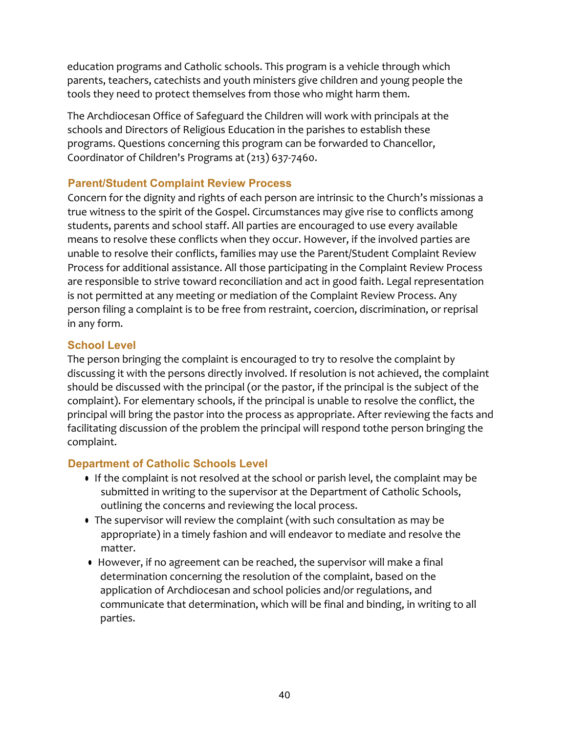education programs and Catholic schools. This program is a vehicle through which parents, teachers, catechists and youth ministers give children and young people the tools they need to protect themselves from those who might harm them.

The Archdiocesan Office of Safeguard the Children will work with principals at the schools and Directors of Religious Education in the parishes to establish these programs. Questions concerning this program can be forwarded to Chancellor, Coordinator of Children's Programs at (213) 637-7460.

### Parent/Student Complaint Review Process

Concern for the dignity and rights of each person are intrinsic to the Church's missionas a true witness to the spirit of the Gospel. Circumstances may give rise to conflicts among students, parents and school staff. All parties are encouraged to use every available means to resolve these conflicts when they occur. However, if the involved parties are unable to resolve their conflicts, families may use the Parent/Student Complaint Review Process for additional assistance. All those participating in the Complaint Review Process are responsible to strive toward reconciliation and act in good faith. Legal representation is not permitted at any meeting or mediation of the Complaint Review Process. Any person filing a complaint is to be free from restraint, coercion, discrimination, or reprisal in any form.

### School Level

The person bringing the complaint is encouraged to try to resolve the complaint by discussing it with the persons directly involved. If resolution is not achieved, the complaint should be discussed with the principal (or the pastor, if the principal is the subject of the complaint). For elementary schools, if the principal is unable to resolve the conflict, the principal will bring the pastor into the process as appropriate. After reviewing the facts and facilitating discussion of the problem the principal will respond tothe person bringing the complaint.

### Department of Catholic Schools Level

- If the complaint is not resolved at the school or parish level, the complaint may be submitted in writing to the supervisor at the Department of Catholic Schools, outlining the concerns and reviewing the local process.
- The supervisor will review the complaint (with such consultation as may be appropriate) in a timely fashion and will endeavor to mediate and resolve the matter.
- However, if no agreement can be reached, the supervisor will make a final determination concerning the resolution of the complaint, based on the application of Archdiocesan and school policies and/or regulations, and communicate that determination, which will be final and binding, in writing to all parties.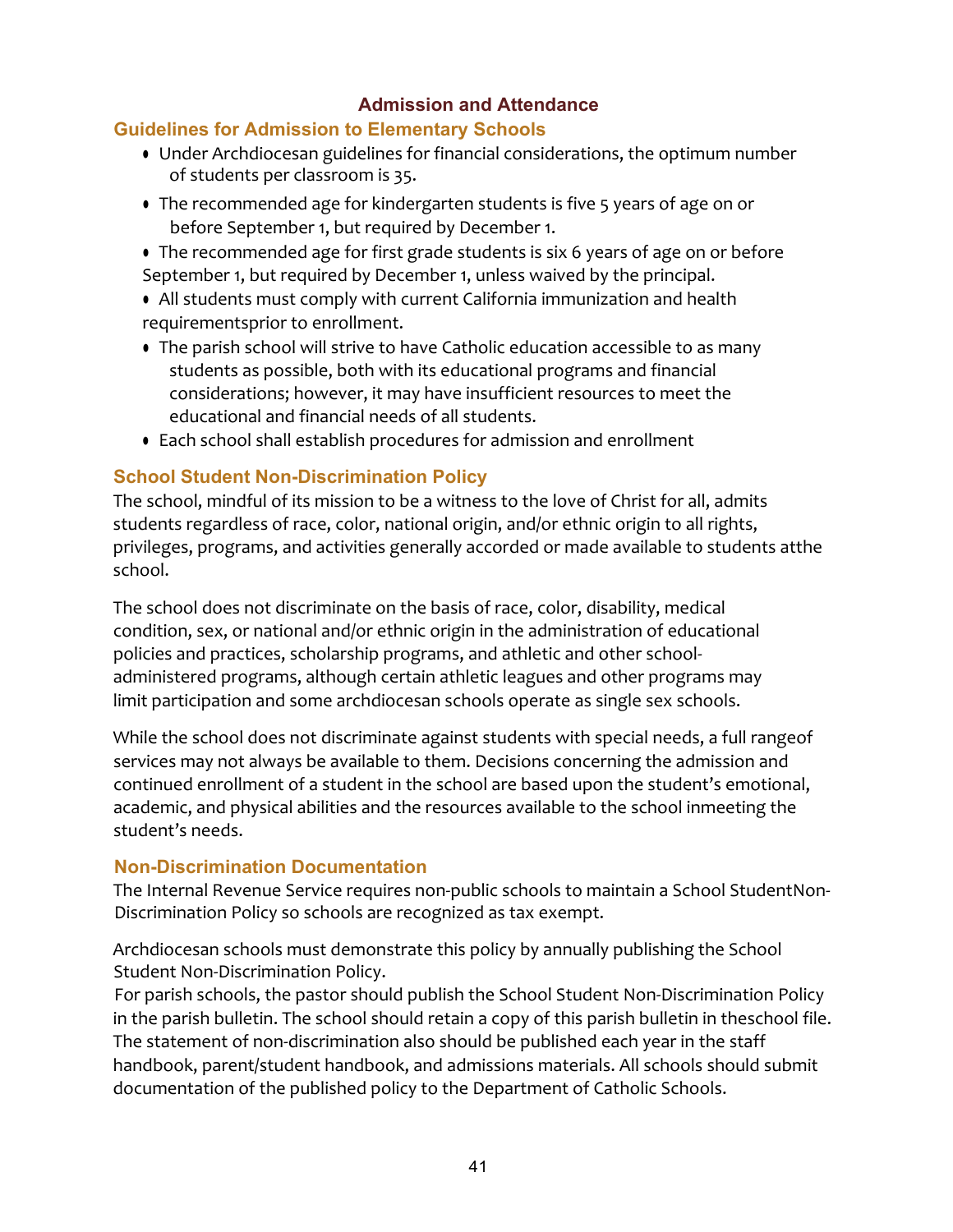## Admission and Attendance

### Guidelines for Admission to Elementary Schools

- Under Archdiocesan guidelines for financial considerations, the optimum number of students per classroom is 35.
- The recommended age for kindergarten students is five 5 years of age on or before September 1, but required by December 1.
- The recommended age for first grade students is six 6 years of age on or before September 1, but required by December 1, unless waived by the principal.
- All students must comply with current California immunization and health requirementsprior to enrollment.
- The parish school will strive to have Catholic education accessible to as many students as possible, both with its educational programs and financial considerations; however, it may have insufficient resources to meet the educational and financial needs of all students.
- Each school shall establish procedures for admission and enrollment

### School Student Non-Discrimination Policy

The school, mindful of its mission to be a witness to the love of Christ for all, admits students regardless of race, color, national origin, and/or ethnic origin to all rights, privileges, programs, and activities generally accorded or made available to students atthe school.

The school does not discriminate on the basis of race, color, disability, medical condition, sex, or national and/or ethnic origin in the administration of educational policies and practices, scholarship programs, and athletic and other school-administered programs, although certain athletic leagues and other programs may limit participation and some archdiocesan schools operate as single sex schools.

While the school does not discriminate against students with special needs, a full rangeof services may not always be available to them. Decisions concerning the admission and continued enrollment of a student in the school are based upon the student's emotional, academic, and physical abilities and the resources available to the school inmeeting the student's needs.

### Non-Discrimination Documentation

The Internal Revenue Service requires non-public schools to maintain a School StudentNon-Discrimination Policy so schools are recognized as tax exempt.

Archdiocesan schools must demonstrate this policy by annually publishing the School Student Non-Discrimination Policy.
For parish schools, the pastor should publish the School Student Non-Discrimination Policy in the parish bulletin. The school should retain a copy of this parish bulletin in theschool file. The statement of non-discrimination also should be published each year in the staff handbook, parent/student handbook, and admissions materials. All schools should submit documentation of the published policy to the Department of Catholic Schools.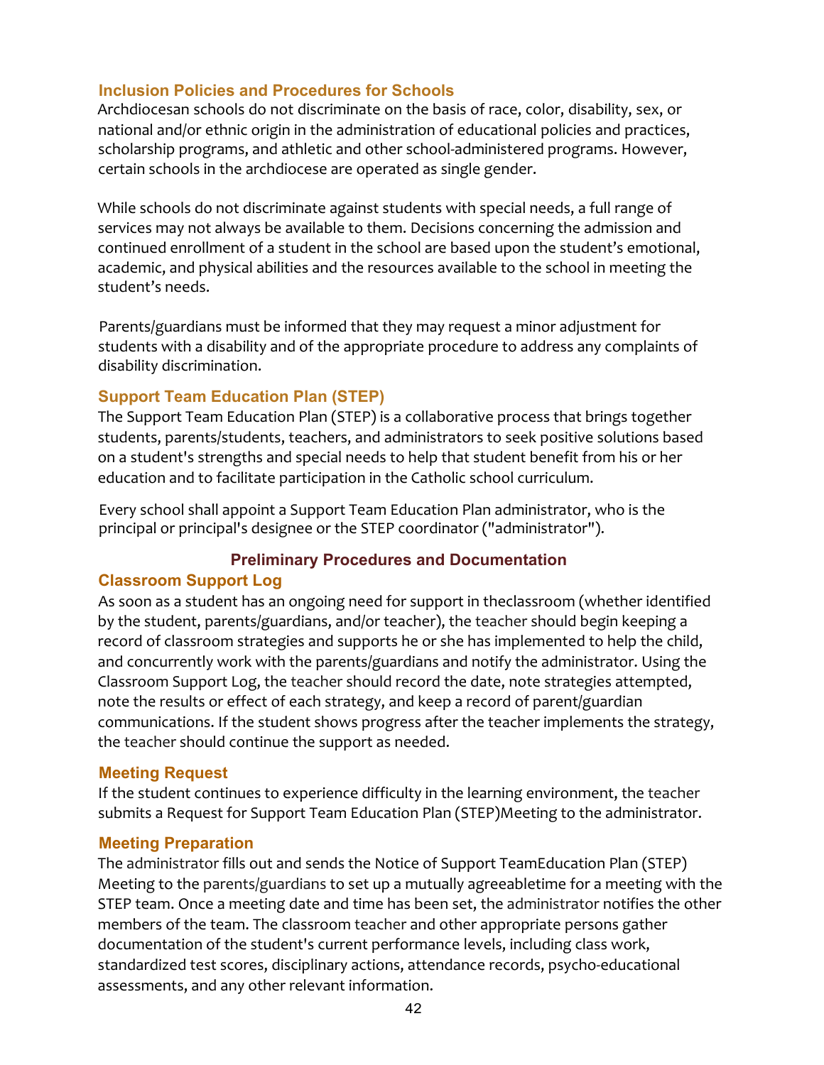## Inclusion Policies and Procedures for Schools

Archdiocesan schools do not discriminate on the basis of race, color, disability, sex, or national and/or ethnic origin in the administration of educational policies and practices, scholarship programs, and athletic and other school-administered programs. However, certain schools in the archdiocese are operated as single gender.

While schools do not discriminate against students with special needs, a full range of services may not always be available to them. Decisions concerning the admission and continued enrollment of a student in the school are based upon the student's emotional, academic, and physical abilities and the resources available to the school in meeting the student's needs.

Parents/guardians must be informed that they may request a minor adjustment for students with a disability and of the appropriate procedure to address any complaints of disability discrimination.

## Support Team Education Plan (STEP)

The Support Team Education Plan (STEP) is a collaborative process that brings together students, parents/students, teachers, and administrators to seek positive solutions based on a student's strengths and special needs to help that student benefit from his or her education and to facilitate participation in the Catholic school curriculum.

Every school shall appoint a Support Team Education Plan administrator, who is the principal or principal's designee or the STEP coordinator ("administrator").

### Preliminary Procedures and Documentation

## Classroom Support Log

As soon as a student has an ongoing need for support in theclassroom (whether identified by the student, parents/guardians, and/or teacher), the teacher should begin keeping a record of classroom strategies and supports he or she has implemented to help the child, and concurrently work with the parents/guardians and notify the administrator. Using the Classroom Support Log, the teacher should record the date, note strategies attempted, note the results or effect of each strategy, and keep a record of parent/guardian communications. If the student shows progress after the teacher implements the strategy, the teacher should continue the support as needed.

## Meeting Request

If the student continues to experience difficulty in the learning environment, the teacher submits a Request for Support Team Education Plan (STEP)Meeting to the administrator.

## Meeting Preparation

The administrator fills out and sends the Notice of Support TeamEducation Plan (STEP) Meeting to the parents/guardians to set up a mutually agreeabletime for a meeting with the STEP team. Once a meeting date and time has been set, the administrator notifies the other members of the team. The classroom teacher and other appropriate persons gather documentation of the student's current performance levels, including class work, standardized test scores, disciplinary actions, attendance records, psycho-educational assessments, and any other relevant information.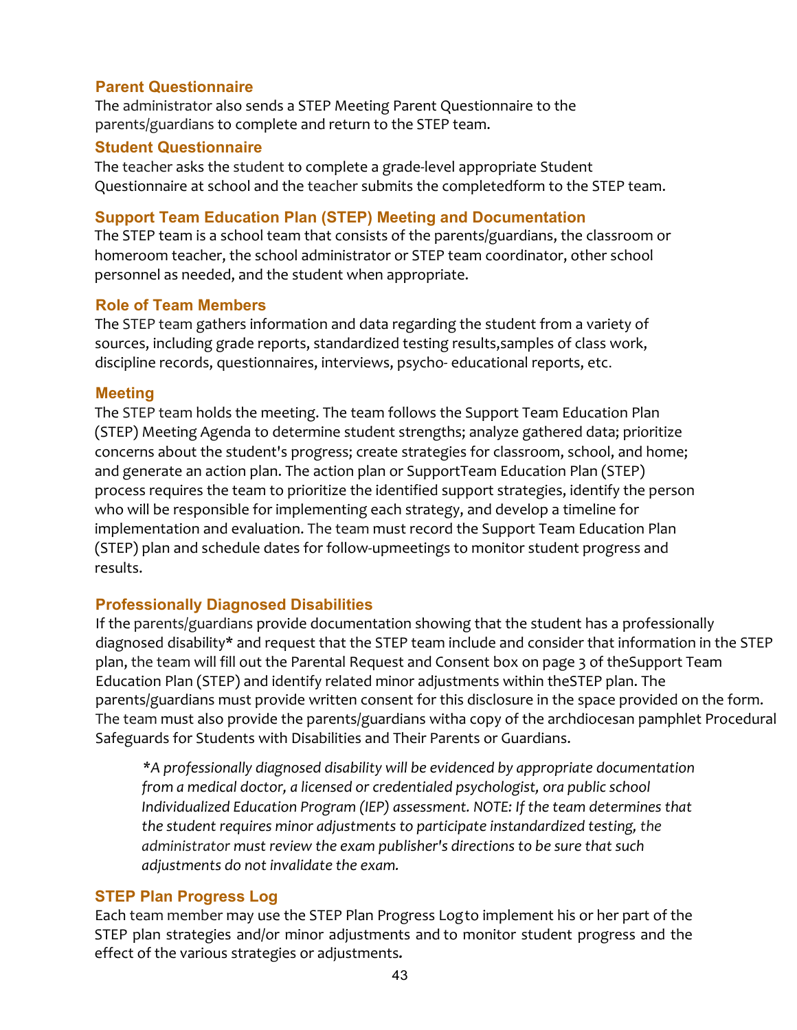### Parent Questionnaire

The administrator also sends a STEP Meeting Parent Questionnaire to the parents/guardians to complete and return to the STEP team.

### Student Questionnaire

The teacher asks the student to complete a grade-level appropriate Student Questionnaire at school and the teacher submits the completedform to the STEP team.

### Support Team Education Plan (STEP) Meeting and Documentation

The STEP team is a school team that consists of the parents/guardians, the classroom or homeroom teacher, the school administrator or STEP team coordinator, other school personnel as needed, and the student when appropriate.

### Role of Team Members

The STEP team gathers information and data regarding the student from a variety of sources, including grade reports, standardized testing results,samples of class work, discipline records, questionnaires, interviews, psycho- educational reports, etc.

### Meeting

The STEP team holds the meeting. The team follows the Support Team Education Plan (STEP) Meeting Agenda to determine student strengths; analyze gathered data; prioritize concerns about the student's progress; create strategies for classroom, school, and home; and generate an action plan. The action plan or SupportTeam Education Plan (STEP) process requires the team to prioritize the identified support strategies, identify the person who will be responsible for implementing each strategy, and develop a timeline for implementation and evaluation. The team must record the Support Team Education Plan (STEP) plan and schedule dates for follow-upmeetings to monitor student progress and results.

### Professionally Diagnosed Disabilities

If the parents/guardians provide documentation showing that the student has a professionally diagnosed disability* and request that the STEP team include and consider that information in the STEP plan, the team will fill out the Parental Request and Consent box on page 3 of theSupport Team Education Plan (STEP) and identify related minor adjustments within theSTEP plan. The parents/guardians must provide written consent for this disclosure in the space provided on the form. The team must also provide the parents/guardians witha copy of the archdiocesan pamphlet Procedural Safeguards for Students with Disabilities and Their Parents or Guardians.

> *\*A professionally diagnosed disability will be evidenced by appropriate documentation from a medical doctor, a licensed or credentialed psychologist, ora public school Individualized Education Program (IEP) assessment. NOTE: If the team determines that the student requires minor adjustments to participate instandardized testing, the administrator must review the exam publisher's directions to be sure that such adjustments do not invalidate the exam.*

### STEP Plan Progress Log

Each team member may use the STEP Plan Progress Logto implement his or her part of the STEP plan strategies and/or minor adjustments and to monitor student progress and the effect of the various strategies or adjustments.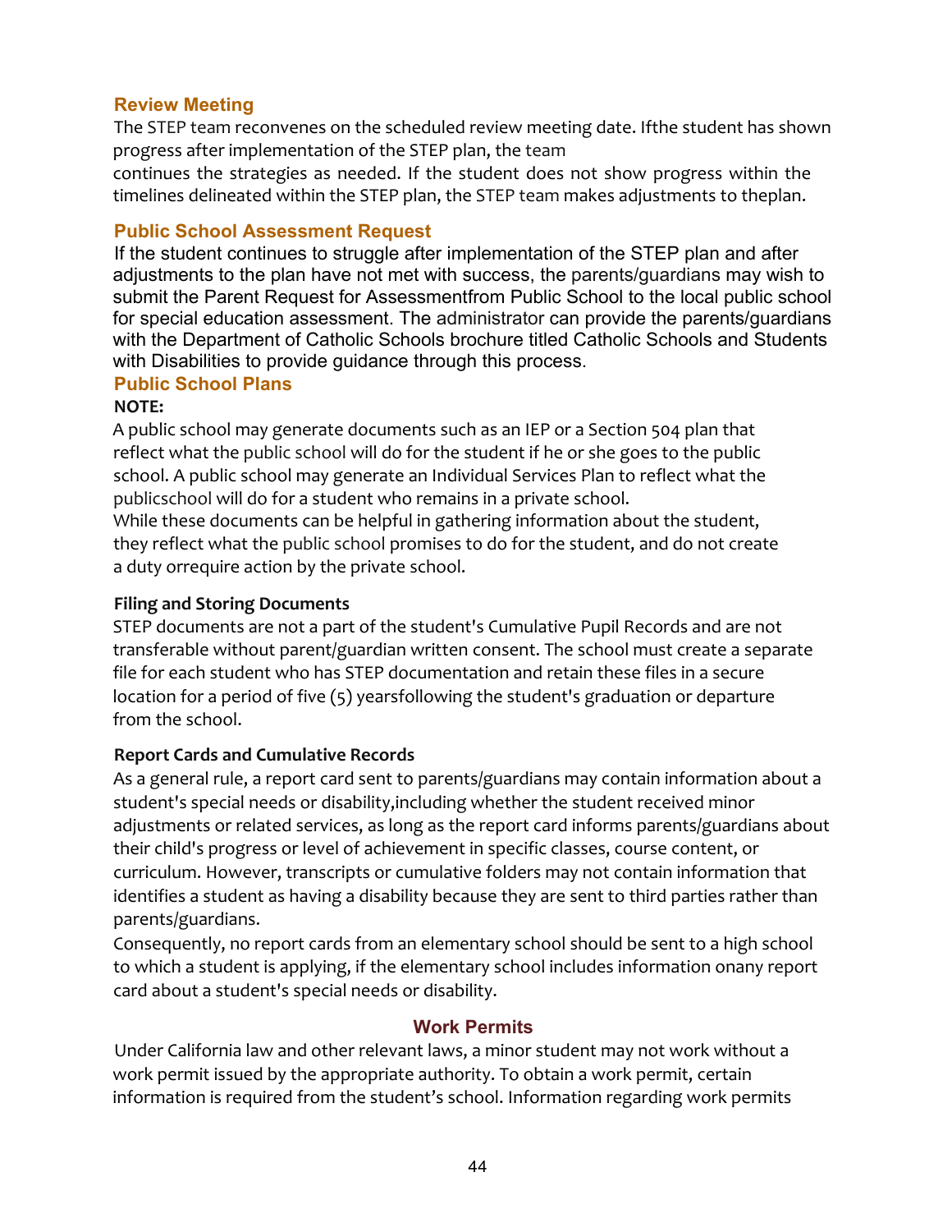### Review Meeting

The STEP team reconvenes on the scheduled review meeting date. Ifthe student has shown progress after implementation of the STEP plan, the team continues the strategies as needed. If the student does not show progress within the timelines delineated within the STEP plan, the STEP team makes adjustments to theplan.

### Public School Assessment Request

If the student continues to struggle after implementation of the STEP plan and after adjustments to the plan have not met with success, the parents/guardians may wish to submit the Parent Request for Assessmentfrom Public School to the local public school for special education assessment. The administrator can provide the parents/guardians with the Department of Catholic Schools brochure titled Catholic Schools and Students with Disabilities to provide guidance through this process.

### Public School Plans

**NOTE:**

A public school may generate documents such as an IEP or a Section 504 plan that reflect what the public school will do for the student if he or she goes to the public school. A public school may generate an Individual Services Plan to reflect what the publicschool will do for a student who remains in a private school.
While these documents can be helpful in gathering information about the student, they reflect what the public school promises to do for the student, and do not create a duty orrequire action by the private school.

**Filing and Storing Documents**

STEP documents are not a part of the student's Cumulative Pupil Records and are not transferable without parent/guardian written consent. The school must create a separate file for each student who has STEP documentation and retain these files in a secure location for a period of five (5) yearsfollowing the student's graduation or departure from the school.

**Report Cards and Cumulative Records**

As a general rule, a report card sent to parents/guardians may contain information about a student's special needs or disability,including whether the student received minor adjustments or related services, as long as the report card informs parents/guardians about their child's progress or level of achievement in specific classes, course content, or curriculum. However, transcripts or cumulative folders may not contain information that identifies a student as having a disability because they are sent to third parties rather than parents/guardians.
Consequently, no report cards from an elementary school should be sent to a high school to which a student is applying, if the elementary school includes information onany report card about a student's special needs or disability.

## Work Permits

Under California law and other relevant laws, a minor student may not work without a work permit issued by the appropriate authority. To obtain a work permit, certain information is required from the student’s school. Information regarding work permits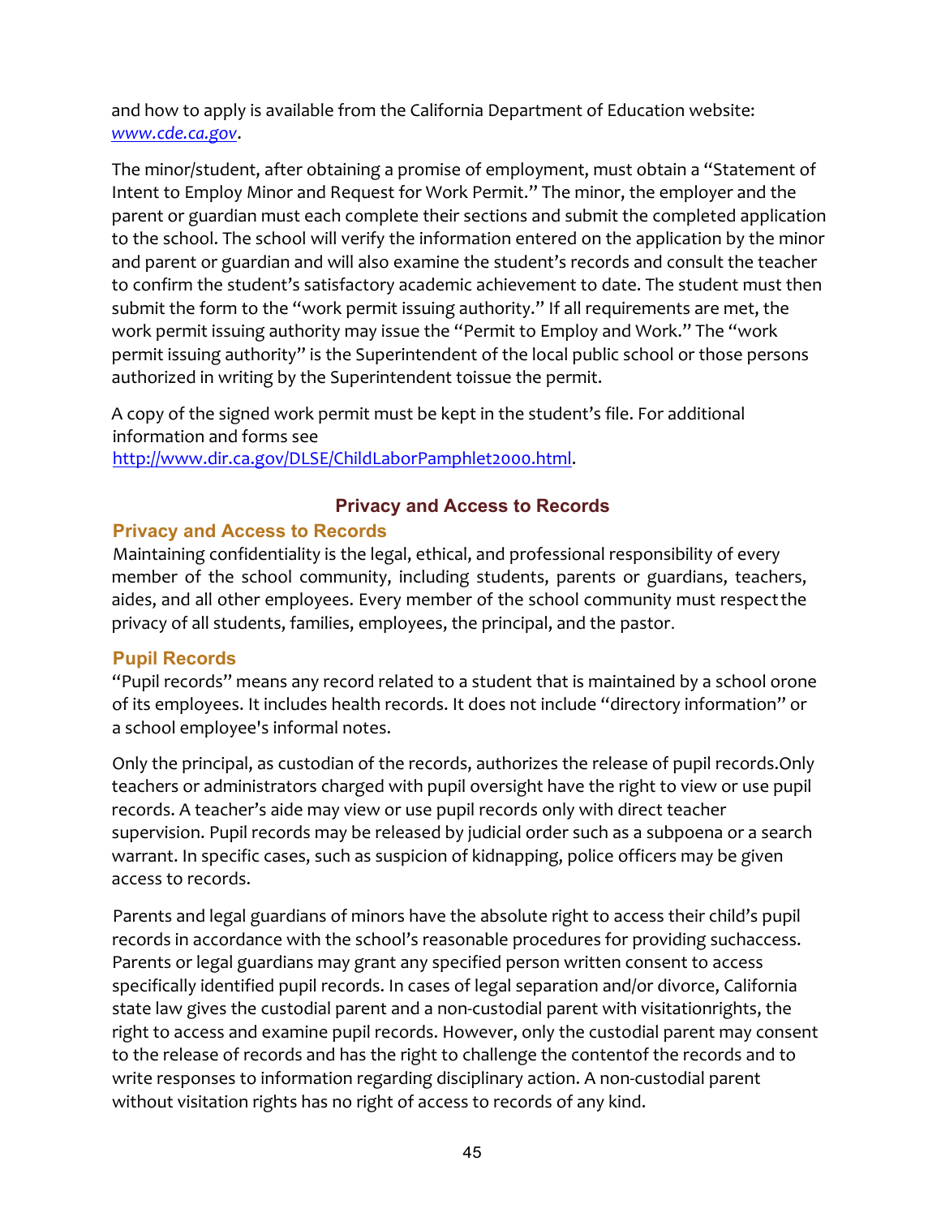and how to apply is available from the California Department of Education website: *www.cde.ca.gov*.

The minor/student, after obtaining a promise of employment, must obtain a "Statement of Intent to Employ Minor and Request for Work Permit." The minor, the employer and the parent or guardian must each complete their sections and submit the completed application to the school. The school will verify the information entered on the application by the minor and parent or guardian and will also examine the student's records and consult the teacher to confirm the student's satisfactory academic achievement to date. The student must then submit the form to the "work permit issuing authority." If all requirements are met, the work permit issuing authority may issue the "Permit to Employ and Work." The "work permit issuing authority" is the Superintendent of the local public school or those persons authorized in writing by the Superintendent toissue the permit.

A copy of the signed work permit must be kept in the student's file. For additional information and forms see http://www.dir.ca.gov/DLSE/ChildLaborPamphlet2000.html.

## Privacy and Access to Records

### Privacy and Access to Records

Maintaining confidentiality is the legal, ethical, and professional responsibility of every member of the school community, including students, parents or guardians, teachers, aides, and all other employees. Every member of the school community must respect the privacy of all students, families, employees, the principal, and the pastor.

### Pupil Records

"Pupil records" means any record related to a student that is maintained by a school orone of its employees. It includes health records. It does not include "directory information" or a school employee's informal notes.

Only the principal, as custodian of the records, authorizes the release of pupil records.Only teachers or administrators charged with pupil oversight have the right to view or use pupil records. A teacher's aide may view or use pupil records only with direct teacher supervision. Pupil records may be released by judicial order such as a subpoena or a search warrant. In specific cases, such as suspicion of kidnapping, police officers may be given access to records.

Parents and legal guardians of minors have the absolute right to access their child's pupil records in accordance with the school's reasonable procedures for providing suchaccess. Parents or legal guardians may grant any specified person written consent to access specifically identified pupil records. In cases of legal separation and/or divorce, California state law gives the custodial parent and a non-custodial parent with visitationrights, the right to access and examine pupil records. However, only the custodial parent may consent to the release of records and has the right to challenge the contentof the records and to write responses to information regarding disciplinary action. A non-custodial parent without visitation rights has no right of access to records of any kind.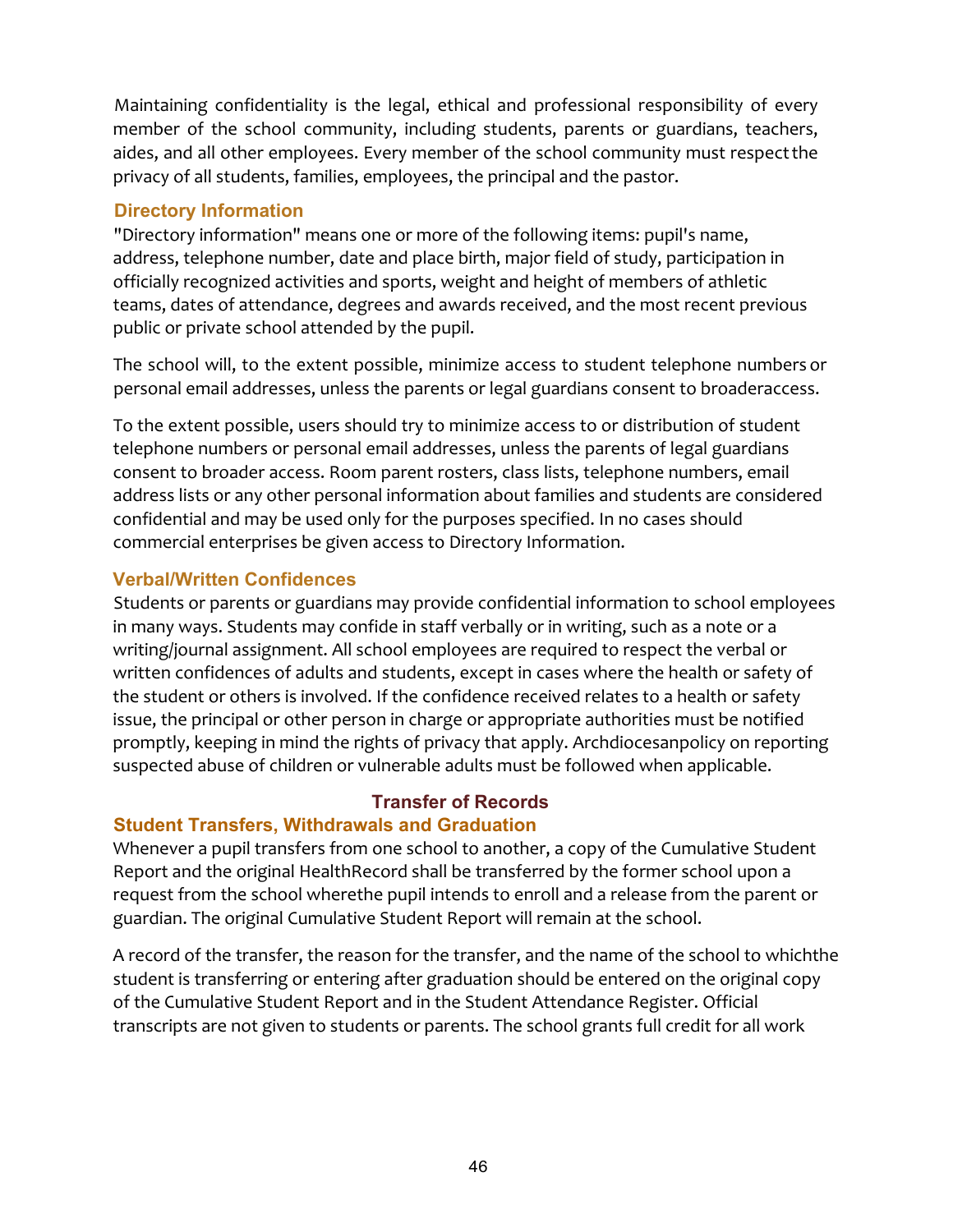Maintaining confidentiality is the legal, ethical and professional responsibility of every member of the school community, including students, parents or guardians, teachers, aides, and all other employees. Every member of the school community must respect the privacy of all students, families, employees, the principal and the pastor.

### Directory Information

"Directory information" means one or more of the following items: pupil's name, address, telephone number, date and place birth, major field of study, participation in officially recognized activities and sports, weight and height of members of athletic teams, dates of attendance, degrees and awards received, and the most recent previous public or private school attended by the pupil.

The school will, to the extent possible, minimize access to student telephone numbers or personal email addresses, unless the parents or legal guardians consent to broaderaccess.

To the extent possible, users should try to minimize access to or distribution of student telephone numbers or personal email addresses, unless the parents of legal guardians consent to broader access. Room parent rosters, class lists, telephone numbers, email address lists or any other personal information about families and students are considered confidential and may be used only for the purposes specified. In no cases should commercial enterprises be given access to Directory Information.

### Verbal/Written Confidences

Students or parents or guardians may provide confidential information to school employees in many ways. Students may confide in staff verbally or in writing, such as a note or a writing/journal assignment. All school employees are required to respect the verbal or written confidences of adults and students, except in cases where the health or safety of the student or others is involved. If the confidence received relates to a health or safety issue, the principal or other person in charge or appropriate authorities must be notified promptly, keeping in mind the rights of privacy that apply. Archdiocesanpolicy on reporting suspected abuse of children or vulnerable adults must be followed when applicable.

## Transfer of Records

### Student Transfers, Withdrawals and Graduation

Whenever a pupil transfers from one school to another, a copy of the Cumulative Student Report and the original HealthRecord shall be transferred by the former school upon a request from the school wherethe pupil intends to enroll and a release from the parent or guardian. The original Cumulative Student Report will remain at the school.

A record of the transfer, the reason for the transfer, and the name of the school to whichthe student is transferring or entering after graduation should be entered on the original copy of the Cumulative Student Report and in the Student Attendance Register. Official transcripts are not given to students or parents. The school grants full credit for all work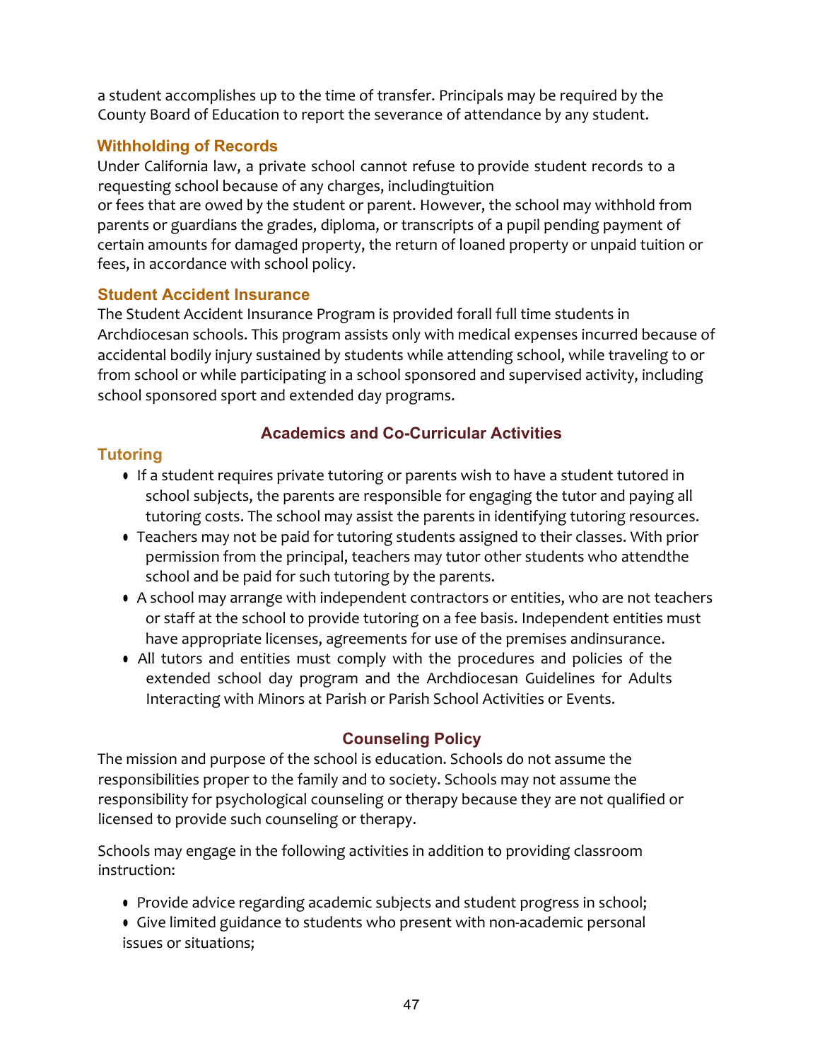a student accomplishes up to the time of transfer. Principals may be required by the County Board of Education to report the severance of attendance by any student.

### Withholding of Records

Under California law, a private school cannot refuse to provide student records to a requesting school because of any charges, includingtuition or fees that are owed by the student or parent. However, the school may withhold from parents or guardians the grades, diploma, or transcripts of a pupil pending payment of certain amounts for damaged property, the return of loaned property or unpaid tuition or fees, in accordance with school policy.

### Student Accident Insurance

The Student Accident Insurance Program is provided forall full time students in Archdiocesan schools. This program assists only with medical expenses incurred because of accidental bodily injury sustained by students while attending school, while traveling to or from school or while participating in a school sponsored and supervised activity, including school sponsored sport and extended day programs.

## Academics and Co-Curricular Activities

### Tutoring

- If a student requires private tutoring or parents wish to have a student tutored in school subjects, the parents are responsible for engaging the tutor and paying all tutoring costs. The school may assist the parents in identifying tutoring resources.
- Teachers may not be paid for tutoring students assigned to their classes. With prior permission from the principal, teachers may tutor other students who attendthe school and be paid for such tutoring by the parents.
- A school may arrange with independent contractors or entities, who are not teachers or staff at the school to provide tutoring on a fee basis. Independent entities must have appropriate licenses, agreements for use of the premises andinsurance.
- All tutors and entities must comply with the procedures and policies of the extended school day program and the Archdiocesan Guidelines for Adults Interacting with Minors at Parish or Parish School Activities or Events.

## Counseling Policy

The mission and purpose of the school is education. Schools do not assume the responsibilities proper to the family and to society. Schools may not assume the responsibility for psychological counseling or therapy because they are not qualified or licensed to provide such counseling or therapy.

Schools may engage in the following activities in addition to providing classroom instruction:

- Provide advice regarding academic subjects and student progress in school;
- Give limited guidance to students who present with non-academic personal issues or situations;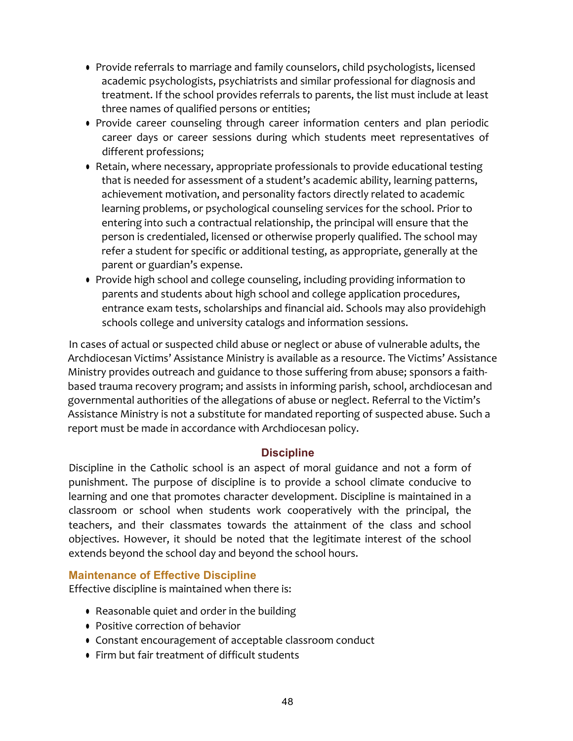- Provide referrals to marriage and family counselors, child psychologists, licensed academic psychologists, psychiatrists and similar professional for diagnosis and treatment. If the school provides referrals to parents, the list must include at least three names of qualified persons or entities;
- Provide career counseling through career information centers and plan periodic career days or career sessions during which students meet representatives of different professions;
- Retain, where necessary, appropriate professionals to provide educational testing that is needed for assessment of a student's academic ability, learning patterns, achievement motivation, and personality factors directly related to academic learning problems, or psychological counseling services for the school. Prior to entering into such a contractual relationship, the principal will ensure that the person is credentialed, licensed or otherwise properly qualified. The school may refer a student for specific or additional testing, as appropriate, generally at the parent or guardian's expense.
- Provide high school and college counseling, including providing information to parents and students about high school and college application procedures, entrance exam tests, scholarships and financial aid. Schools may also providehigh schools college and university catalogs and information sessions.

In cases of actual or suspected child abuse or neglect or abuse of vulnerable adults, the Archdiocesan Victims' Assistance Ministry is available as a resource. The Victims' Assistance Ministry provides outreach and guidance to those suffering from abuse; sponsors a faith-based trauma recovery program; and assists in informing parish, school, archdiocesan and governmental authorities of the allegations of abuse or neglect. Referral to the Victim's Assistance Ministry is not a substitute for mandated reporting of suspected abuse. Such a report must be made in accordance with Archdiocesan policy.

## Discipline

Discipline in the Catholic school is an aspect of moral guidance and not a form of punishment. The purpose of discipline is to provide a school climate conducive to learning and one that promotes character development. Discipline is maintained in a classroom or school when students work cooperatively with the principal, the teachers, and their classmates towards the attainment of the class and school objectives. However, it should be noted that the legitimate interest of the school extends beyond the school day and beyond the school hours.

### Maintenance of Effective Discipline

Effective discipline is maintained when there is:

- Reasonable quiet and order in the building
- Positive correction of behavior
- Constant encouragement of acceptable classroom conduct
- Firm but fair treatment of difficult students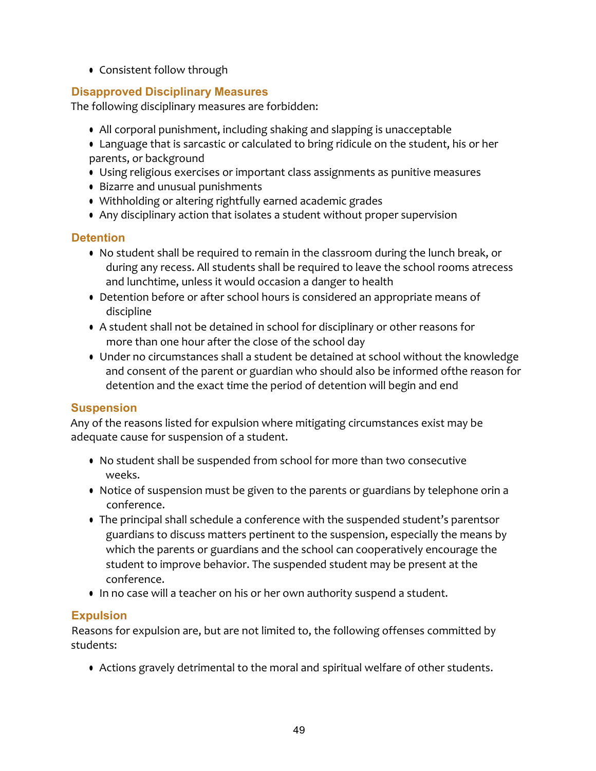- Consistent follow through

### Disapproved Disciplinary Measures

The following disciplinary measures are forbidden:

- All corporal punishment, including shaking and slapping is unacceptable
- Language that is sarcastic or calculated to bring ridicule on the student, his or her parents, or background
- Using religious exercises or important class assignments as punitive measures
- Bizarre and unusual punishments
- Withholding or altering rightfully earned academic grades
- Any disciplinary action that isolates a student without proper supervision

### Detention

- No student shall be required to remain in the classroom during the lunch break, or during any recess. All students shall be required to leave the school rooms atrecess and lunchtime, unless it would occasion a danger to health
- Detention before or after school hours is considered an appropriate means of discipline
- A student shall not be detained in school for disciplinary or other reasons for more than one hour after the close of the school day
- Under no circumstances shall a student be detained at school without the knowledge and consent of the parent or guardian who should also be informed ofthe reason for detention and the exact time the period of detention will begin and end

### Suspension

Any of the reasons listed for expulsion where mitigating circumstances exist may be adequate cause for suspension of a student.

- No student shall be suspended from school for more than two consecutive weeks.
- Notice of suspension must be given to the parents or guardians by telephone orin a conference.
- The principal shall schedule a conference with the suspended student's parentsor guardians to discuss matters pertinent to the suspension, especially the means by which the parents or guardians and the school can cooperatively encourage the student to improve behavior. The suspended student may be present at the conference.
- In no case will a teacher on his or her own authority suspend a student.

### Expulsion

Reasons for expulsion are, but are not limited to, the following offenses committed by students:

- Actions gravely detrimental to the moral and spiritual welfare of other students.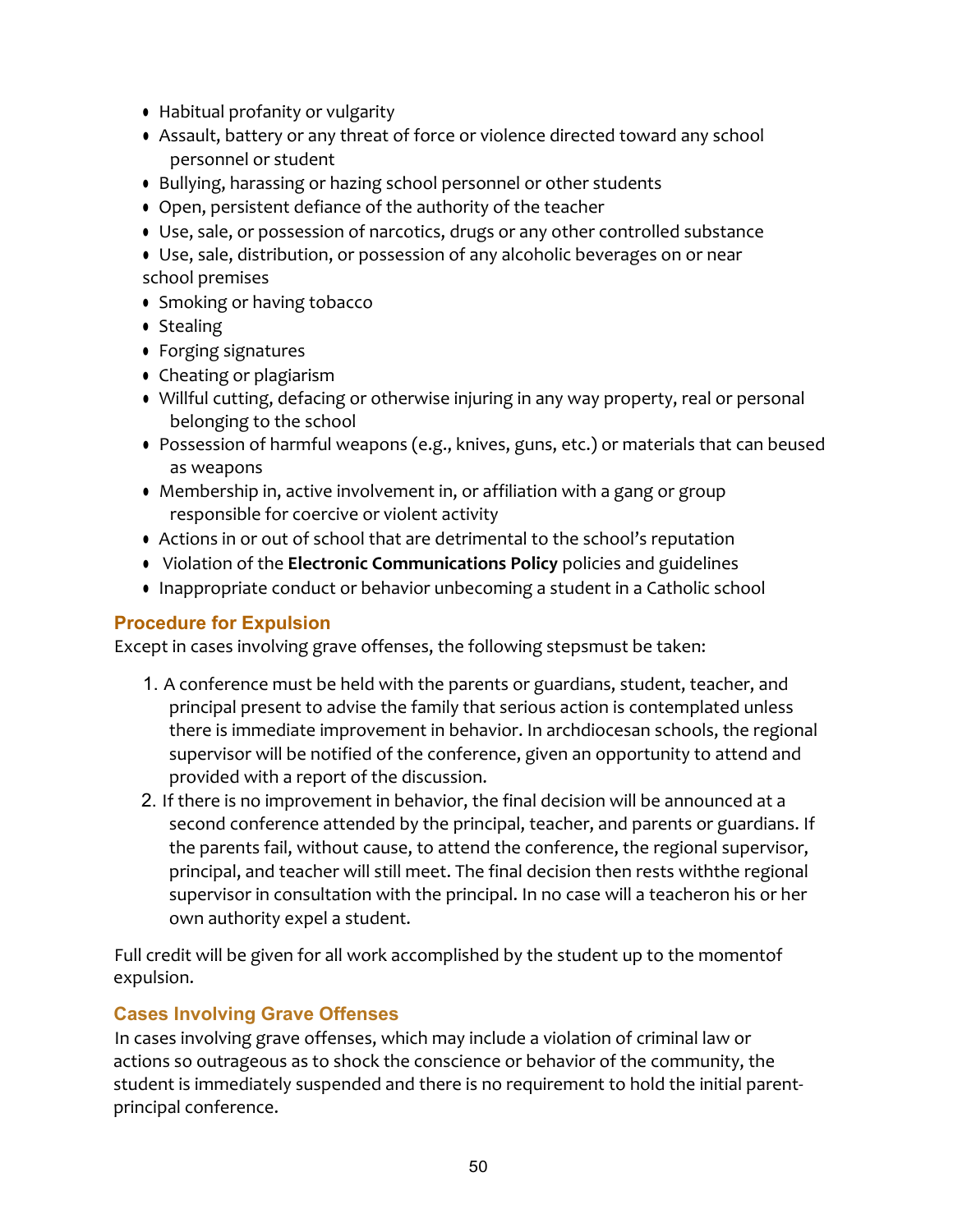- Habitual profanity or vulgarity
- Assault, battery or any threat of force or violence directed toward any school personnel or student
- Bullying, harassing or hazing school personnel or other students
- Open, persistent defiance of the authority of the teacher
- Use, sale, or possession of narcotics, drugs or any other controlled substance
- Use, sale, distribution, or possession of any alcoholic beverages on or near school premises
- Smoking or having tobacco
- Stealing
- Forging signatures
- Cheating or plagiarism
- Willful cutting, defacing or otherwise injuring in any way property, real or personal belonging to the school
- Possession of harmful weapons (e.g., knives, guns, etc.) or materials that can beused as weapons
- Membership in, active involvement in, or affiliation with a gang or group responsible for coercive or violent activity
- Actions in or out of school that are detrimental to the school's reputation
- Violation of the **Electronic Communications Policy** policies and guidelines
- Inappropriate conduct or behavior unbecoming a student in a Catholic school

### Procedure for Expulsion

Except in cases involving grave offenses, the following stepsmust be taken:

1. A conference must be held with the parents or guardians, student, teacher, and principal present to advise the family that serious action is contemplated unless there is immediate improvement in behavior. In archdiocesan schools, the regional supervisor will be notified of the conference, given an opportunity to attend and provided with a report of the discussion.
2. If there is no improvement in behavior, the final decision will be announced at a second conference attended by the principal, teacher, and parents or guardians. If the parents fail, without cause, to attend the conference, the regional supervisor, principal, and teacher will still meet. The final decision then rests withthe regional supervisor in consultation with the principal. In no case will a teacheron his or her own authority expel a student.

Full credit will be given for all work accomplished by the student up to the momentof expulsion.

### Cases Involving Grave Offenses

In cases involving grave offenses, which may include a violation of criminal law or actions so outrageous as to shock the conscience or behavior of the community, the student is immediately suspended and there is no requirement to hold the initial parent-principal conference.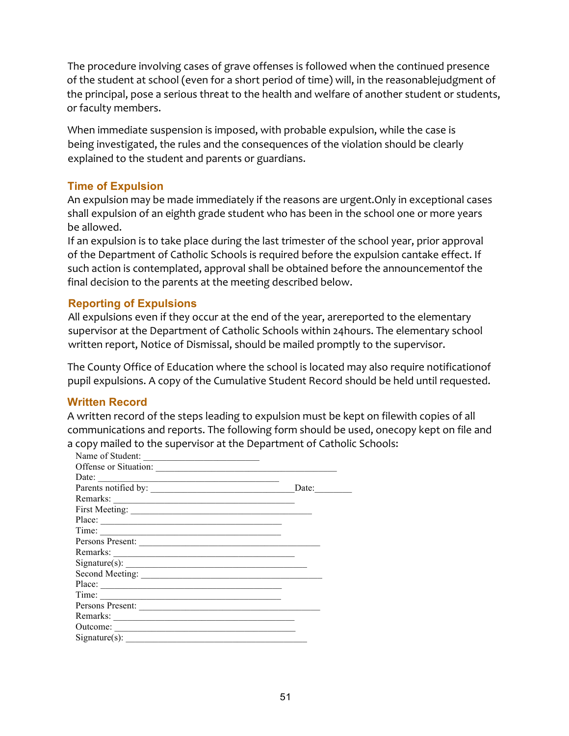The procedure involving cases of grave offenses is followed when the continued presence of the student at school (even for a short period of time) will, in the reasonablejudgment of the principal, pose a serious threat to the health and welfare of another student or students, or faculty members.

When immediate suspension is imposed, with probable expulsion, while the case is being investigated, the rules and the consequences of the violation should be clearly explained to the student and parents or guardians.

### Time of Expulsion

An expulsion may be made immediately if the reasons are urgent.Only in exceptional cases shall expulsion of an eighth grade student who has been in the school one or more years be allowed.

If an expulsion is to take place during the last trimester of the school year, prior approval of the Department of Catholic Schools is required before the expulsion cantake effect. If such action is contemplated, approval shall be obtained before the announcementof the final decision to the parents at the meeting described below.

### Reporting of Expulsions

All expulsions even if they occur at the end of the year, arereported to the elementary supervisor at the Department of Catholic Schools within 24hours. The elementary school written report, Notice of Dismissal, should be mailed promptly to the supervisor.

The County Office of Education where the school is located may also require notificationof pupil expulsions. A copy of the Cumulative Student Record should be held until requested.

### Written Record

A written record of the steps leading to expulsion must be kept on filewith copies of all communications and reports. The following form should be used, onecopy kept on file and a copy mailed to the supervisor at the Department of Catholic Schools:

Name of Student: ________________________
Offense or Situation: ______________________________________
Date: ______________________________________
Parents notified by: ______________________________ Date:________
Remarks: ______________________________________
First Meeting: ______________________________________
Place: ______________________________________
Time: ______________________________________
Persons Present: ______________________________________
Remarks: ______________________________________
Signature(s): ______________________________________
Second Meeting: ______________________________________
Place: ______________________________________
Time: ______________________________________
Persons Present: ______________________________________
Remarks: ______________________________________
Outcome: ______________________________________
Signature(s): ______________________________________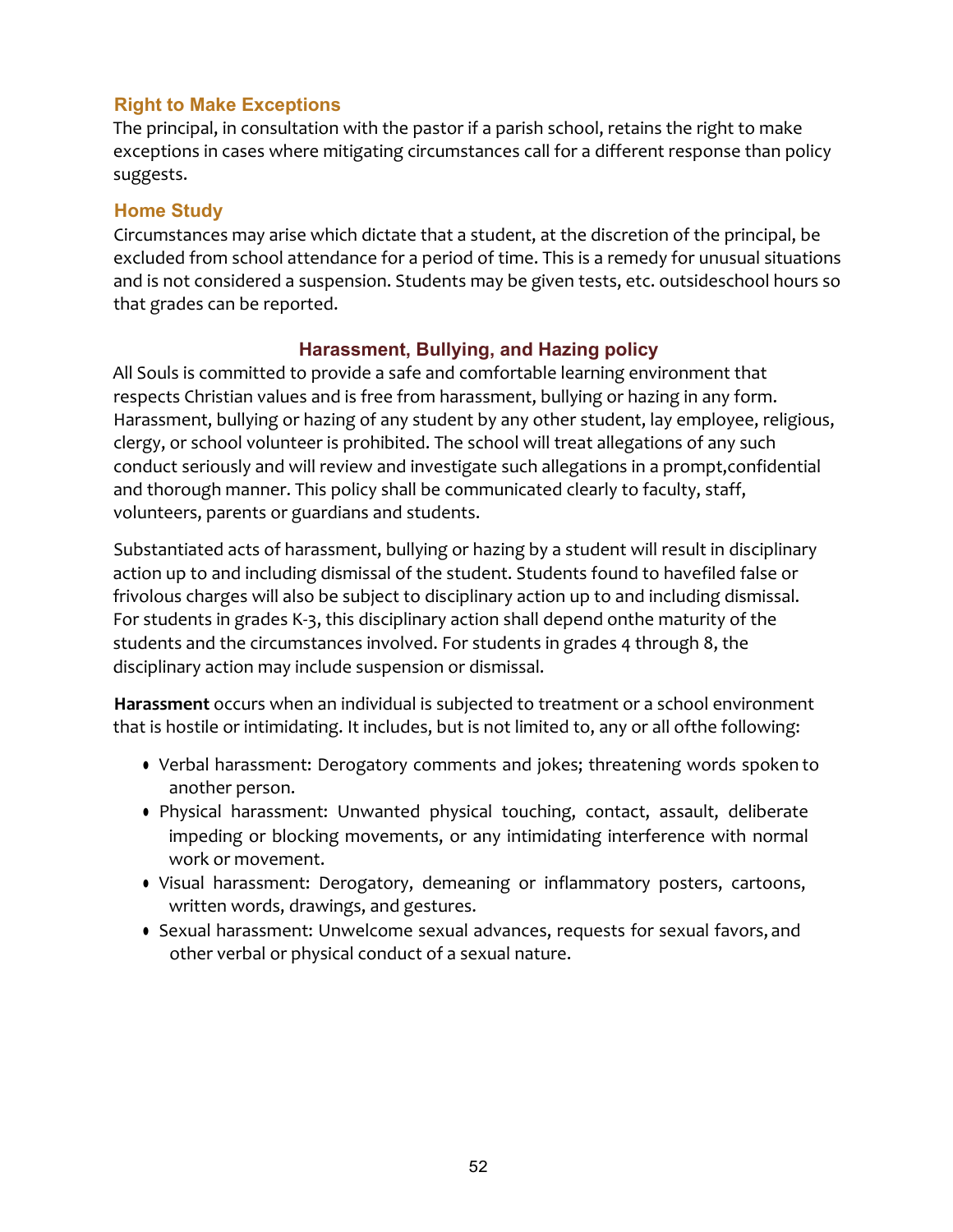### Right to Make Exceptions

The principal, in consultation with the pastor if a parish school, retains the right to make exceptions in cases where mitigating circumstances call for a different response than policy suggests.

### Home Study

Circumstances may arise which dictate that a student, at the discretion of the principal, be excluded from school attendance for a period of time. This is a remedy for unusual situations and is not considered a suspension. Students may be given tests, etc. outsideschool hours so that grades can be reported.

## Harassment, Bullying, and Hazing policy

All Souls is committed to provide a safe and comfortable learning environment that respects Christian values and is free from harassment, bullying or hazing in any form. Harassment, bullying or hazing of any student by any other student, lay employee, religious, clergy, or school volunteer is prohibited. The school will treat allegations of any such conduct seriously and will review and investigate such allegations in a prompt,confidential and thorough manner. This policy shall be communicated clearly to faculty, staff, volunteers, parents or guardians and students.

Substantiated acts of harassment, bullying or hazing by a student will result in disciplinary action up to and including dismissal of the student. Students found to havefiled false or frivolous charges will also be subject to disciplinary action up to and including dismissal. For students in grades K-3, this disciplinary action shall depend onthe maturity of the students and the circumstances involved. For students in grades 4 through 8, the disciplinary action may include suspension or dismissal.

**Harassment** occurs when an individual is subjected to treatment or a school environment that is hostile or intimidating. It includes, but is not limited to, any or all ofthe following:

- Verbal harassment: Derogatory comments and jokes; threatening words spoken to another person.
- Physical harassment: Unwanted physical touching, contact, assault, deliberate impeding or blocking movements, or any intimidating interference with normal work or movement.
- Visual harassment: Derogatory, demeaning or inflammatory posters, cartoons, written words, drawings, and gestures.
- Sexual harassment: Unwelcome sexual advances, requests for sexual favors, and other verbal or physical conduct of a sexual nature.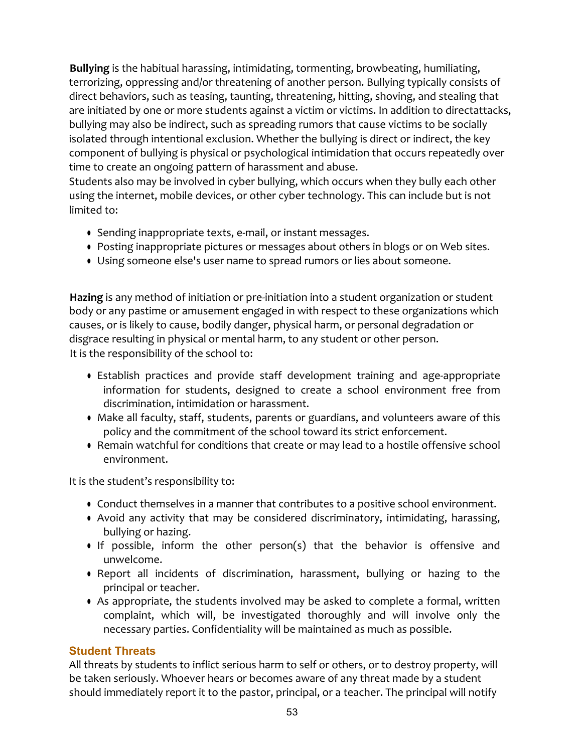**Bullying** is the habitual harassing, intimidating, tormenting, browbeating, humiliating, terrorizing, oppressing and/or threatening of another person. Bullying typically consists of direct behaviors, such as teasing, taunting, threatening, hitting, shoving, and stealing that are initiated by one or more students against a victim or victims. In addition to directattacks, bullying may also be indirect, such as spreading rumors that cause victims to be socially isolated through intentional exclusion. Whether the bullying is direct or indirect, the key component of bullying is physical or psychological intimidation that occurs repeatedly over time to create an ongoing pattern of harassment and abuse.
Students also may be involved in cyber bullying, which occurs when they bully each other using the internet, mobile devices, or other cyber technology. This can include but is not limited to:

- Sending inappropriate texts, e-mail, or instant messages.
- Posting inappropriate pictures or messages about others in blogs or on Web sites.
- Using someone else's user name to spread rumors or lies about someone.

**Hazing** is any method of initiation or pre-initiation into a student organization or student body or any pastime or amusement engaged in with respect to these organizations which causes, or is likely to cause, bodily danger, physical harm, or personal degradation or disgrace resulting in physical or mental harm, to any student or other person.
It is the responsibility of the school to:

- Establish practices and provide staff development training and age-appropriate information for students, designed to create a school environment free from discrimination, intimidation or harassment.
- Make all faculty, staff, students, parents or guardians, and volunteers aware of this policy and the commitment of the school toward its strict enforcement.
- Remain watchful for conditions that create or may lead to a hostile offensive school environment.

It is the student's responsibility to:

- Conduct themselves in a manner that contributes to a positive school environment.
- Avoid any activity that may be considered discriminatory, intimidating, harassing, bullying or hazing.
- If possible, inform the other person(s) that the behavior is offensive and unwelcome.
- Report all incidents of discrimination, harassment, bullying or hazing to the principal or teacher.
- As appropriate, the students involved may be asked to complete a formal, written complaint, which will, be investigated thoroughly and will involve only the necessary parties. Confidentiality will be maintained as much as possible.

## Student Threats

All threats by students to inflict serious harm to self or others, or to destroy property, will be taken seriously. Whoever hears or becomes aware of any threat made by a student should immediately report it to the pastor, principal, or a teacher. The principal will notify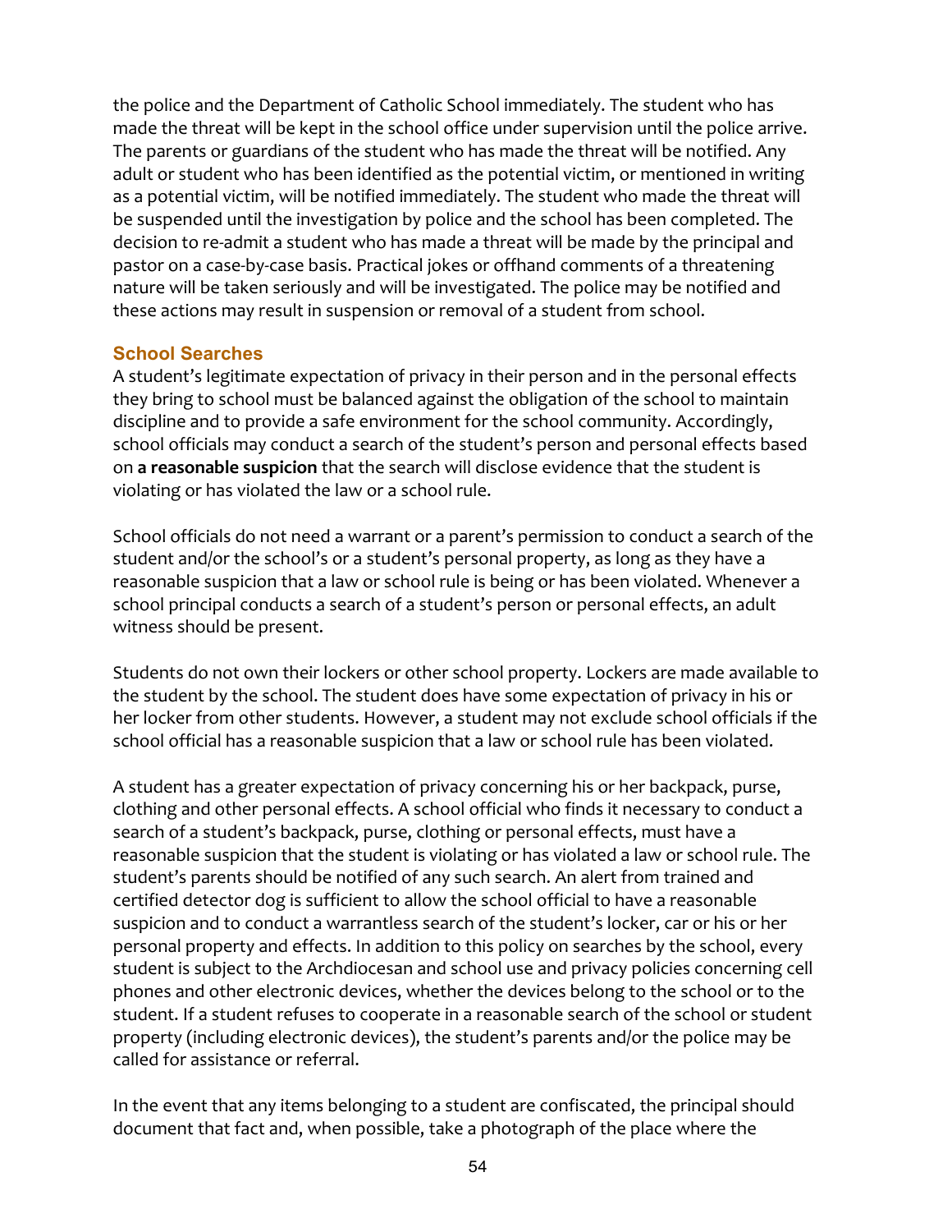the police and the Department of Catholic School immediately. The student who has made the threat will be kept in the school office under supervision until the police arrive. The parents or guardians of the student who has made the threat will be notified. Any adult or student who has been identified as the potential victim, or mentioned in writing as a potential victim, will be notified immediately. The student who made the threat will be suspended until the investigation by police and the school has been completed. The decision to re-admit a student who has made a threat will be made by the principal and pastor on a case-by-case basis. Practical jokes or offhand comments of a threatening nature will be taken seriously and will be investigated. The police may be notified and these actions may result in suspension or removal of a student from school.

### School Searches

A student's legitimate expectation of privacy in their person and in the personal effects they bring to school must be balanced against the obligation of the school to maintain discipline and to provide a safe environment for the school community. Accordingly, school officials may conduct a search of the student's person and personal effects based on **a reasonable suspicion** that the search will disclose evidence that the student is violating or has violated the law or a school rule.

School officials do not need a warrant or a parent's permission to conduct a search of the student and/or the school's or a student's personal property, as long as they have a reasonable suspicion that a law or school rule is being or has been violated. Whenever a school principal conducts a search of a student's person or personal effects, an adult witness should be present.

Students do not own their lockers or other school property. Lockers are made available to the student by the school. The student does have some expectation of privacy in his or her locker from other students. However, a student may not exclude school officials if the school official has a reasonable suspicion that a law or school rule has been violated.

A student has a greater expectation of privacy concerning his or her backpack, purse, clothing and other personal effects. A school official who finds it necessary to conduct a search of a student's backpack, purse, clothing or personal effects, must have a reasonable suspicion that the student is violating or has violated a law or school rule. The student's parents should be notified of any such search. An alert from trained and certified detector dog is sufficient to allow the school official to have a reasonable suspicion and to conduct a warrantless search of the student's locker, car or his or her personal property and effects. In addition to this policy on searches by the school, every student is subject to the Archdiocesan and school use and privacy policies concerning cell phones and other electronic devices, whether the devices belong to the school or to the student. If a student refuses to cooperate in a reasonable search of the school or student property (including electronic devices), the student's parents and/or the police may be called for assistance or referral.

In the event that any items belonging to a student are confiscated, the principal should document that fact and, when possible, take a photograph of the place where the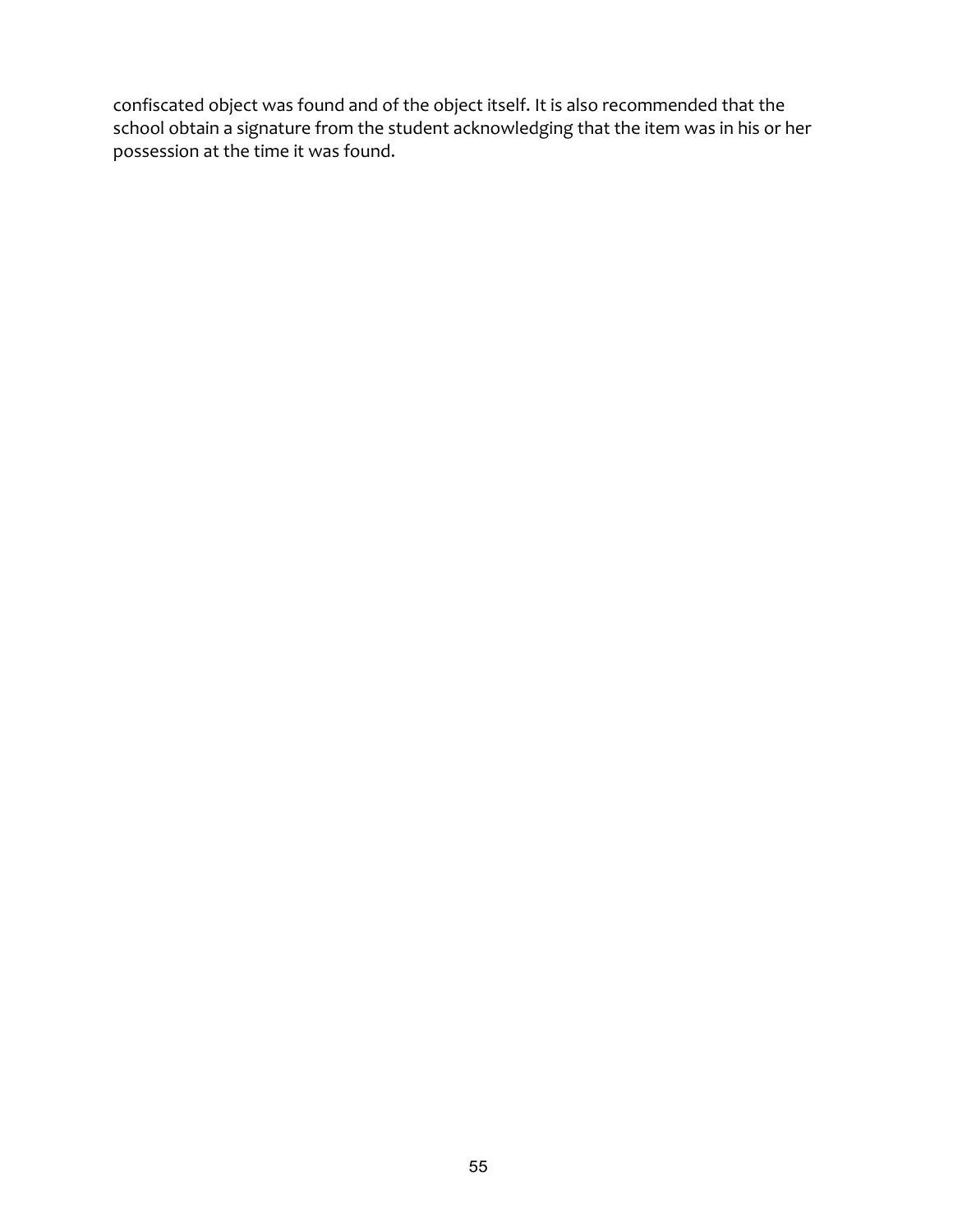confiscated object was found and of the object itself. It is also recommended that the school obtain a signature from the student acknowledging that the item was in his or her possession at the time it was found.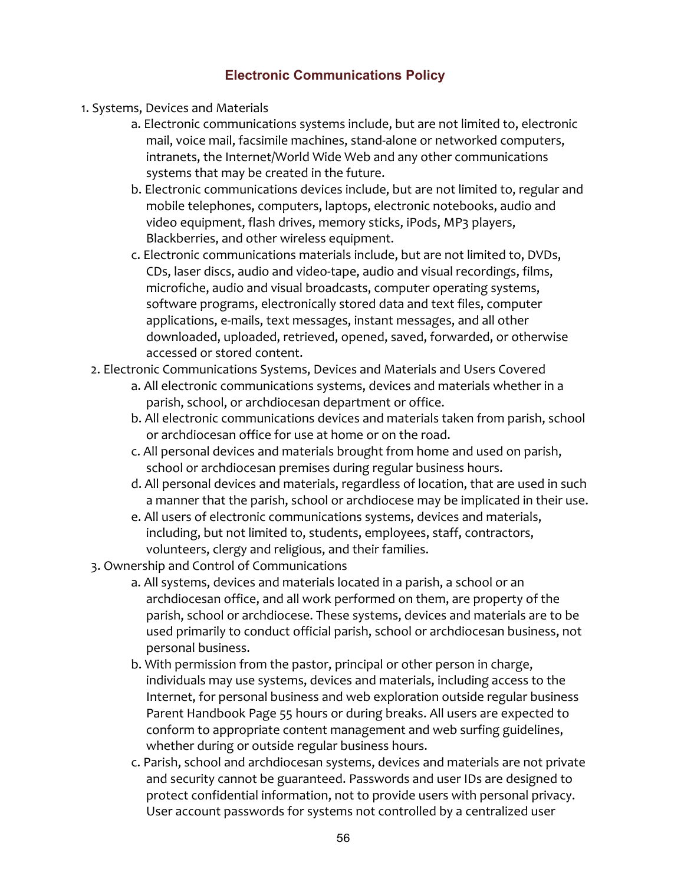## Electronic Communications Policy

1. Systems, Devices and Materials
    a. Electronic communications systems include, but are not limited to, electronic mail, voice mail, facsimile machines, stand-alone or networked computers, intranets, the Internet/World Wide Web and any other communications systems that may be created in the future.
    b. Electronic communications devices include, but are not limited to, regular and mobile telephones, computers, laptops, electronic notebooks, audio and video equipment, flash drives, memory sticks, iPods, MP3 players, Blackberries, and other wireless equipment.
    c. Electronic communications materials include, but are not limited to, DVDs, CDs, laser discs, audio and video-tape, audio and visual recordings, films, microfiche, audio and visual broadcasts, computer operating systems, software programs, electronically stored data and text files, computer applications, e-mails, text messages, instant messages, and all other downloaded, uploaded, retrieved, opened, saved, forwarded, or otherwise accessed or stored content.
2. Electronic Communications Systems, Devices and Materials and Users Covered
    a. All electronic communications systems, devices and materials whether in a parish, school, or archdiocesan department or office.
    b. All electronic communications devices and materials taken from parish, school or archdiocesan office for use at home or on the road.
    c. All personal devices and materials brought from home and used on parish, school or archdiocesan premises during regular business hours.
    d. All personal devices and materials, regardless of location, that are used in such a manner that the parish, school or archdiocese may be implicated in their use.
    e. All users of electronic communications systems, devices and materials, including, but not limited to, students, employees, staff, contractors, volunteers, clergy and religious, and their families.
3. Ownership and Control of Communications
    a. All systems, devices and materials located in a parish, a school or an archdiocesan office, and all work performed on them, are property of the parish, school or archdiocese. These systems, devices and materials are to be used primarily to conduct official parish, school or archdiocesan business, not personal business.
    b. With permission from the pastor, principal or other person in charge, individuals may use systems, devices and materials, including access to the Internet, for personal business and web exploration outside regular business Parent Handbook Page 55 hours or during breaks. All users are expected to conform to appropriate content management and web surfing guidelines, whether during or outside regular business hours.
    c. Parish, school and archdiocesan systems, devices and materials are not private and security cannot be guaranteed. Passwords and user IDs are designed to protect confidential information, not to provide users with personal privacy. User account passwords for systems not controlled by a centralized user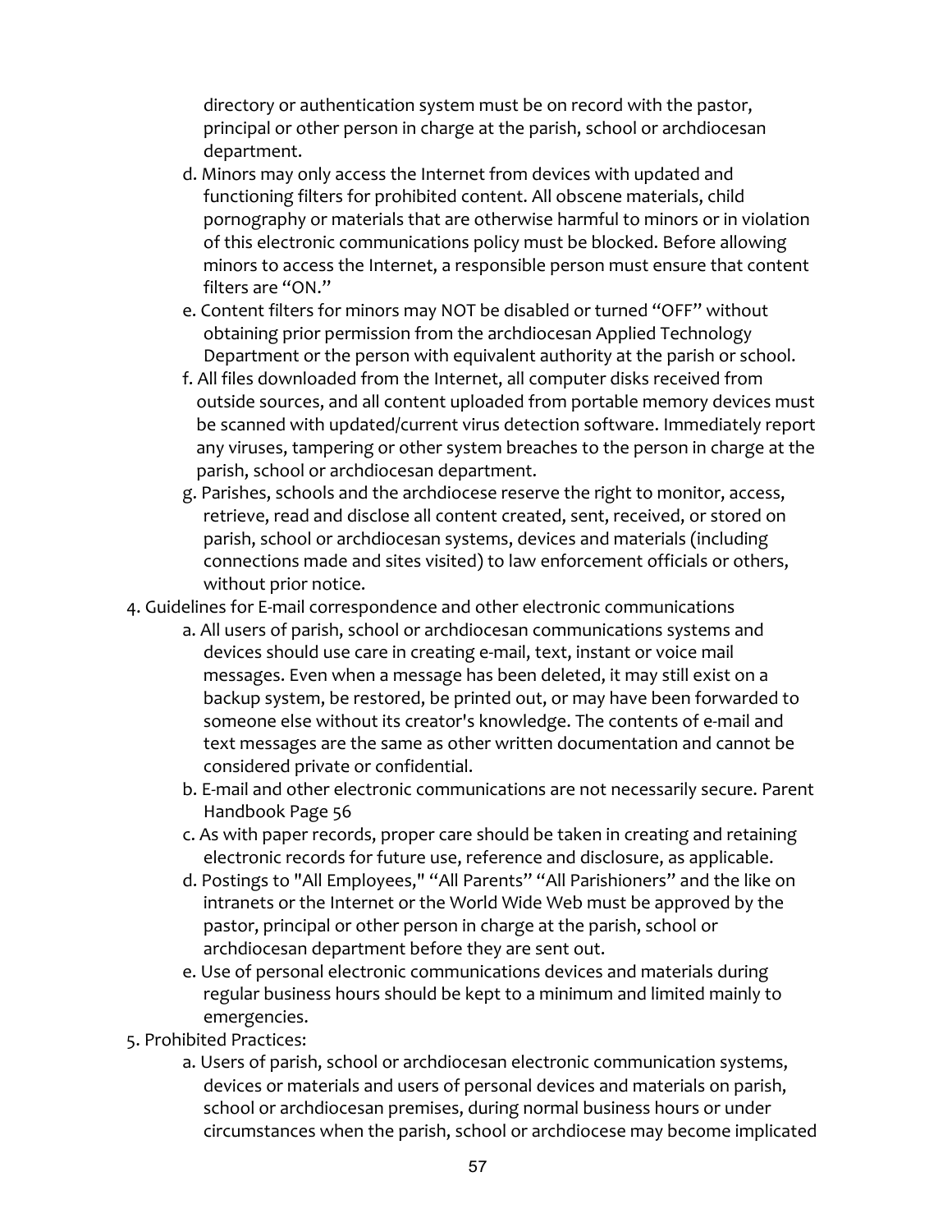directory or authentication system must be on record with the pastor, principal or other person in charge at the parish, school or archdiocesan department.

d. Minors may only access the Internet from devices with updated and functioning filters for prohibited content. All obscene materials, child pornography or materials that are otherwise harmful to minors or in violation of this electronic communications policy must be blocked. Before allowing minors to access the Internet, a responsible person must ensure that content filters are "ON."

e. Content filters for minors may NOT be disabled or turned "OFF" without obtaining prior permission from the archdiocesan Applied Technology Department or the person with equivalent authority at the parish or school.

f. All files downloaded from the Internet, all computer disks received from outside sources, and all content uploaded from portable memory devices must be scanned with updated/current virus detection software. Immediately report any viruses, tampering or other system breaches to the person in charge at the parish, school or archdiocesan department.

g. Parishes, schools and the archdiocese reserve the right to monitor, access, retrieve, read and disclose all content created, sent, received, or stored on parish, school or archdiocesan systems, devices and materials (including connections made and sites visited) to law enforcement officials or others, without prior notice.

4. Guidelines for E-mail correspondence and other electronic communications

   a. All users of parish, school or archdiocesan communications systems and devices should use care in creating e-mail, text, instant or voice mail messages. Even when a message has been deleted, it may still exist on a backup system, be restored, be printed out, or may have been forwarded to someone else without its creator's knowledge. The contents of e-mail and text messages are the same as other written documentation and cannot be considered private or confidential.

   b. E-mail and other electronic communications are not necessarily secure. Parent Handbook Page 56

   c. As with paper records, proper care should be taken in creating and retaining electronic records for future use, reference and disclosure, as applicable.

   d. Postings to "All Employees," "All Parents" "All Parishioners" and the like on intranets or the Internet or the World Wide Web must be approved by the pastor, principal or other person in charge at the parish, school or archdiocesan department before they are sent out.

   e. Use of personal electronic communications devices and materials during regular business hours should be kept to a minimum and limited mainly to emergencies.

5. Prohibited Practices:

   a. Users of parish, school or archdiocesan electronic communication systems, devices or materials and users of personal devices and materials on parish, school or archdiocesan premises, during normal business hours or under circumstances when the parish, school or archdiocese may become implicated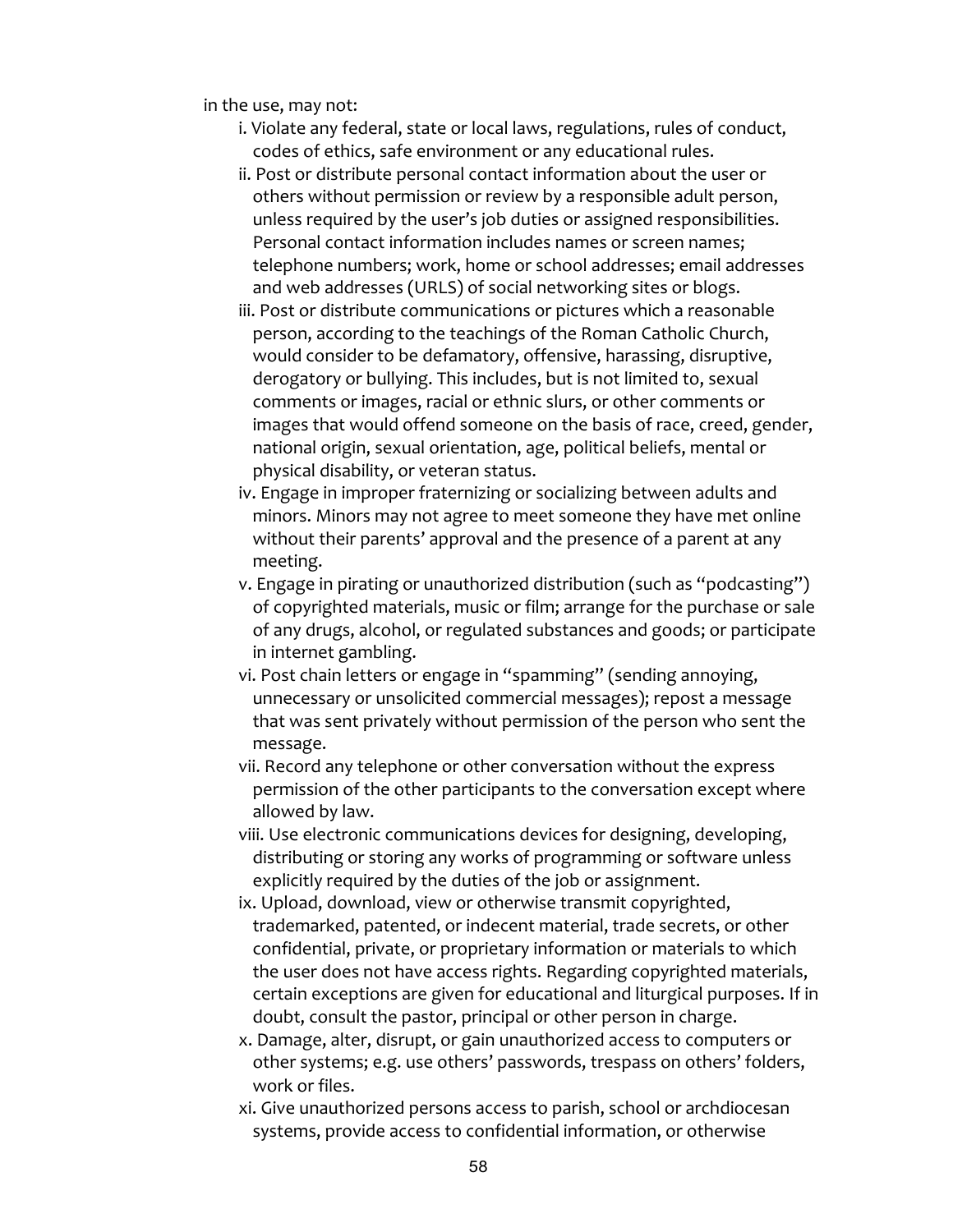in the use, may not:

i. Violate any federal, state or local laws, regulations, rules of conduct, codes of ethics, safe environment or any educational rules.

ii. Post or distribute personal contact information about the user or others without permission or review by a responsible adult person, unless required by the user's job duties or assigned responsibilities. Personal contact information includes names or screen names; telephone numbers; work, home or school addresses; email addresses and web addresses (URLS) of social networking sites or blogs.

iii. Post or distribute communications or pictures which a reasonable person, according to the teachings of the Roman Catholic Church, would consider to be defamatory, offensive, harassing, disruptive, derogatory or bullying. This includes, but is not limited to, sexual comments or images, racial or ethnic slurs, or other comments or images that would offend someone on the basis of race, creed, gender, national origin, sexual orientation, age, political beliefs, mental or physical disability, or veteran status.

iv. Engage in improper fraternizing or socializing between adults and minors. Minors may not agree to meet someone they have met online without their parents' approval and the presence of a parent at any meeting.

v. Engage in pirating or unauthorized distribution (such as "podcasting") of copyrighted materials, music or film; arrange for the purchase or sale of any drugs, alcohol, or regulated substances and goods; or participate in internet gambling.

vi. Post chain letters or engage in "spamming" (sending annoying, unnecessary or unsolicited commercial messages); repost a message that was sent privately without permission of the person who sent the message.

vii. Record any telephone or other conversation without the express permission of the other participants to the conversation except where allowed by law.

viii. Use electronic communications devices for designing, developing, distributing or storing any works of programming or software unless explicitly required by the duties of the job or assignment.

ix. Upload, download, view or otherwise transmit copyrighted, trademarked, patented, or indecent material, trade secrets, or other confidential, private, or proprietary information or materials to which the user does not have access rights. Regarding copyrighted materials, certain exceptions are given for educational and liturgical purposes. If in doubt, consult the pastor, principal or other person in charge.

x. Damage, alter, disrupt, or gain unauthorized access to computers or other systems; e.g. use others' passwords, trespass on others' folders, work or files.

xi. Give unauthorized persons access to parish, school or archdiocesan systems, provide access to confidential information, or otherwise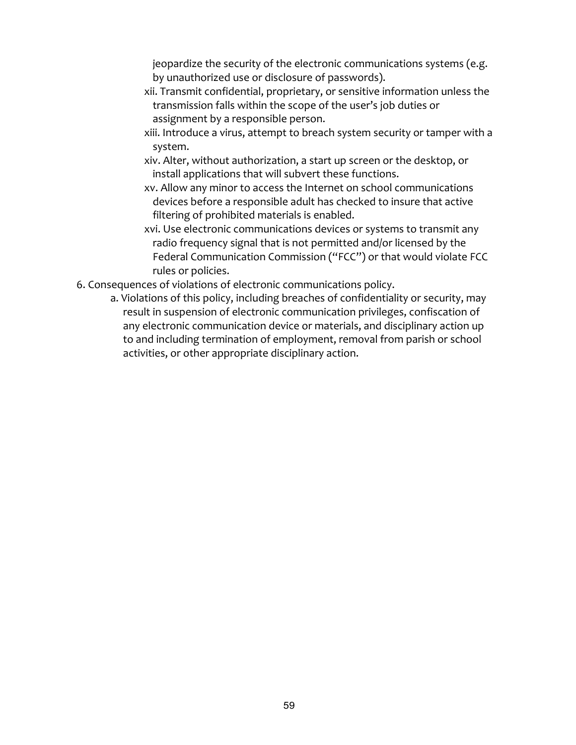jeopardize the security of the electronic communications systems (e.g. by unauthorized use or disclosure of passwords).

xii. Transmit confidential, proprietary, or sensitive information unless the transmission falls within the scope of the user's job duties or assignment by a responsible person.

xiii. Introduce a virus, attempt to breach system security or tamper with a system.

xiv. Alter, without authorization, a start up screen or the desktop, or install applications that will subvert these functions.

xv. Allow any minor to access the Internet on school communications devices before a responsible adult has checked to insure that active filtering of prohibited materials is enabled.

xvi. Use electronic communications devices or systems to transmit any radio frequency signal that is not permitted and/or licensed by the Federal Communication Commission ("FCC") or that would violate FCC rules or policies.

6. Consequences of violations of electronic communications policy.

   a. Violations of this policy, including breaches of confidentiality or security, may result in suspension of electronic communication privileges, confiscation of any electronic communication device or materials, and disciplinary action up to and including termination of employment, removal from parish or school activities, or other appropriate disciplinary action.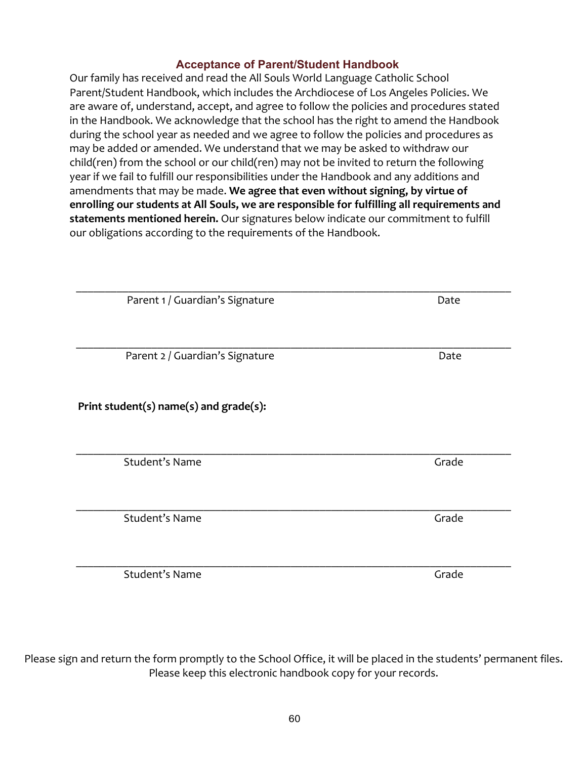## Acceptance of Parent/Student Handbook

Our family has received and read the All Souls World Language Catholic School Parent/Student Handbook, which includes the Archdiocese of Los Angeles Policies. We are aware of, understand, accept, and agree to follow the policies and procedures stated in the Handbook. We acknowledge that the school has the right to amend the Handbook during the school year as needed and we agree to follow the policies and procedures as may be added or amended. We understand that we may be asked to withdraw our child(ren) from the school or our child(ren) may not be invited to return the following year if we fail to fulfill our responsibilities under the Handbook and any additions and amendments that may be made. **We agree that even without signing, by virtue of enrolling our students at All Souls, we are responsible for fulfilling all requirements and statements mentioned herein.** Our signatures below indicate our commitment to fulfill our obligations according to the requirements of the Handbook.

_______________________________________________________________________________

Parent 1 / Guardian's Signature Date

_______________________________________________________________________________

Parent 2 / Guardian's Signature Date

**Print student(s) name(s) and grade(s):**

_______________________________________________________________________________

Student's Name Grade

_______________________________________________________________________________

Student's Name Grade

_______________________________________________________________________________

Student's Name Grade

Please sign and return the form promptly to the School Office, it will be placed in the students' permanent files. Please keep this electronic handbook copy for your records.